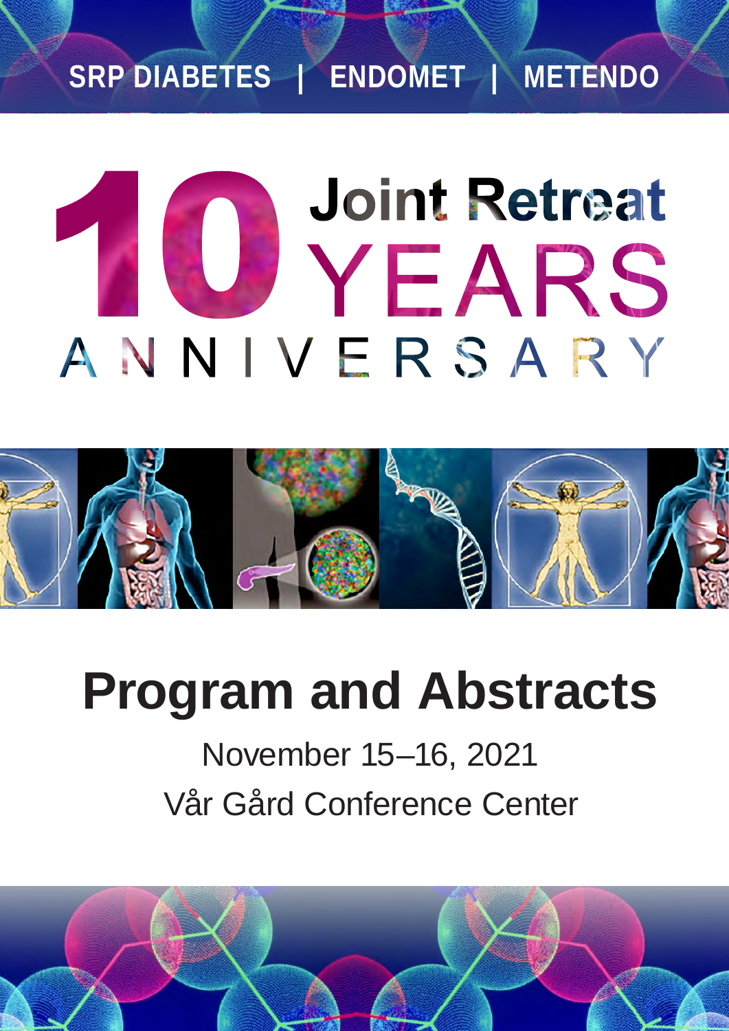SRP DIABETES | ENDOMET | METENDO

# 10 YEARS Joint Retreat ANNIVERSARY

# Program and Abstracts

November 15–16, 2021

Vår Gård Conference Center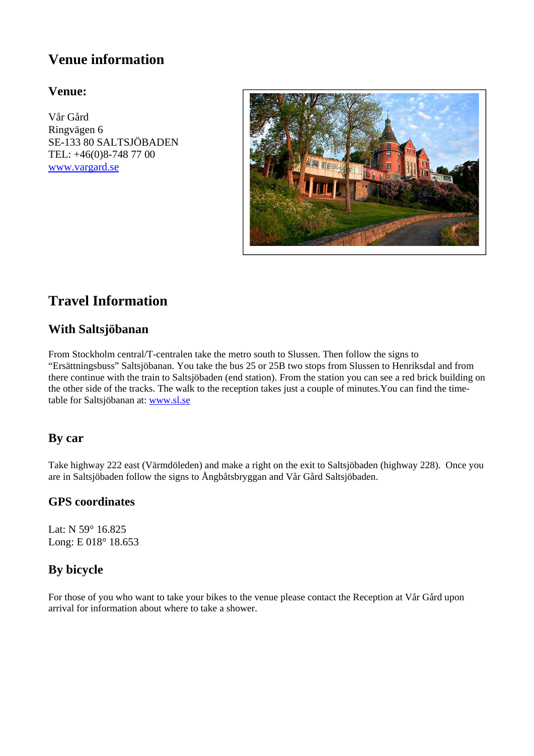# Venue information

## Venue:

Vår Gård  
Ringvägen 6  
SE-133 80 SALTSJÖBADEN  
TEL: +46(0)8-748 77 00  
[www.vargard.se](http://www.vargard.se)

# Travel Information

## With Saltsjöbanan

From Stockholm central/T-centralen take the metro south to Slussen. Then follow the signs to “Ersättningsbuss” Saltsjöbanan. You take the bus 25 or 25B two stops from Slussen to Henriksdal and from there continue with the train to Saltsjöbaden (end station). From the station you can see a red brick building on the other side of the tracks. The walk to the reception takes just a couple of minutes.You can find the time-table for Saltsjöbanan at: [www.sl.se](http://www.sl.se)

## By car

Take highway 222 east (Värmdöleden) and make a right on the exit to Saltsjöbaden (highway 228). Once you are in Saltsjöbaden follow the signs to Ångbåtsbryggan and Vår Gård Saltsjöbaden.

## GPS coordinates

Lat: N 59° 16.825  
Long: E 018° 18.653

## By bicycle

For those of you who want to take your bikes to the venue please contact the Reception at Vår Gård upon arrival for information about where to take a shower.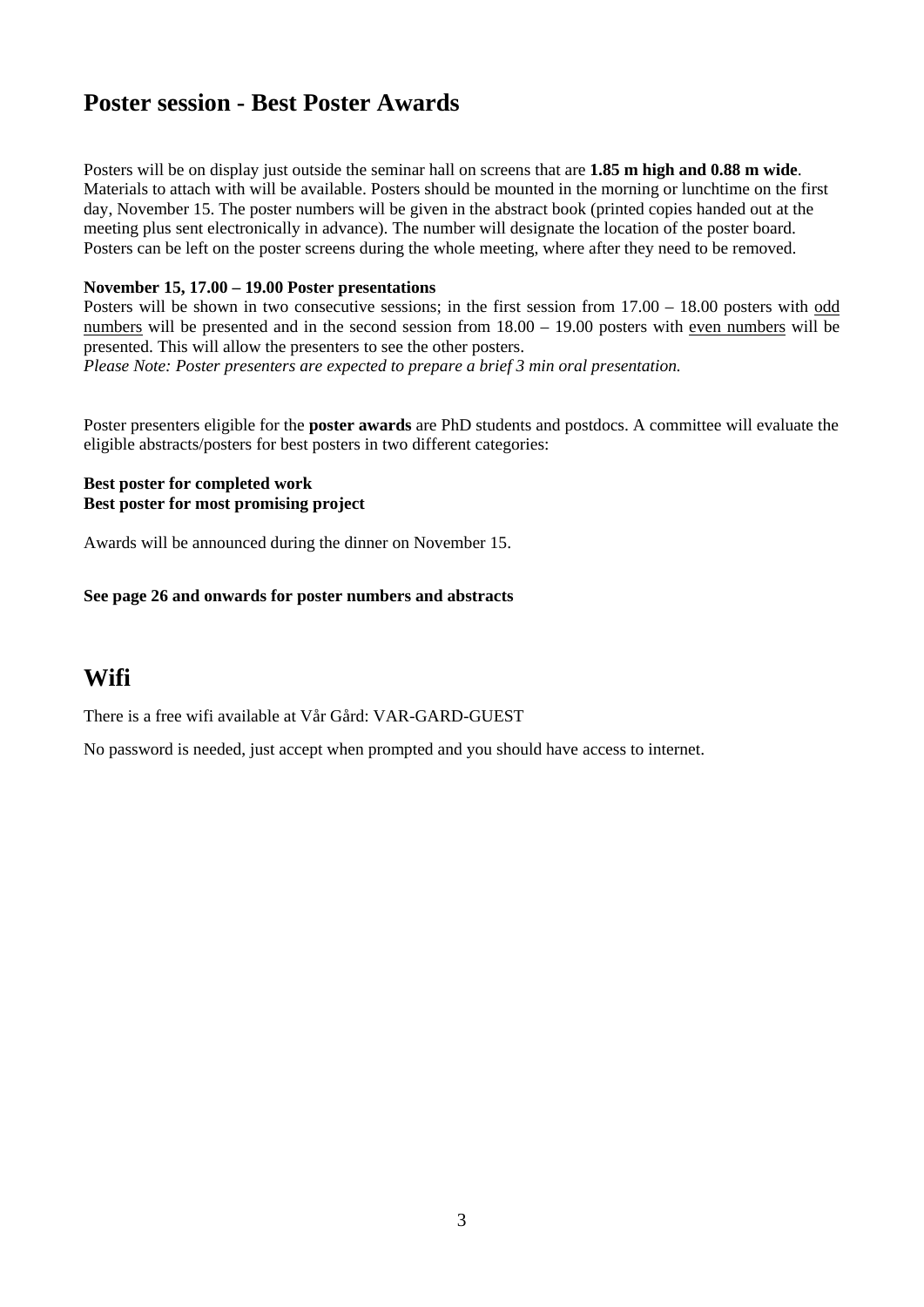## Poster session - Best Poster Awards

Posters will be on display just outside the seminar hall on screens that are **1.85 m high and 0.88 m wide**. Materials to attach with will be available. Posters should be mounted in the morning or lunchtime on the first day, November 15. The poster numbers will be given in the abstract book (printed copies handed out at the meeting plus sent electronically in advance). The number will designate the location of the poster board. Posters can be left on the poster screens during the whole meeting, where after they need to be removed.

**November 15, 17.00 – 19.00 Poster presentations**

Posters will be shown in two consecutive sessions; in the first session from 17.00 – 18.00 posters with odd numbers will be presented and in the second session from 18.00 – 19.00 posters with even numbers will be presented. This will allow the presenters to see the other posters.

*Please Note: Poster presenters are expected to prepare a brief 3 min oral presentation.*

Poster presenters eligible for the **poster awards** are PhD students and postdocs. A committee will evaluate the eligible abstracts/posters for best posters in two different categories:

**Best poster for completed work**
**Best poster for most promising project**

Awards will be announced during the dinner on November 15.

**See page 26 and onwards for poster numbers and abstracts**

## Wifi

There is a free wifi available at Vår Gård: VAR-GARD-GUEST

No password is needed, just accept when prompted and you should have access to internet.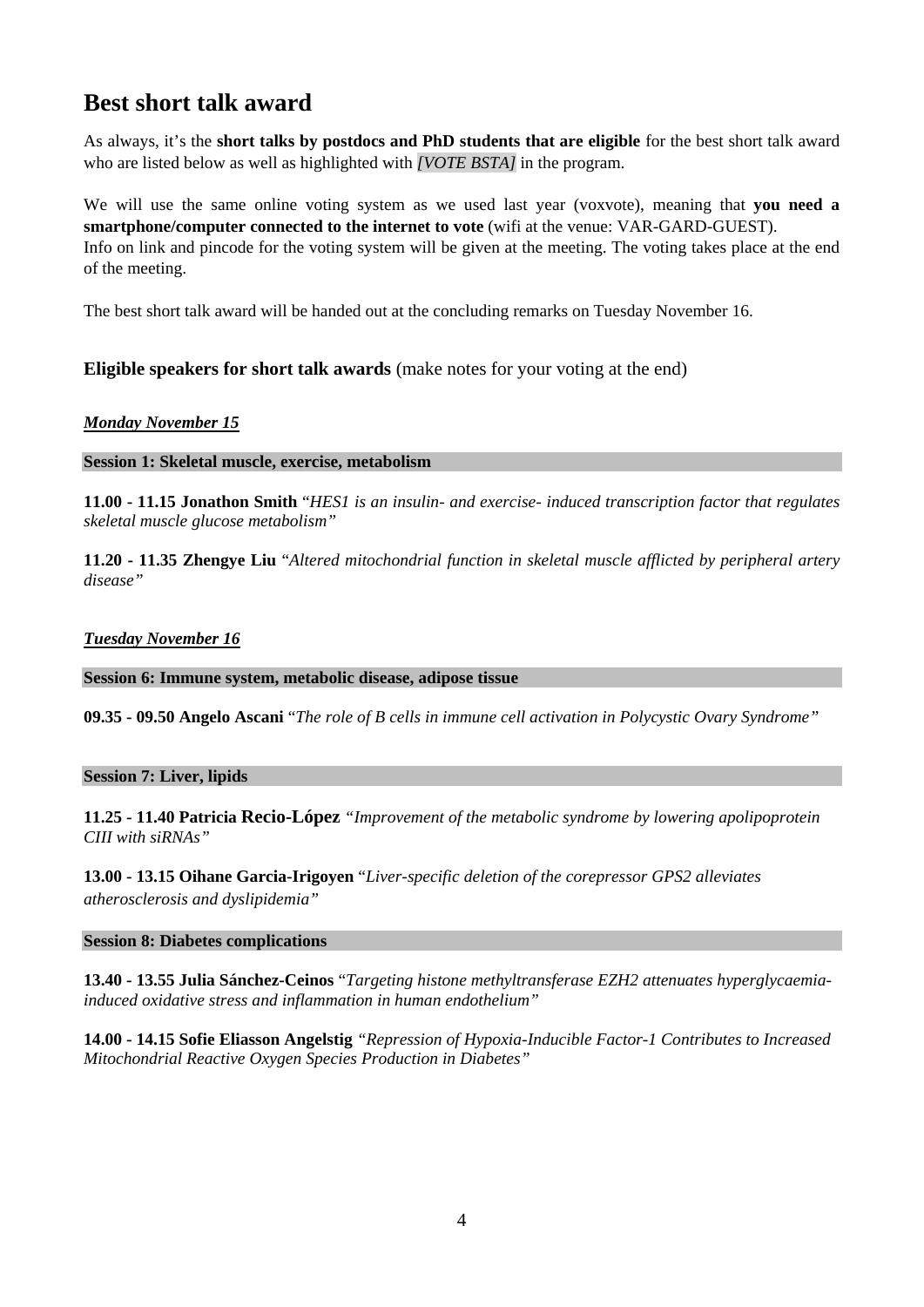## Best short talk award

As always, it's the **short talks by postdocs and PhD students that are eligible** for the best short talk award who are listed below as well as highlighted with *[VOTE BSTA]* in the program.

We will use the same online voting system as we used last year (voxvote), meaning that **you need a smartphone/computer connected to the internet to vote** (wifi at the venue: VAR-GARD-GUEST).
Info on link and pincode for the voting system will be given at the meeting. The voting takes place at the end of the meeting.

The best short talk award will be handed out at the concluding remarks on Tuesday November 16.

### **Eligible speakers for short talk awards** (make notes for your voting at the end)

***Monday November 15***

**Session 1: Skeletal muscle, exercise, metabolism**

**11.00 - 11.15 Jonathon Smith** "*HES1 is an insulin- and exercise- induced transcription factor that regulates skeletal muscle glucose metabolism"*

**11.20 - 11.35 Zhengye Liu** "*Altered mitochondrial function in skeletal muscle afflicted by peripheral artery disease"*

***Tuesday November 16***

**Session 6: Immune system, metabolic disease, adipose tissue**

**09.35 - 09.50 Angelo Ascani** "*The role of B cells in immune cell activation in Polycystic Ovary Syndrome"*

**Session 7: Liver, lipids**

**11.25 - 11.40 Patricia Recio-López** *"Improvement of the metabolic syndrome by lowering apolipoprotein CIII with siRNAs"*

**13.00 - 13.15 Oihane Garcia-Irigoyen** "*Liver-specific deletion of the corepressor GPS2 alleviates atherosclerosis and dyslipidemia"*

**Session 8: Diabetes complications**

**13.40 - 13.55 Julia Sánchez-Ceinos** "*Targeting histone methyltransferase EZH2 attenuates hyperglycaemia-induced oxidative stress and inflammation in human endothelium"*

**14.00 - 14.15 Sofie Eliasson Angelstig** *"Repression of Hypoxia-Inducible Factor-1 Contributes to Increased Mitochondrial Reactive Oxygen Species Production in Diabetes"*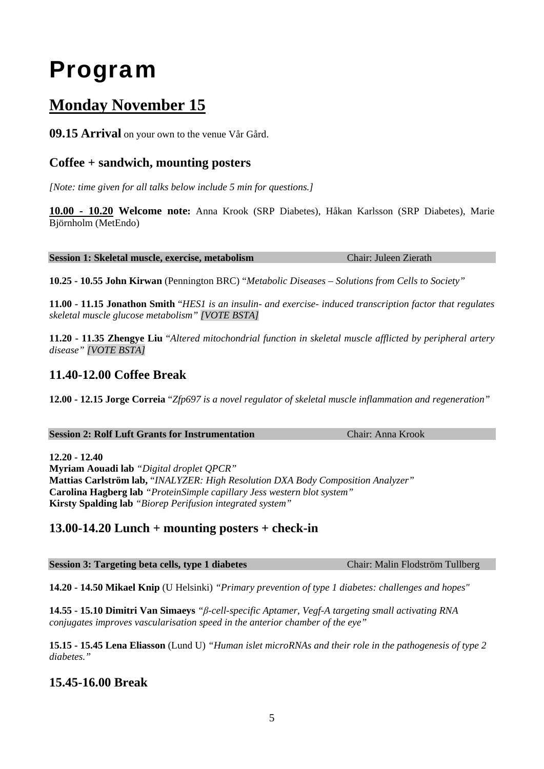# Program

## Monday November 15

**09.15 Arrival** on your own to the venue Vår Gård.

### Coffee + sandwich, mounting posters

*[Note: time given for all talks below include 5 min for questions.]*

**10.00 - 10.20 Welcome note:** Anna Krook (SRP Diabetes), Håkan Karlsson (SRP Diabetes), Marie Björnholm (MetEndo)

**Session 1: Skeletal muscle, exercise, metabolism** Chair: Juleen Zierath

**10.25 - 10.55 John Kirwan** (Pennington BRC) "*Metabolic Diseases – Solutions from Cells to Society"*

**11.00 - 11.15 Jonathon Smith** "*HES1 is an insulin- and exercise- induced transcription factor that regulates skeletal muscle glucose metabolism" [VOTE BSTA]*

**11.20 - 11.35 Zhengye Liu** "*Altered mitochondrial function in skeletal muscle afflicted by peripheral artery disease" [VOTE BSTA]*

### 11.40-12.00 Coffee Break

**12.00 - 12.15 Jorge Correia** "*Zfp697 is a novel regulator of skeletal muscle inflammation and regeneration"*

**Session 2: Rolf Luft Grants for Instrumentation** Chair: Anna Krook

**12.20 - 12.40**
**Myriam Aouadi lab** *"Digital droplet QPCR"*
**Mattias Carlström lab,** "*INALYZER: High Resolution DXA Body Composition Analyzer"*
**Carolina Hagberg lab** *"ProteinSimple capillary Jess western blot system"*
**Kirsty Spalding lab** *"Biorep Perifusion integrated system"*

### 13.00-14.20 Lunch + mounting posters + check-in

**Session 3: Targeting beta cells, type 1 diabetes** Chair: Malin Flodström Tullberg

**14.20 - 14.50 Mikael Knip** (U Helsinki) *"Primary prevention of type 1 diabetes: challenges and hopes"*

**14.55 - 15.10 Dimitri Van Simaeys** *"β-cell-specific Aptamer, Vegf-A targeting small activating RNA conjugates improves vascularisation speed in the anterior chamber of the eye"*

**15.15 - 15.45 Lena Eliasson** (Lund U) *"Human islet microRNAs and their role in the pathogenesis of type 2 diabetes."*

### 15.45-16.00 Break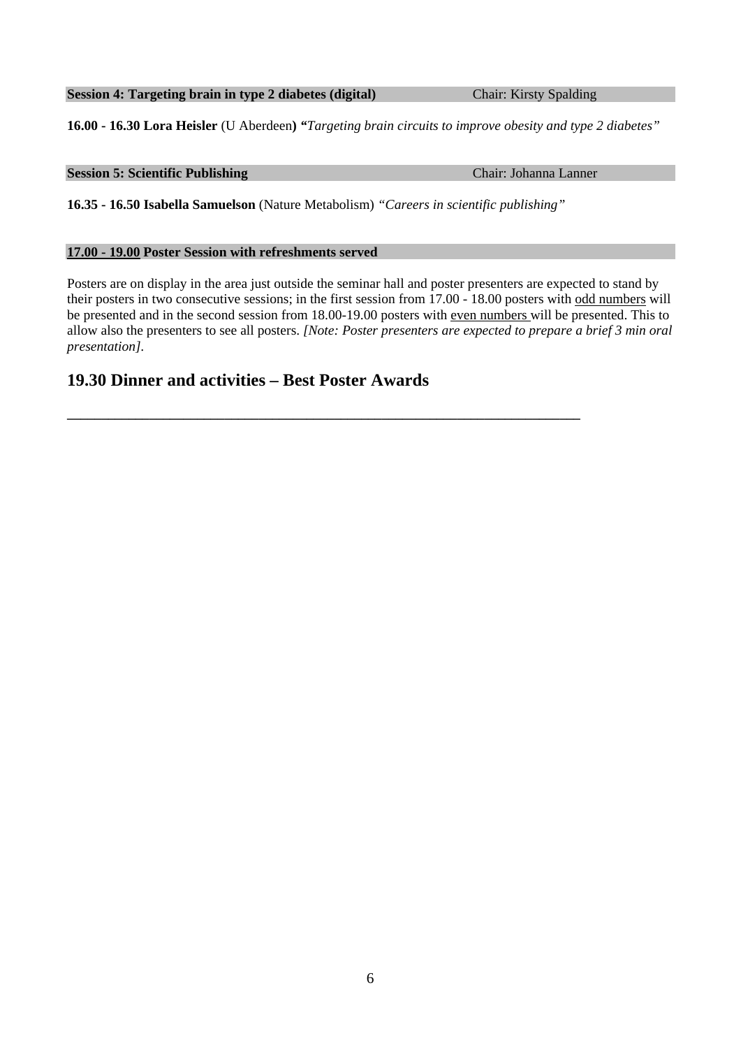**Session 4: Targeting brain in type 2 diabetes (digital)** Chair: Kirsty Spalding

**16.00 - 16.30 Lora Heisler** (U Aberdeen**)** **"***Targeting brain circuits to improve obesity and type 2 diabetes"*

**Session 5: Scientific Publishing** Chair: Johanna Lanner

**16.35 - 16.50 Isabella Samuelson** (Nature Metabolism) *"Careers in scientific publishing"*

**17.00 - 19.00 Poster Session with refreshments served**

Posters are on display in the area just outside the seminar hall and poster presenters are expected to stand by their posters in two consecutive sessions; in the first session from 17.00 - 18.00 posters with odd numbers will be presented and in the second session from 18.00-19.00 posters with even numbers will be presented. This to allow also the presenters to see all posters. *[Note: Poster presenters are expected to prepare a brief 3 min oral presentation]*.

## 19.30 Dinner and activities – Best Poster Awards

---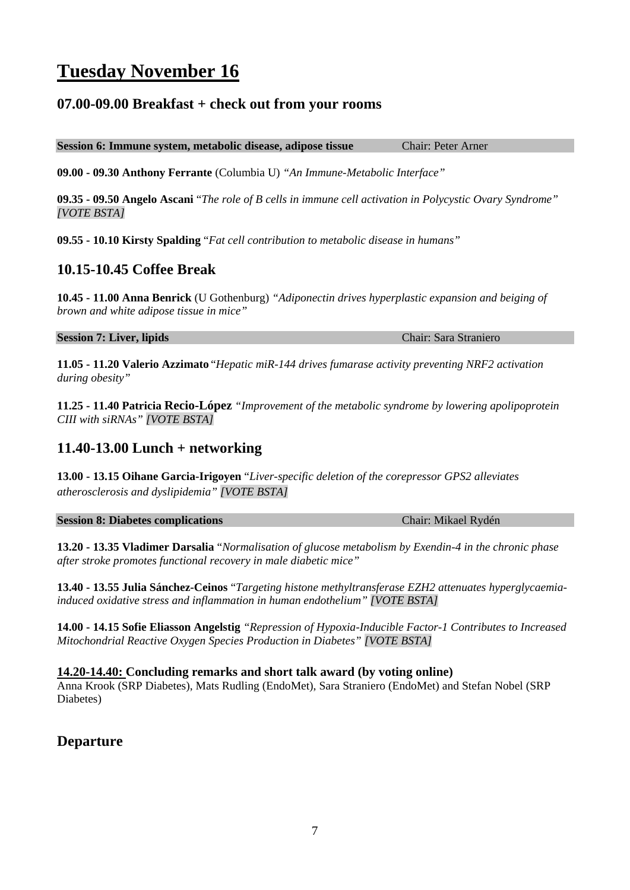# Tuesday November 16

## 07.00-09.00 Breakfast + check out from your rooms

**Session 6: Immune system, metabolic disease, adipose tissue** Chair: Peter Arner

**09.00 - 09.30 Anthony Ferrante** (Columbia U) *"An Immune-Metabolic Interface"*

**09.35 - 09.50 Angelo Ascani** "*The role of B cells in immune cell activation in Polycystic Ovary Syndrome" [VOTE BSTA]*

**09.55 - 10.10 Kirsty Spalding** "*Fat cell contribution to metabolic disease in humans"*

## 10.15-10.45 Coffee Break

**10.45 - 11.00 Anna Benrick** (U Gothenburg) *"Adiponectin drives hyperplastic expansion and beiging of brown and white adipose tissue in mice"*

**Session 7: Liver, lipids** Chair: Sara Straniero

**11.05 - 11.20 Valerio Azzimato** "*Hepatic miR-144 drives fumarase activity preventing NRF2 activation during obesity"*

**11.25 - 11.40 Patricia Recio-López** *"Improvement of the metabolic syndrome by lowering apolipoprotein CIII with siRNAs" [VOTE BSTA]*

## 11.40-13.00 Lunch + networking

**13.00 - 13.15 Oihane Garcia-Irigoyen** "*Liver-specific deletion of the corepressor GPS2 alleviates atherosclerosis and dyslipidemia" [VOTE BSTA]*

**Session 8: Diabetes complications** Chair: Mikael Rydén

**13.20 - 13.35 Vladimer Darsalia** "*Normalisation of glucose metabolism by Exendin-4 in the chronic phase after stroke promotes functional recovery in male diabetic mice"*

**13.40 - 13.55 Julia Sánchez-Ceinos** "*Targeting histone methyltransferase EZH2 attenuates hyperglycaemia-induced oxidative stress and inflammation in human endothelium" [VOTE BSTA]*

**14.00 - 14.15 Sofie Eliasson Angelstig** *"Repression of Hypoxia-Inducible Factor-1 Contributes to Increased Mitochondrial Reactive Oxygen Species Production in Diabetes" [VOTE BSTA]*

**14.20-14.40: Concluding remarks and short talk award (by voting online)**
Anna Krook (SRP Diabetes), Mats Rudling (EndoMet), Sara Straniero (EndoMet) and Stefan Nobel (SRP Diabetes)

## Departure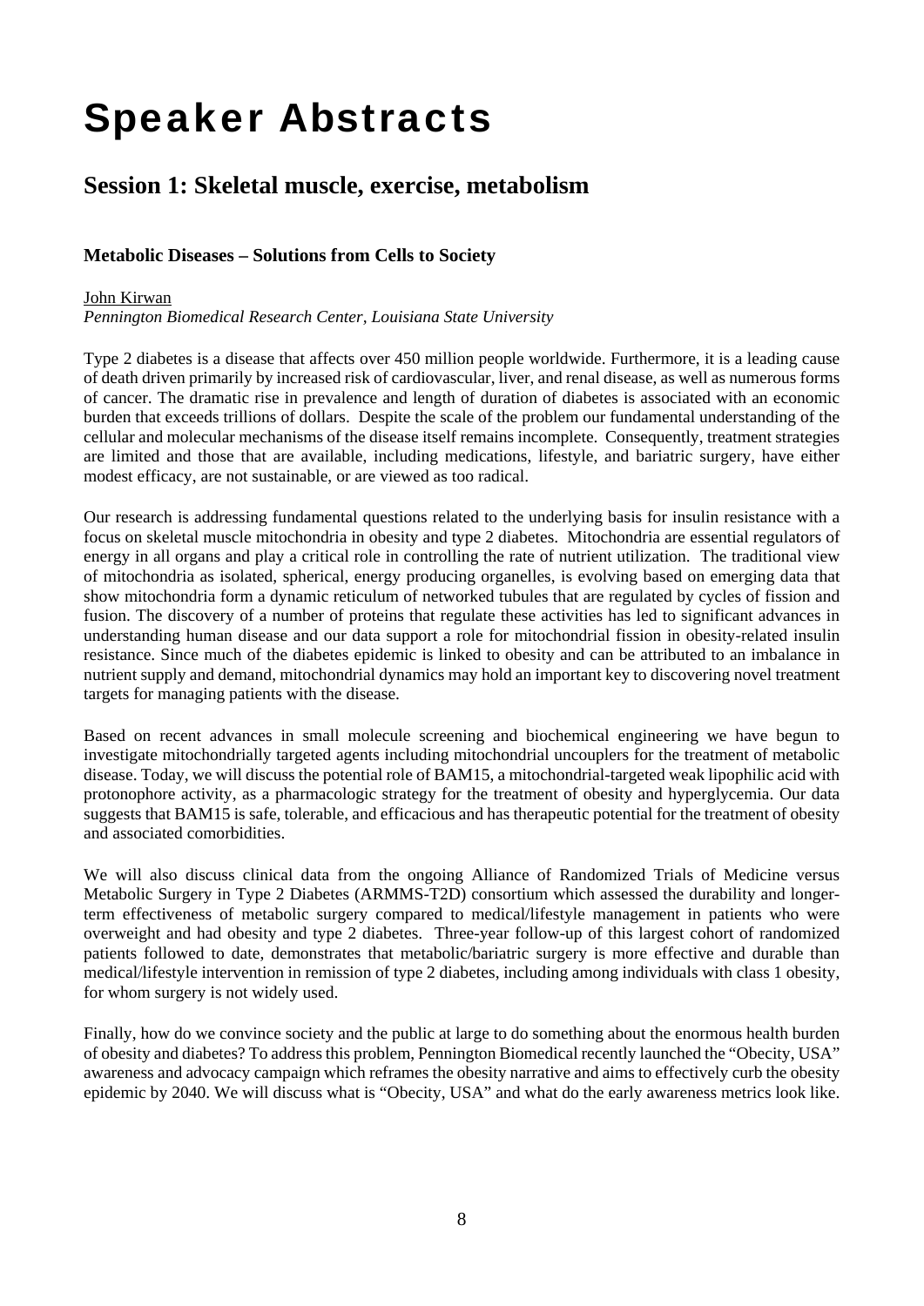# Speaker Abstracts

## Session 1: Skeletal muscle, exercise, metabolism

### Metabolic Diseases – Solutions from Cells to Society

John Kirwan
*Pennington Biomedical Research Center, Louisiana State University*

Type 2 diabetes is a disease that affects over 450 million people worldwide. Furthermore, it is a leading cause of death driven primarily by increased risk of cardiovascular, liver, and renal disease, as well as numerous forms of cancer. The dramatic rise in prevalence and length of duration of diabetes is associated with an economic burden that exceeds trillions of dollars. Despite the scale of the problem our fundamental understanding of the cellular and molecular mechanisms of the disease itself remains incomplete. Consequently, treatment strategies are limited and those that are available, including medications, lifestyle, and bariatric surgery, have either modest efficacy, are not sustainable, or are viewed as too radical.

Our research is addressing fundamental questions related to the underlying basis for insulin resistance with a focus on skeletal muscle mitochondria in obesity and type 2 diabetes. Mitochondria are essential regulators of energy in all organs and play a critical role in controlling the rate of nutrient utilization. The traditional view of mitochondria as isolated, spherical, energy producing organelles, is evolving based on emerging data that show mitochondria form a dynamic reticulum of networked tubules that are regulated by cycles of fission and fusion. The discovery of a number of proteins that regulate these activities has led to significant advances in understanding human disease and our data support a role for mitochondrial fission in obesity-related insulin resistance. Since much of the diabetes epidemic is linked to obesity and can be attributed to an imbalance in nutrient supply and demand, mitochondrial dynamics may hold an important key to discovering novel treatment targets for managing patients with the disease.

Based on recent advances in small molecule screening and biochemical engineering we have begun to investigate mitochondrially targeted agents including mitochondrial uncouplers for the treatment of metabolic disease. Today, we will discuss the potential role of BAM15, a mitochondrial-targeted weak lipophilic acid with protonophore activity, as a pharmacologic strategy for the treatment of obesity and hyperglycemia. Our data suggests that BAM15 is safe, tolerable, and efficacious and has therapeutic potential for the treatment of obesity and associated comorbidities.

We will also discuss clinical data from the ongoing Alliance of Randomized Trials of Medicine versus Metabolic Surgery in Type 2 Diabetes (ARMMS-T2D) consortium which assessed the durability and longer-term effectiveness of metabolic surgery compared to medical/lifestyle management in patients who were overweight and had obesity and type 2 diabetes. Three-year follow-up of this largest cohort of randomized patients followed to date, demonstrates that metabolic/bariatric surgery is more effective and durable than medical/lifestyle intervention in remission of type 2 diabetes, including among individuals with class 1 obesity, for whom surgery is not widely used.

Finally, how do we convince society and the public at large to do something about the enormous health burden of obesity and diabetes? To address this problem, Pennington Biomedical recently launched the "Obecity, USA" awareness and advocacy campaign which reframes the obesity narrative and aims to effectively curb the obesity epidemic by 2040. We will discuss what is "Obecity, USA" and what do the early awareness metrics look like.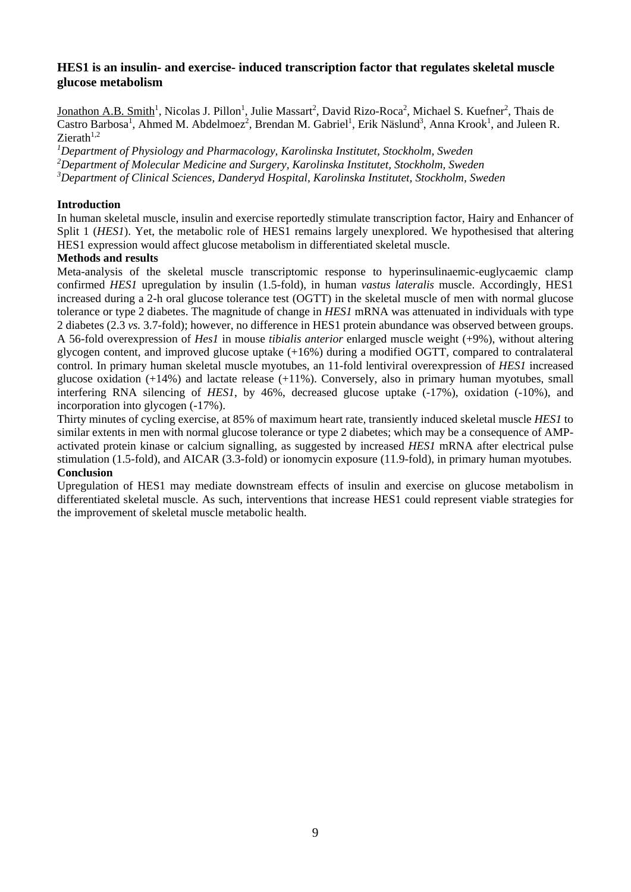## HES1 is an insulin- and exercise- induced transcription factor that regulates skeletal muscle glucose metabolism

Jonathon A.B. Smith[1], Nicolas J. Pillon[1], Julie Massart[2], David Rizo-Roca[2], Michael S. Kuefner[2], Thais de Castro Barbosa[1], Ahmed M. Abdelmoez[2], Brendan M. Gabriel[1], Erik Näslund[3], Anna Krook[1], and Juleen R. Zierath[1,2]

*[1]Department of Physiology and Pharmacology, Karolinska Institutet, Stockholm, Sweden*
*[2]Department of Molecular Medicine and Surgery, Karolinska Institutet, Stockholm, Sweden*
*[3]Department of Clinical Sciences, Danderyd Hospital, Karolinska Institutet, Stockholm, Sweden*

**Introduction**

In human skeletal muscle, insulin and exercise reportedly stimulate transcription factor, Hairy and Enhancer of Split 1 (*HES1*). Yet, the metabolic role of HES1 remains largely unexplored. We hypothesised that altering HES1 expression would affect glucose metabolism in differentiated skeletal muscle.

**Methods and results**

Meta-analysis of the skeletal muscle transcriptomic response to hyperinsulinaemic-euglycaemic clamp confirmed *HES1* upregulation by insulin (1.5-fold), in human *vastus lateralis* muscle. Accordingly, HES1 increased during a 2-h oral glucose tolerance test (OGTT) in the skeletal muscle of men with normal glucose tolerance or type 2 diabetes. The magnitude of change in *HES1* mRNA was attenuated in individuals with type 2 diabetes (2.3 *vs.* 3.7-fold); however, no difference in HES1 protein abundance was observed between groups. A 56-fold overexpression of *Hes1* in mouse *tibialis anterior* enlarged muscle weight (+9%), without altering glycogen content, and improved glucose uptake (+16%) during a modified OGTT, compared to contralateral control. In primary human skeletal muscle myotubes, an 11-fold lentiviral overexpression of *HES1* increased glucose oxidation (+14%) and lactate release (+11%). Conversely, also in primary human myotubes, small interfering RNA silencing of *HES1*, by 46%, decreased glucose uptake (-17%), oxidation (-10%), and incorporation into glycogen (-17%).

Thirty minutes of cycling exercise, at 85% of maximum heart rate, transiently induced skeletal muscle *HES1* to similar extents in men with normal glucose tolerance or type 2 diabetes; which may be a consequence of AMP-activated protein kinase or calcium signalling, as suggested by increased *HES1* mRNA after electrical pulse stimulation (1.5-fold), and AICAR (3.3-fold) or ionomycin exposure (11.9-fold), in primary human myotubes.

**Conclusion**

Upregulation of HES1 may mediate downstream effects of insulin and exercise on glucose metabolism in differentiated skeletal muscle. As such, interventions that increase HES1 could represent viable strategies for the improvement of skeletal muscle metabolic health.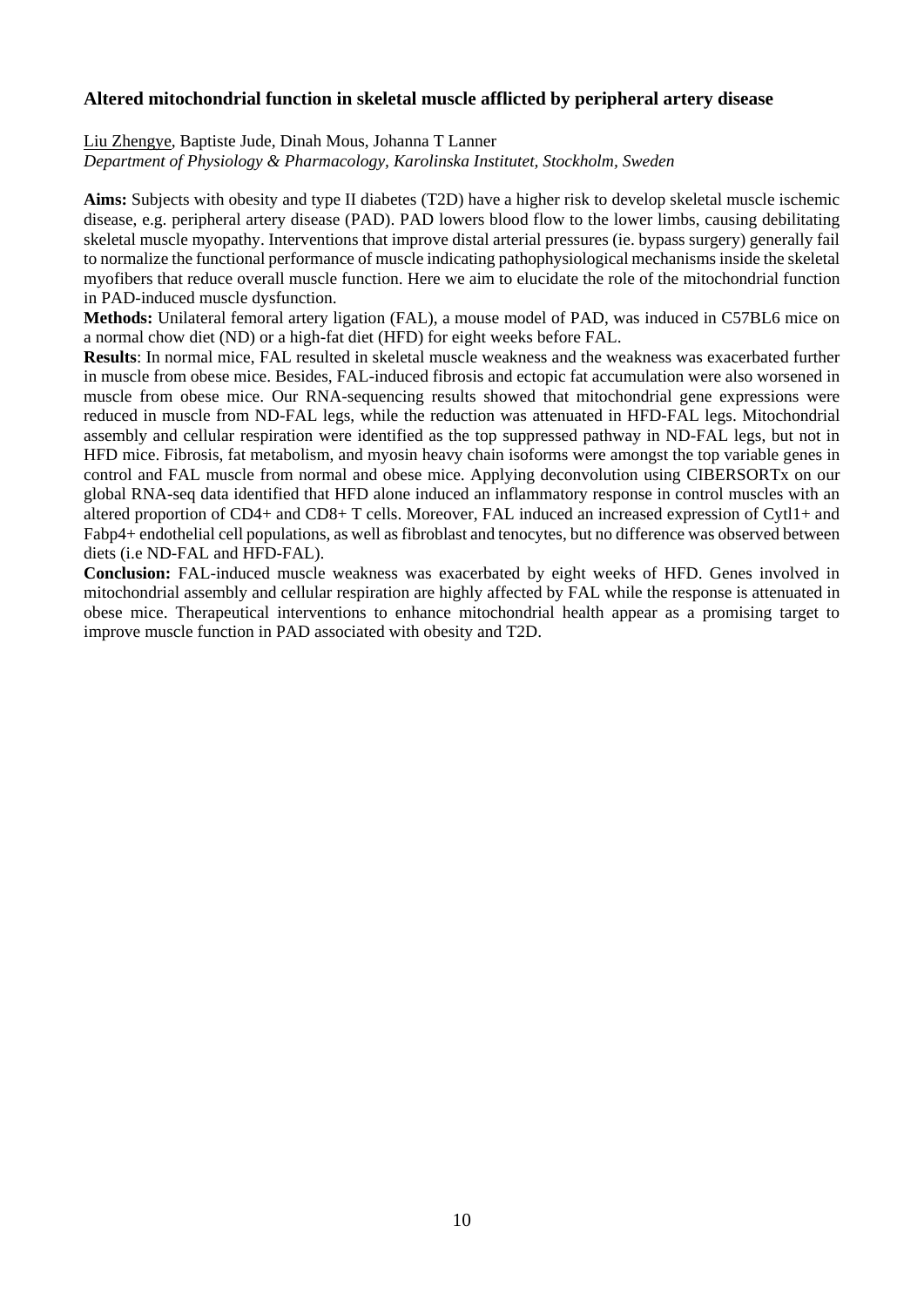### Altered mitochondrial function in skeletal muscle afflicted by peripheral artery disease

Liu Zhengye, Baptiste Jude, Dinah Mous, Johanna T Lanner

*Department of Physiology & Pharmacology, Karolinska Institutet, Stockholm, Sweden*

**Aims:** Subjects with obesity and type II diabetes (T2D) have a higher risk to develop skeletal muscle ischemic disease, e.g. peripheral artery disease (PAD). PAD lowers blood flow to the lower limbs, causing debilitating skeletal muscle myopathy. Interventions that improve distal arterial pressures (ie. bypass surgery) generally fail to normalize the functional performance of muscle indicating pathophysiological mechanisms inside the skeletal myofibers that reduce overall muscle function. Here we aim to elucidate the role of the mitochondrial function in PAD-induced muscle dysfunction.

**Methods:** Unilateral femoral artery ligation (FAL), a mouse model of PAD, was induced in C57BL6 mice on a normal chow diet (ND) or a high-fat diet (HFD) for eight weeks before FAL.

**Results**: In normal mice, FAL resulted in skeletal muscle weakness and the weakness was exacerbated further in muscle from obese mice. Besides, FAL-induced fibrosis and ectopic fat accumulation were also worsened in muscle from obese mice. Our RNA-sequencing results showed that mitochondrial gene expressions were reduced in muscle from ND-FAL legs, while the reduction was attenuated in HFD-FAL legs. Mitochondrial assembly and cellular respiration were identified as the top suppressed pathway in ND-FAL legs, but not in HFD mice. Fibrosis, fat metabolism, and myosin heavy chain isoforms were amongst the top variable genes in control and FAL muscle from normal and obese mice. Applying deconvolution using CIBERSORTx on our global RNA-seq data identified that HFD alone induced an inflammatory response in control muscles with an altered proportion of CD4+ and CD8+ T cells. Moreover, FAL induced an increased expression of Cytl1+ and Fabp4+ endothelial cell populations, as well as fibroblast and tenocytes, but no difference was observed between diets (i.e ND-FAL and HFD-FAL).

**Conclusion:** FAL-induced muscle weakness was exacerbated by eight weeks of HFD. Genes involved in mitochondrial assembly and cellular respiration are highly affected by FAL while the response is attenuated in obese mice. Therapeutical interventions to enhance mitochondrial health appear as a promising target to improve muscle function in PAD associated with obesity and T2D.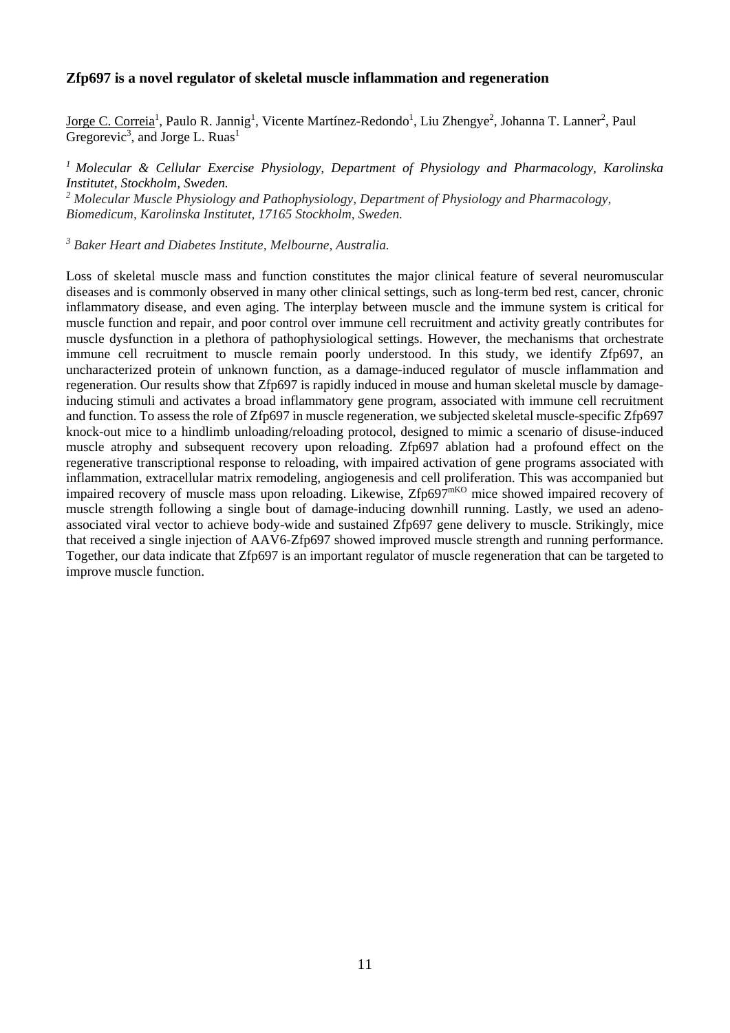**Zfp697 is a novel regulator of skeletal muscle inflammation and regeneration**

Jorge C. Correia[1], Paulo R. Jannig[1], Vicente Martínez-Redondo[1], Liu Zhengye[2], Johanna T. Lanner[2], Paul Gregorevic[3], and Jorge L. Ruas[1]

*[1] Molecular & Cellular Exercise Physiology, Department of Physiology and Pharmacology, Karolinska Institutet, Stockholm, Sweden.*
*[2] Molecular Muscle Physiology and Pathophysiology, Department of Physiology and Pharmacology, Biomedicum, Karolinska Institutet, 17165 Stockholm, Sweden.*

*[3] Baker Heart and Diabetes Institute, Melbourne, Australia.*

Loss of skeletal muscle mass and function constitutes the major clinical feature of several neuromuscular diseases and is commonly observed in many other clinical settings, such as long-term bed rest, cancer, chronic inflammatory disease, and even aging. The interplay between muscle and the immune system is critical for muscle function and repair, and poor control over immune cell recruitment and activity greatly contributes for muscle dysfunction in a plethora of pathophysiological settings. However, the mechanisms that orchestrate immune cell recruitment to muscle remain poorly understood. In this study, we identify Zfp697, an uncharacterized protein of unknown function, as a damage-induced regulator of muscle inflammation and regeneration. Our results show that Zfp697 is rapidly induced in mouse and human skeletal muscle by damage-inducing stimuli and activates a broad inflammatory gene program, associated with immune cell recruitment and function. To assess the role of Zfp697 in muscle regeneration, we subjected skeletal muscle-specific Zfp697 knock-out mice to a hindlimb unloading/reloading protocol, designed to mimic a scenario of disuse-induced muscle atrophy and subsequent recovery upon reloading. Zfp697 ablation had a profound effect on the regenerative transcriptional response to reloading, with impaired activation of gene programs associated with inflammation, extracellular matrix remodeling, angiogenesis and cell proliferation. This was accompanied but impaired recovery of muscle mass upon reloading. Likewise, Zfp697$^{mKO}$ mice showed impaired recovery of muscle strength following a single bout of damage-inducing downhill running. Lastly, we used an adeno-associated viral vector to achieve body-wide and sustained Zfp697 gene delivery to muscle. Strikingly, mice that received a single injection of AAV6-Zfp697 showed improved muscle strength and running performance. Together, our data indicate that Zfp697 is an important regulator of muscle regeneration that can be targeted to improve muscle function.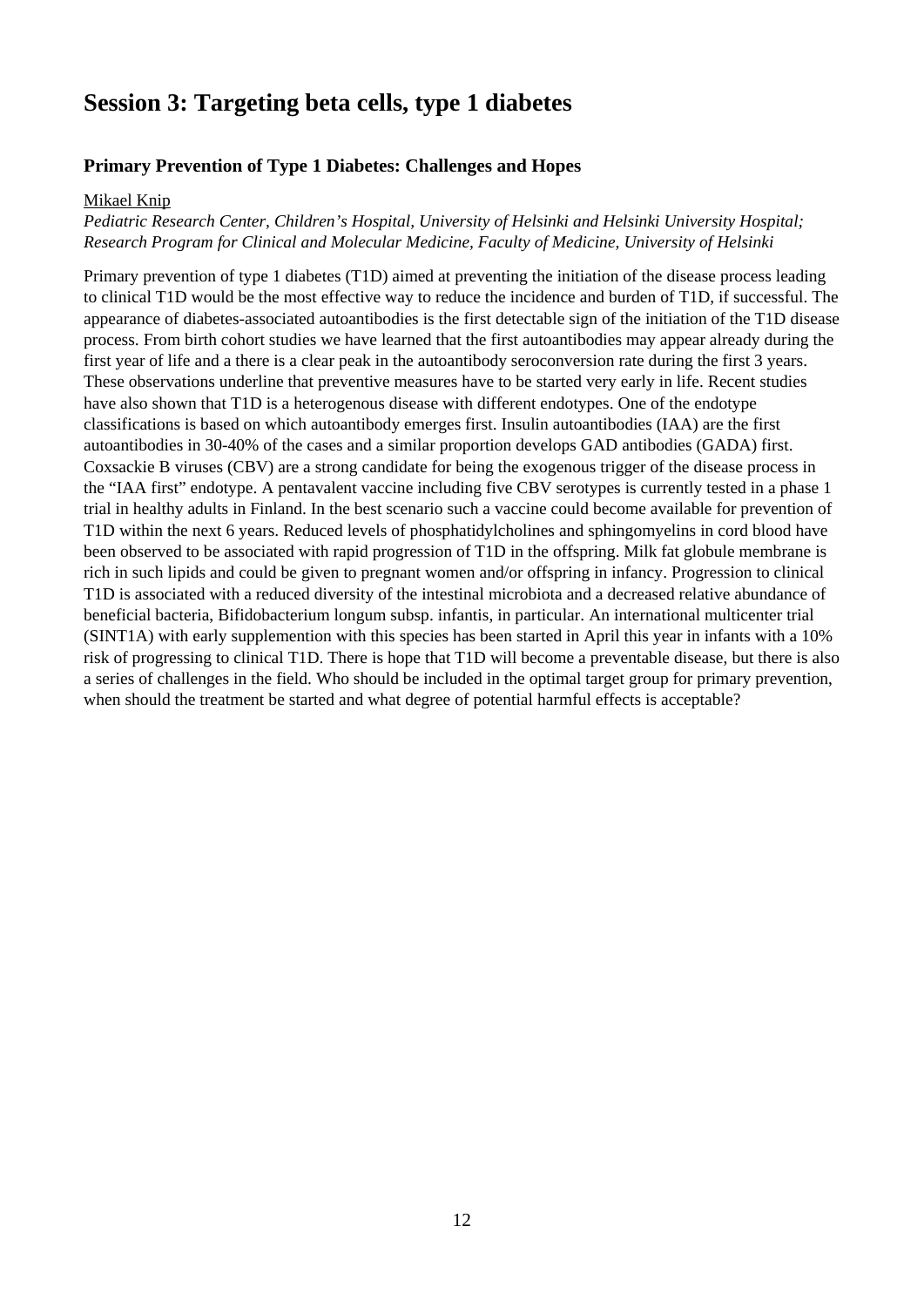# Session 3: Targeting beta cells, type 1 diabetes

## Primary Prevention of Type 1 Diabetes: Challenges and Hopes

Mikael Knip

*Pediatric Research Center, Children's Hospital, University of Helsinki and Helsinki University Hospital; Research Program for Clinical and Molecular Medicine, Faculty of Medicine, University of Helsinki*

Primary prevention of type 1 diabetes (T1D) aimed at preventing the initiation of the disease process leading to clinical T1D would be the most effective way to reduce the incidence and burden of T1D, if successful. The appearance of diabetes-associated autoantibodies is the first detectable sign of the initiation of the T1D disease process. From birth cohort studies we have learned that the first autoantibodies may appear already during the first year of life and a there is a clear peak in the autoantibody seroconversion rate during the first 3 years. These observations underline that preventive measures have to be started very early in life. Recent studies have also shown that T1D is a heterogenous disease with different endotypes. One of the endotype classifications is based on which autoantibody emerges first. Insulin autoantibodies (IAA) are the first autoantibodies in 30-40% of the cases and a similar proportion develops GAD antibodies (GADA) first. Coxsackie B viruses (CBV) are a strong candidate for being the exogenous trigger of the disease process in the "IAA first" endotype. A pentavalent vaccine including five CBV serotypes is currently tested in a phase 1 trial in healthy adults in Finland. In the best scenario such a vaccine could become available for prevention of T1D within the next 6 years. Reduced levels of phosphatidylcholines and sphingomyelins in cord blood have been observed to be associated with rapid progression of T1D in the offspring. Milk fat globule membrane is rich in such lipids and could be given to pregnant women and/or offspring in infancy. Progression to clinical T1D is associated with a reduced diversity of the intestinal microbiota and a decreased relative abundance of beneficial bacteria, Bifidobacterium longum subsp. infantis, in particular. An international multicenter trial (SINT1A) with early supplemention with this species has been started in April this year in infants with a 10% risk of progressing to clinical T1D. There is hope that T1D will become a preventable disease, but there is also a series of challenges in the field. Who should be included in the optimal target group for primary prevention, when should the treatment be started and what degree of potential harmful effects is acceptable?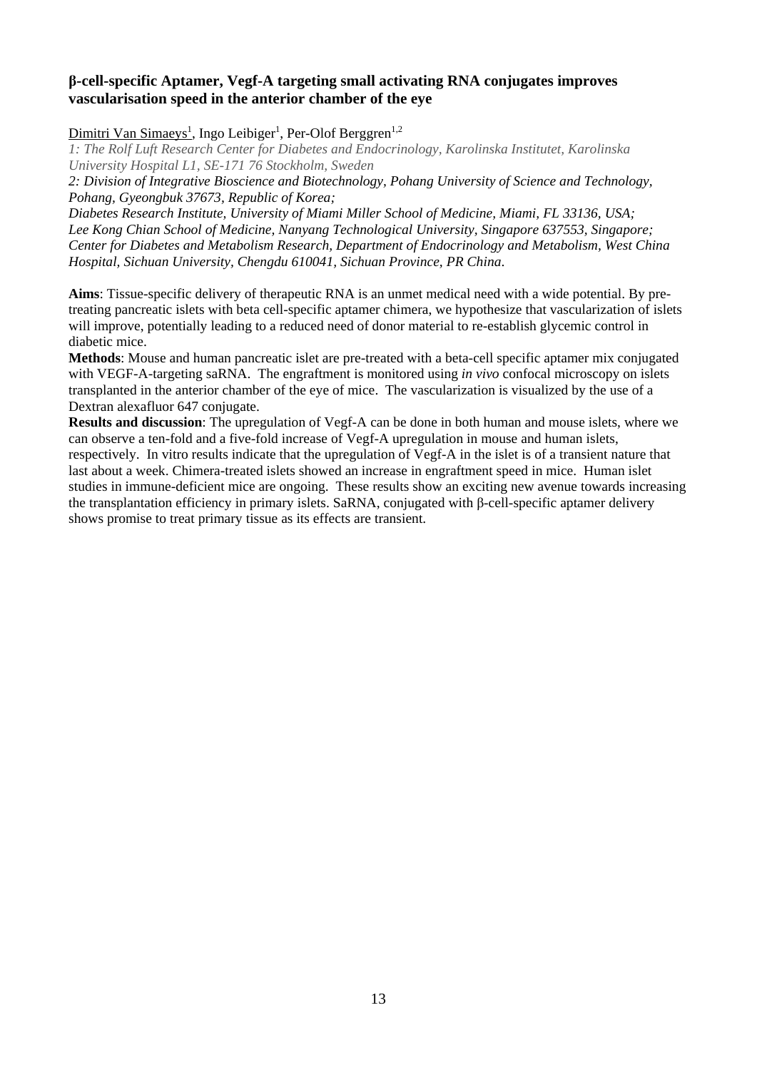### β-cell-specific Aptamer, Vegf-A targeting small activating RNA conjugates improves vascularisation speed in the anterior chamber of the eye

Dimitri Van Simaeys[1], Ingo Leibiger[1], Per-Olof Berggren[1,2]

*1: The Rolf Luft Research Center for Diabetes and Endocrinology, Karolinska Institutet, Karolinska University Hospital L1, SE-171 76 Stockholm, Sweden*
*2: Division of Integrative Bioscience and Biotechnology, Pohang University of Science and Technology, Pohang, Gyeongbuk 37673, Republic of Korea;*
*Diabetes Research Institute, University of Miami Miller School of Medicine, Miami, FL 33136, USA;*
*Lee Kong Chian School of Medicine, Nanyang Technological University, Singapore 637553, Singapore;*
*Center for Diabetes and Metabolism Research, Department of Endocrinology and Metabolism, West China Hospital, Sichuan University, Chengdu 610041, Sichuan Province, PR China.*

**Aims**: Tissue-specific delivery of therapeutic RNA is an unmet medical need with a wide potential. By pre-treating pancreatic islets with beta cell-specific aptamer chimera, we hypothesize that vascularization of islets will improve, potentially leading to a reduced need of donor material to re-establish glycemic control in diabetic mice.

**Methods**: Mouse and human pancreatic islet are pre-treated with a beta-cell specific aptamer mix conjugated with VEGF-A-targeting saRNA. The engraftment is monitored using *in vivo* confocal microscopy on islets transplanted in the anterior chamber of the eye of mice. The vascularization is visualized by the use of a Dextran alexafluor 647 conjugate.

**Results and discussion**: The upregulation of Vegf-A can be done in both human and mouse islets, where we can observe a ten-fold and a five-fold increase of Vegf-A upregulation in mouse and human islets, respectively. In vitro results indicate that the upregulation of Vegf-A in the islet is of a transient nature that last about a week. Chimera-treated islets showed an increase in engraftment speed in mice. Human islet studies in immune-deficient mice are ongoing. These results show an exciting new avenue towards increasing the transplantation efficiency in primary islets. SaRNA, conjugated with β-cell-specific aptamer delivery shows promise to treat primary tissue as its effects are transient.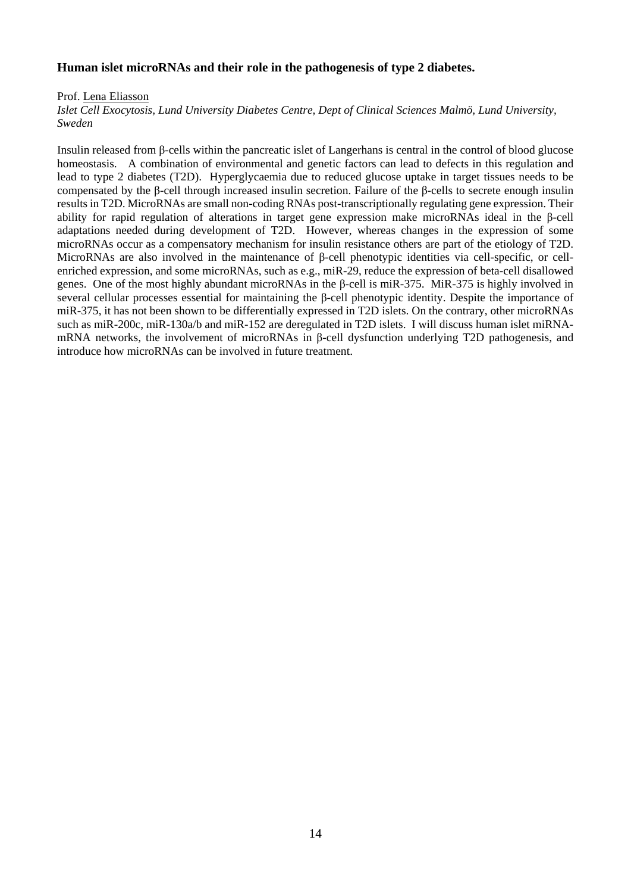**Human islet microRNAs and their role in the pathogenesis of type 2 diabetes.**

Prof. Lena Eliasson
*Islet Cell Exocytosis, Lund University Diabetes Centre, Dept of Clinical Sciences Malmö, Lund University, Sweden*

Insulin released from β-cells within the pancreatic islet of Langerhans is central in the control of blood glucose homeostasis. A combination of environmental and genetic factors can lead to defects in this regulation and lead to type 2 diabetes (T2D). Hyperglycaemia due to reduced glucose uptake in target tissues needs to be compensated by the β-cell through increased insulin secretion. Failure of the β-cells to secrete enough insulin results in T2D. MicroRNAs are small non-coding RNAs post-transcriptionally regulating gene expression. Their ability for rapid regulation of alterations in target gene expression make microRNAs ideal in the β-cell adaptations needed during development of T2D. However, whereas changes in the expression of some microRNAs occur as a compensatory mechanism for insulin resistance others are part of the etiology of T2D. MicroRNAs are also involved in the maintenance of β-cell phenotypic identities via cell-specific, or cell-enriched expression, and some microRNAs, such as e.g., miR-29, reduce the expression of beta-cell disallowed genes. One of the most highly abundant microRNAs in the β-cell is miR-375. MiR-375 is highly involved in several cellular processes essential for maintaining the β-cell phenotypic identity. Despite the importance of miR-375, it has not been shown to be differentially expressed in T2D islets. On the contrary, other microRNAs such as miR-200c, miR-130a/b and miR-152 are deregulated in T2D islets. I will discuss human islet miRNA-mRNA networks, the involvement of microRNAs in β-cell dysfunction underlying T2D pathogenesis, and introduce how microRNAs can be involved in future treatment.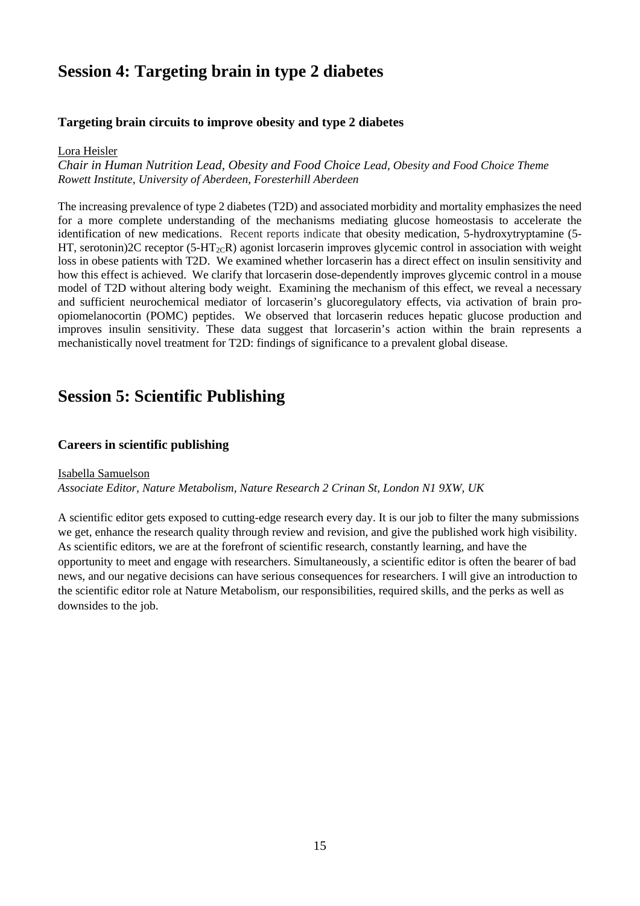## Session 4: Targeting brain in type 2 diabetes

### Targeting brain circuits to improve obesity and type 2 diabetes

Lora Heisler

*Chair in Human Nutrition Lead, Obesity and Food Choice Lead, Obesity and Food Choice Theme*
*Rowett Institute, University of Aberdeen, Foresterhill Aberdeen*

The increasing prevalence of type 2 diabetes (T2D) and associated morbidity and mortality emphasizes the need for a more complete understanding of the mechanisms mediating glucose homeostasis to accelerate the identification of new medications. Recent reports indicate that obesity medication, 5-hydroxytryptamine (5-HT, serotonin)2C receptor (5-$HT_{2C}$R) agonist lorcaserin improves glycemic control in association with weight loss in obese patients with T2D. We examined whether lorcaserin has a direct effect on insulin sensitivity and how this effect is achieved. We clarify that lorcaserin dose-dependently improves glycemic control in a mouse model of T2D without altering body weight. Examining the mechanism of this effect, we reveal a necessary and sufficient neurochemical mediator of lorcaserin's glucoregulatory effects, via activation of brain pro-opiomelanocortin (POMC) peptides. We observed that lorcaserin reduces hepatic glucose production and improves insulin sensitivity. These data suggest that lorcaserin's action within the brain represents a mechanistically novel treatment for T2D: findings of significance to a prevalent global disease.

## Session 5: Scientific Publishing

### Careers in scientific publishing

Isabella Samuelson

*Associate Editor, Nature Metabolism, Nature Research 2 Crinan St, London N1 9XW, UK*

A scientific editor gets exposed to cutting-edge research every day. It is our job to filter the many submissions we get, enhance the research quality through review and revision, and give the published work high visibility. As scientific editors, we are at the forefront of scientific research, constantly learning, and have the opportunity to meet and engage with researchers. Simultaneously, a scientific editor is often the bearer of bad news, and our negative decisions can have serious consequences for researchers. I will give an introduction to the scientific editor role at Nature Metabolism, our responsibilities, required skills, and the perks as well as downsides to the job.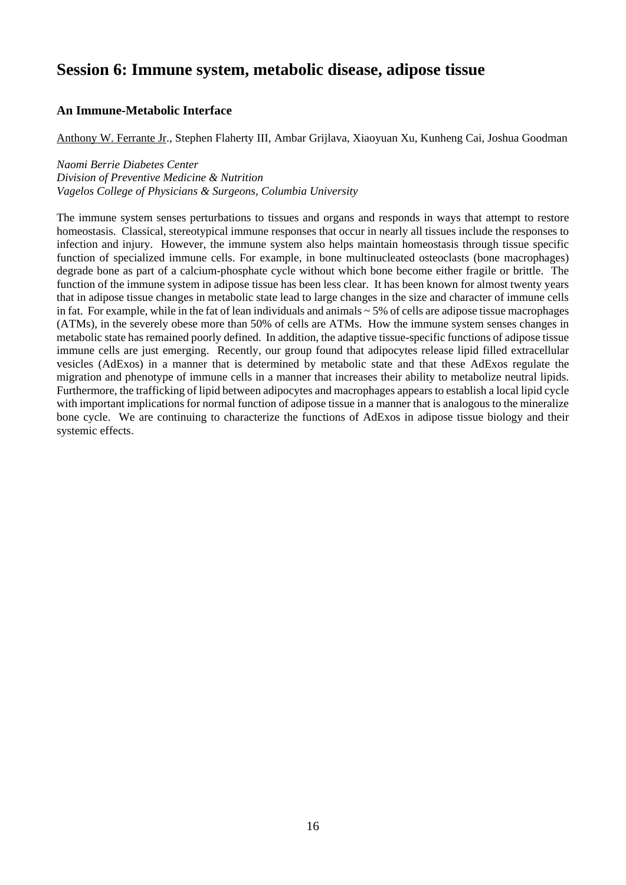## Session 6: Immune system, metabolic disease, adipose tissue

### An Immune-Metabolic Interface

Anthony W. Ferrante Jr., Stephen Flaherty III, Ambar Grijlava, Xiaoyuan Xu, Kunheng Cai, Joshua Goodman

*Naomi Berrie Diabetes Center*
*Division of Preventive Medicine & Nutrition*
*Vagelos College of Physicians & Surgeons, Columbia University*

The immune system senses perturbations to tissues and organs and responds in ways that attempt to restore homeostasis. Classical, stereotypical immune responses that occur in nearly all tissues include the responses to infection and injury. However, the immune system also helps maintain homeostasis through tissue specific function of specialized immune cells. For example, in bone multinucleated osteoclasts (bone macrophages) degrade bone as part of a calcium-phosphate cycle without which bone become either fragile or brittle. The function of the immune system in adipose tissue has been less clear. It has been known for almost twenty years that in adipose tissue changes in metabolic state lead to large changes in the size and character of immune cells in fat. For example, while in the fat of lean individuals and animals ~ 5% of cells are adipose tissue macrophages (ATMs), in the severely obese more than 50% of cells are ATMs. How the immune system senses changes in metabolic state has remained poorly defined. In addition, the adaptive tissue-specific functions of adipose tissue immune cells are just emerging. Recently, our group found that adipocytes release lipid filled extracellular vesicles (AdExos) in a manner that is determined by metabolic state and that these AdExos regulate the migration and phenotype of immune cells in a manner that increases their ability to metabolize neutral lipids. Furthermore, the trafficking of lipid between adipocytes and macrophages appears to establish a local lipid cycle with important implications for normal function of adipose tissue in a manner that is analogous to the mineralize bone cycle. We are continuing to characterize the functions of AdExos in adipose tissue biology and their systemic effects.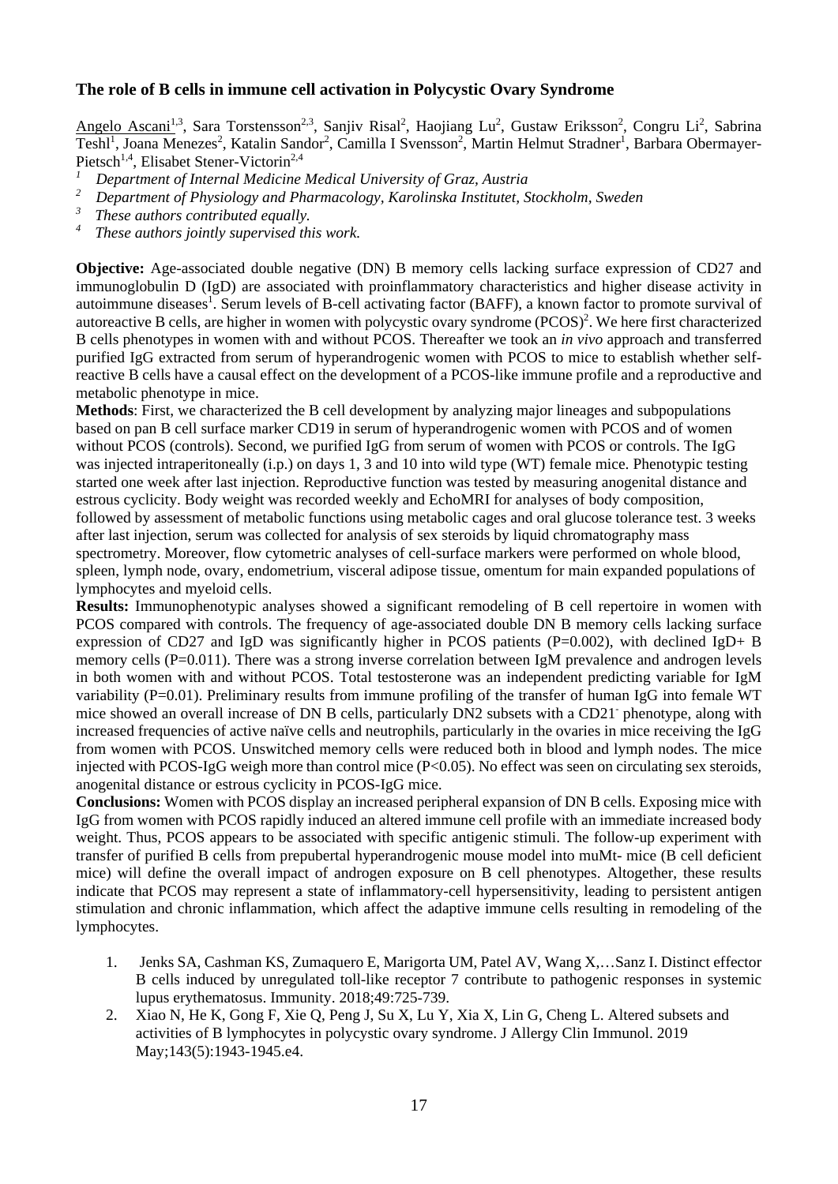### The role of B cells in immune cell activation in Polycystic Ovary Syndrome

Angelo Ascani[1,3], Sara Torstensson[2,3], Sanjiv Risal[2], Haojiang Lu[2], Gustaw Eriksson[2], Congru Li[2], Sabrina Teshl[1], Joana Menezes[2], Katalin Sandor[2], Camilla I Svensson[2], Martin Helmut Stradner[1], Barbara Obermayer-Pietsch[1,4], Elisabet Stener-Victorin[2,4]

[1] *Department of Internal Medicine Medical University of Graz, Austria*
[2] *Department of Physiology and Pharmacology, Karolinska Institutet, Stockholm, Sweden*
[3] *These authors contributed equally.*
[4] *These authors jointly supervised this work.*

**Objective:** Age-associated double negative (DN) B memory cells lacking surface expression of CD27 and immunoglobulin D (IgD) are associated with proinflammatory characteristics and higher disease activity in autoimmune diseases[1]. Serum levels of B-cell activating factor (BAFF), a known factor to promote survival of autoreactive B cells, are higher in women with polycystic ovary syndrome (PCOS)[2]. We here first characterized B cells phenotypes in women with and without PCOS. Thereafter we took an *in vivo* approach and transferred purified IgG extracted from serum of hyperandrogenic women with PCOS to mice to establish whether self-reactive B cells have a causal effect on the development of a PCOS-like immune profile and a reproductive and metabolic phenotype in mice.

**Methods**: First, we characterized the B cell development by analyzing major lineages and subpopulations based on pan B cell surface marker CD19 in serum of hyperandrogenic women with PCOS and of women without PCOS (controls). Second, we purified IgG from serum of women with PCOS or controls. The IgG was injected intraperitoneally (i.p.) on days 1, 3 and 10 into wild type (WT) female mice. Phenotypic testing started one week after last injection. Reproductive function was tested by measuring anogenital distance and estrous cyclicity. Body weight was recorded weekly and EchoMRI for analyses of body composition, followed by assessment of metabolic functions using metabolic cages and oral glucose tolerance test. 3 weeks after last injection, serum was collected for analysis of sex steroids by liquid chromatography mass spectrometry. Moreover, flow cytometric analyses of cell-surface markers were performed on whole blood, spleen, lymph node, ovary, endometrium, visceral adipose tissue, omentum for main expanded populations of lymphocytes and myeloid cells.

**Results:** Immunophenotypic analyses showed a significant remodeling of B cell repertoire in women with PCOS compared with controls. The frequency of age-associated double DN B memory cells lacking surface expression of CD27 and IgD was significantly higher in PCOS patients (P=0.002), with declined IgD+ B memory cells (P=0.011). There was a strong inverse correlation between IgM prevalence and androgen levels in both women with and without PCOS. Total testosterone was an independent predicting variable for IgM variability (P=0.01). Preliminary results from immune profiling of the transfer of human IgG into female WT mice showed an overall increase of DN B cells, particularly DN2 subsets with a CD21$^-$ phenotype, along with increased frequencies of active naïve cells and neutrophils, particularly in the ovaries in mice receiving the IgG from women with PCOS. Unswitched memory cells were reduced both in blood and lymph nodes. The mice injected with PCOS-IgG weigh more than control mice ($P<0.05$). No effect was seen on circulating sex steroids, anogenital distance or estrous cyclicity in PCOS-IgG mice.

**Conclusions:** Women with PCOS display an increased peripheral expansion of DN B cells. Exposing mice with IgG from women with PCOS rapidly induced an altered immune cell profile with an immediate increased body weight. Thus, PCOS appears to be associated with specific antigenic stimuli. The follow-up experiment with transfer of purified B cells from prepubertal hyperandrogenic mouse model into muMt- mice (B cell deficient mice) will define the overall impact of androgen exposure on B cell phenotypes. Altogether, these results indicate that PCOS may represent a state of inflammatory-cell hypersensitivity, leading to persistent antigen stimulation and chronic inflammation, which affect the adaptive immune cells resulting in remodeling of the lymphocytes.

1. Jenks SA, Cashman KS, Zumaquero E, Marigorta UM, Patel AV, Wang X,…Sanz I. Distinct effector B cells induced by unregulated toll-like receptor 7 contribute to pathogenic responses in systemic lupus erythematosus. Immunity. 2018;49:725-739.
2. Xiao N, He K, Gong F, Xie Q, Peng J, Su X, Lu Y, Xia X, Lin G, Cheng L. Altered subsets and activities of B lymphocytes in polycystic ovary syndrome. J Allergy Clin Immunol. 2019 May;143(5):1943-1945.e4.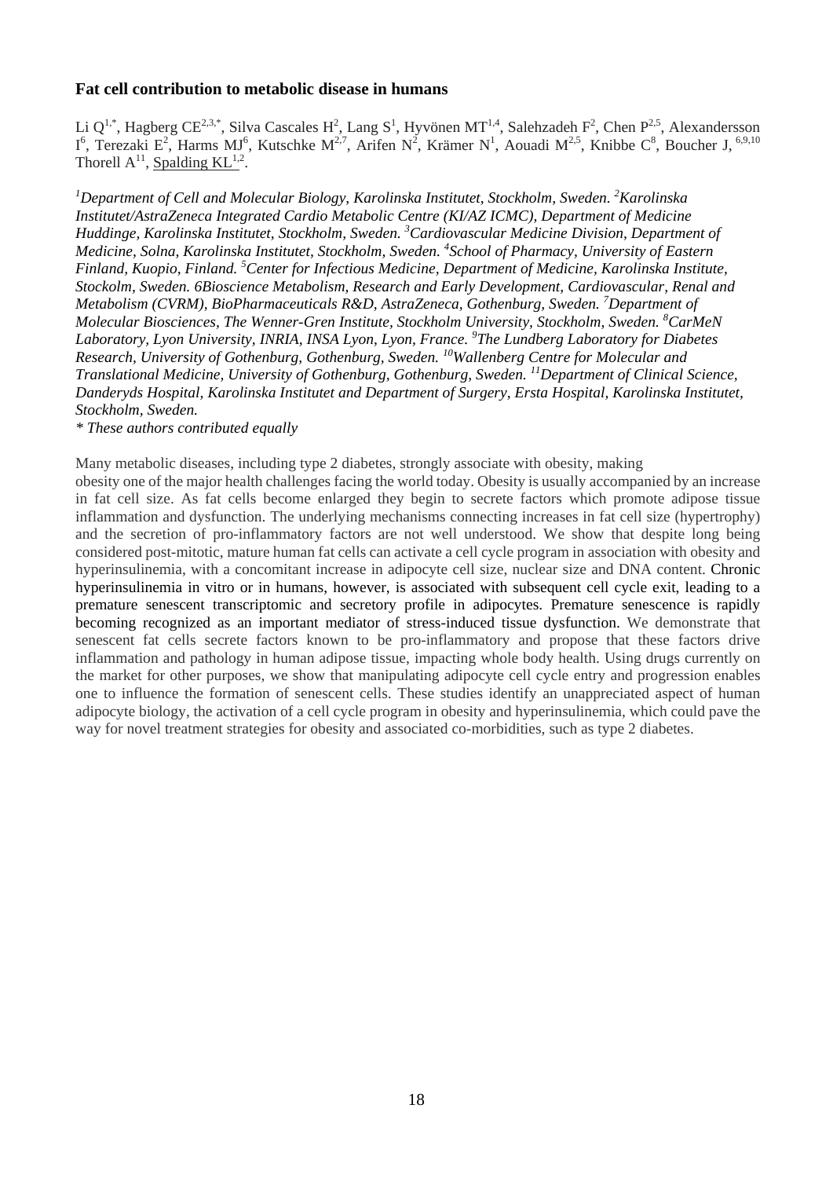**Fat cell contribution to metabolic disease in humans**

Li Q[1,*], Hagberg CE[2,3,*], Silva Cascales H[2], Lang S[1], Hyvönen MT[1,4], Salehzadeh F[2], Chen P[2,5], Alexandersson I[6], Terezaki E[2], Harms MJ[6], Kutschke M[2,7], Arifen N[2], Krämer N[1], Aouadi M[2,5], Knibbe C[8], Boucher J, [6,9,10] Thorell A[11], Spalding KL[1,2].

*[1]Department of Cell and Molecular Biology, Karolinska Institutet, Stockholm, Sweden. [2]Karolinska Institutet/AstraZeneca Integrated Cardio Metabolic Centre (KI/AZ ICMC), Department of Medicine Huddinge, Karolinska Institutet, Stockholm, Sweden. [3]Cardiovascular Medicine Division, Department of Medicine, Solna, Karolinska Institutet, Stockholm, Sweden. [4]School of Pharmacy, University of Eastern Finland, Kuopio, Finland. [5]Center for Infectious Medicine, Department of Medicine, Karolinska Institute, Stockolm, Sweden. 6Bioscience Metabolism, Research and Early Development, Cardiovascular, Renal and Metabolism (CVRM), BioPharmaceuticals R&D, AstraZeneca, Gothenburg, Sweden. [7]Department of Molecular Biosciences, The Wenner-Gren Institute, Stockholm University, Stockholm, Sweden. [8]CarMeN Laboratory, Lyon University, INRIA, INSA Lyon, Lyon, France. [9]The Lundberg Laboratory for Diabetes Research, University of Gothenburg, Gothenburg, Sweden. [10]Wallenberg Centre for Molecular and Translational Medicine, University of Gothenburg, Gothenburg, Sweden. [11]Department of Clinical Science, Danderyds Hospital, Karolinska Institutet and Department of Surgery, Ersta Hospital, Karolinska Institutet, Stockholm, Sweden.*

*\* These authors contributed equally*

Many metabolic diseases, including type 2 diabetes, strongly associate with obesity, making obesity one of the major health challenges facing the world today. Obesity is usually accompanied by an increase in fat cell size. As fat cells become enlarged they begin to secrete factors which promote adipose tissue inflammation and dysfunction. The underlying mechanisms connecting increases in fat cell size (hypertrophy) and the secretion of pro-inflammatory factors are not well understood. We show that despite long being considered post-mitotic, mature human fat cells can activate a cell cycle program in association with obesity and hyperinsulinemia, with a concomitant increase in adipocyte cell size, nuclear size and DNA content. Chronic hyperinsulinemia in vitro or in humans, however, is associated with subsequent cell cycle exit, leading to a premature senescent transcriptomic and secretory profile in adipocytes. Premature senescence is rapidly becoming recognized as an important mediator of stress-induced tissue dysfunction. We demonstrate that senescent fat cells secrete factors known to be pro-inflammatory and propose that these factors drive inflammation and pathology in human adipose tissue, impacting whole body health. Using drugs currently on the market for other purposes, we show that manipulating adipocyte cell cycle entry and progression enables one to influence the formation of senescent cells. These studies identify an unappreciated aspect of human adipocyte biology, the activation of a cell cycle program in obesity and hyperinsulinemia, which could pave the way for novel treatment strategies for obesity and associated co-morbidities, such as type 2 diabetes.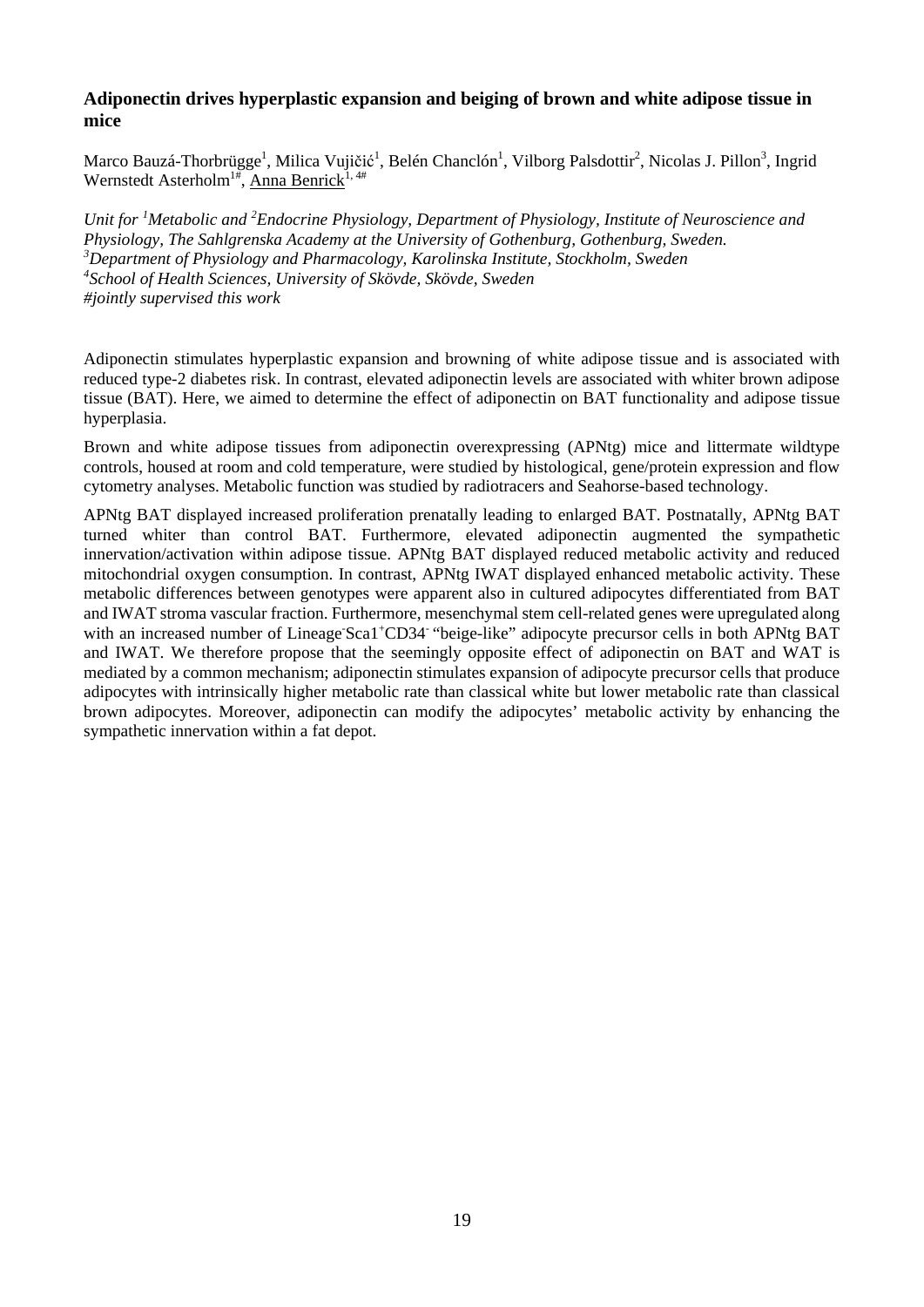## Adiponectin drives hyperplastic expansion and beiging of brown and white adipose tissue in mice

Marco Bauzá-Thorbrügge[1], Milica Vujičić[1], Belén Chanclón[1], Vilborg Palsdottir[2], Nicolas J. Pillon[3], Ingrid Wernstedt Asterholm[1#], Anna Benrick[1, 4#]

*Unit for [1]Metabolic and [2]Endocrine Physiology, Department of Physiology, Institute of Neuroscience and Physiology, The Sahlgrenska Academy at the University of Gothenburg, Gothenburg, Sweden.*
*[3]Department of Physiology and Pharmacology, Karolinska Institute, Stockholm, Sweden*
*[4]School of Health Sciences, University of Skövde, Skövde, Sweden*
*#jointly supervised this work*

Adiponectin stimulates hyperplastic expansion and browning of white adipose tissue and is associated with reduced type-2 diabetes risk. In contrast, elevated adiponectin levels are associated with whiter brown adipose tissue (BAT). Here, we aimed to determine the effect of adiponectin on BAT functionality and adipose tissue hyperplasia.

Brown and white adipose tissues from adiponectin overexpressing (APNtg) mice and littermate wildtype controls, housed at room and cold temperature, were studied by histological, gene/protein expression and flow cytometry analyses. Metabolic function was studied by radiotracers and Seahorse-based technology.

APNtg BAT displayed increased proliferation prenatally leading to enlarged BAT. Postnatally, APNtg BAT turned whiter than control BAT. Furthermore, elevated adiponectin augmented the sympathetic innervation/activation within adipose tissue. APNtg BAT displayed reduced metabolic activity and reduced mitochondrial oxygen consumption. In contrast, APNtg IWAT displayed enhanced metabolic activity. These metabolic differences between genotypes were apparent also in cultured adipocytes differentiated from BAT and IWAT stroma vascular fraction. Furthermore, mesenchymal stem cell-related genes were upregulated along with an increased number of $Lineage^{-}Sca1^{+}CD34^{-}$ "beige-like" adipocyte precursor cells in both APNtg BAT and IWAT. We therefore propose that the seemingly opposite effect of adiponectin on BAT and WAT is mediated by a common mechanism; adiponectin stimulates expansion of adipocyte precursor cells that produce adipocytes with intrinsically higher metabolic rate than classical white but lower metabolic rate than classical brown adipocytes. Moreover, adiponectin can modify the adipocytes' metabolic activity by enhancing the sympathetic innervation within a fat depot.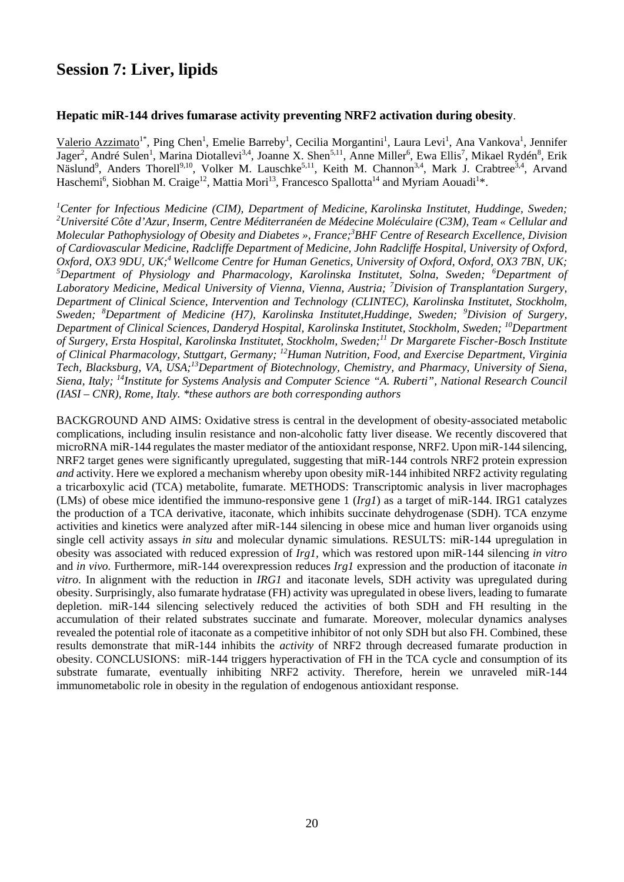## Session 7: Liver, lipids

**Hepatic miR-144 drives fumarase activity preventing NRF2 activation during obesity**.

Valerio Azzimato[1*], Ping Chen[1], Emelie Barreby[1], Cecilia Morgantini[1], Laura Levi[1], Ana Vankova[1], Jennifer Jager[2], André Sulen[1], Marina Diotallevi[3,4], Joanne X. Shen[5,11], Anne Miller[6], Ewa Ellis[7], Mikael Rydén[8], Erik Näslund[9], Anders Thorell[9,10], Volker M. Lauschke[5,11], Keith M. Channon[3,4], Mark J. Crabtree[3,4], Arvand Haschemi[6], Siobhan M. Craige[12], Mattia Mori[13], Francesco Spallotta[14] and Myriam Aouadi[1]*.

*[1]Center for Infectious Medicine (CIM), Department of Medicine, Karolinska Institutet, Huddinge, Sweden; [2]Université Côte d'Azur, Inserm, Centre Méditerranéen de Médecine Moléculaire (C3M), Team « Cellular and Molecular Pathophysiology of Obesity and Diabetes », France;[3]BHF Centre of Research Excellence, Division of Cardiovascular Medicine, Radcliffe Department of Medicine, John Radcliffe Hospital, University of Oxford, Oxford, OX3 9DU, UK;[4] Wellcome Centre for Human Genetics, University of Oxford, Oxford, OX3 7BN, UK; [5]Department of Physiology and Pharmacology, Karolinska Institutet, Solna, Sweden; [6]Department of Laboratory Medicine, Medical University of Vienna, Vienna, Austria; [7]Division of Transplantation Surgery, Department of Clinical Science, Intervention and Technology (CLINTEC), Karolinska Institutet, Stockholm, Sweden; [8]Department of Medicine (H7), Karolinska Institutet,Huddinge, Sweden; [9]Division of Surgery, Department of Clinical Sciences, Danderyd Hospital, Karolinska Institutet, Stockholm, Sweden; [10]Department of Surgery, Ersta Hospital, Karolinska Institutet, Stockholm, Sweden;[11] Dr Margarete Fischer-Bosch Institute of Clinical Pharmacology, Stuttgart, Germany; [12]Human Nutrition, Food, and Exercise Department, Virginia Tech, Blacksburg, VA, USA;[13]Department of Biotechnology, Chemistry, and Pharmacy, University of Siena, Siena, Italy; [14]Institute for Systems Analysis and Computer Science "A. Ruberti", National Research Council (IASI – CNR), Rome, Italy. *these authors are both corresponding authors*

BACKGROUND AND AIMS: Oxidative stress is central in the development of obesity-associated metabolic complications, including insulin resistance and non-alcoholic fatty liver disease. We recently discovered that microRNA miR-144 regulates the master mediator of the antioxidant response, NRF2. Upon miR-144 silencing, NRF2 target genes were significantly upregulated, suggesting that miR-144 controls NRF2 protein expression *and* activity. Here we explored a mechanism whereby upon obesity miR-144 inhibited NRF2 activity regulating a tricarboxylic acid (TCA) metabolite, fumarate. METHODS: Transcriptomic analysis in liver macrophages (LMs) of obese mice identified the immuno-responsive gene 1 (*Irg1*) as a target of miR-144. IRG1 catalyzes the production of a TCA derivative, itaconate, which inhibits succinate dehydrogenase (SDH). TCA enzyme activities and kinetics were analyzed after miR-144 silencing in obese mice and human liver organoids using single cell activity assays *in situ* and molecular dynamic simulations. RESULTS: miR-144 upregulation in obesity was associated with reduced expression of *Irg1*, which was restored upon miR-144 silencing *in vitro* and *in vivo*. Furthermore, miR-144 overexpression reduces *Irg1* expression and the production of itaconate *in vitro*. In alignment with the reduction in *IRG1* and itaconate levels, SDH activity was upregulated during obesity. Surprisingly, also fumarate hydratase (FH) activity was upregulated in obese livers, leading to fumarate depletion. miR-144 silencing selectively reduced the activities of both SDH and FH resulting in the accumulation of their related substrates succinate and fumarate. Moreover, molecular dynamics analyses revealed the potential role of itaconate as a competitive inhibitor of not only SDH but also FH. Combined, these results demonstrate that miR-144 inhibits the *activity* of NRF2 through decreased fumarate production in obesity. CONCLUSIONS: miR-144 triggers hyperactivation of FH in the TCA cycle and consumption of its substrate fumarate, eventually inhibiting NRF2 activity. Therefore, herein we unraveled miR-144 immunometabolic role in obesity in the regulation of endogenous antioxidant response.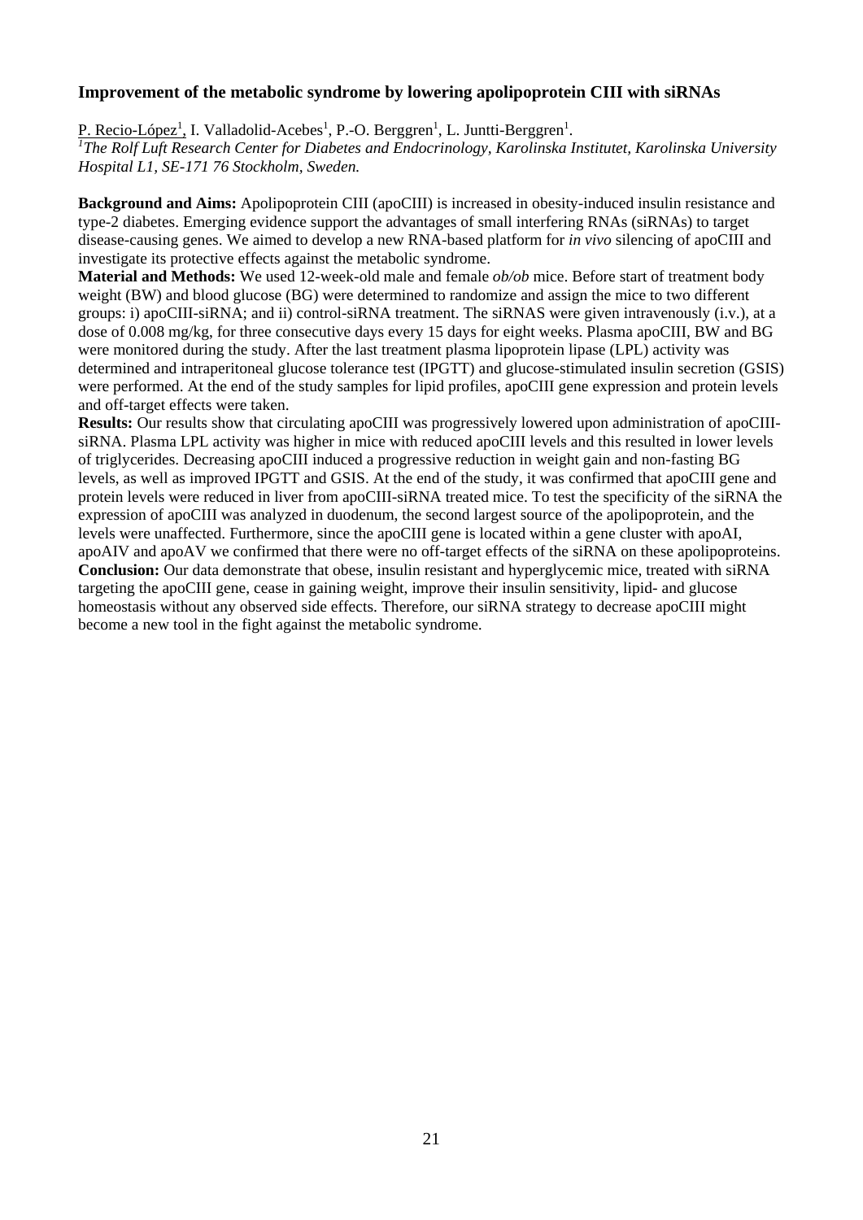### Improvement of the metabolic syndrome by lowering apolipoprotein CIII with siRNAs

P. Recio-López[1], I. Valladolid-Acebes[1], P.-O. Berggren[1], L. Juntti-Berggren[1].

[1]*The Rolf Luft Research Center for Diabetes and Endocrinology, Karolinska Institutet, Karolinska University Hospital L1, SE-171 76 Stockholm, Sweden.*

**Background and Aims:** Apolipoprotein CIII (apoCIII) is increased in obesity-induced insulin resistance and type-2 diabetes. Emerging evidence support the advantages of small interfering RNAs (siRNAs) to target disease-causing genes. We aimed to develop a new RNA-based platform for *in vivo* silencing of apoCIII and investigate its protective effects against the metabolic syndrome.

**Material and Methods:** We used 12-week-old male and female *ob/ob* mice. Before start of treatment body weight (BW) and blood glucose (BG) were determined to randomize and assign the mice to two different groups: i) apoCIII-siRNA; and ii) control-siRNA treatment. The siRNAS were given intravenously (i.v.), at a dose of 0.008 mg/kg, for three consecutive days every 15 days for eight weeks. Plasma apoCIII, BW and BG were monitored during the study. After the last treatment plasma lipoprotein lipase (LPL) activity was determined and intraperitoneal glucose tolerance test (IPGTT) and glucose-stimulated insulin secretion (GSIS) were performed. At the end of the study samples for lipid profiles, apoCIII gene expression and protein levels and off-target effects were taken.

**Results:** Our results show that circulating apoCIII was progressively lowered upon administration of apoCIII-siRNA. Plasma LPL activity was higher in mice with reduced apoCIII levels and this resulted in lower levels of triglycerides. Decreasing apoCIII induced a progressive reduction in weight gain and non-fasting BG levels, as well as improved IPGTT and GSIS. At the end of the study, it was confirmed that apoCIII gene and protein levels were reduced in liver from apoCIII-siRNA treated mice. To test the specificity of the siRNA the expression of apoCIII was analyzed in duodenum, the second largest source of the apolipoprotein, and the levels were unaffected. Furthermore, since the apoCIII gene is located within a gene cluster with apoAI, apoAIV and apoAV we confirmed that there were no off-target effects of the siRNA on these apolipoproteins.

**Conclusion:** Our data demonstrate that obese, insulin resistant and hyperglycemic mice, treated with siRNA targeting the apoCIII gene, cease in gaining weight, improve their insulin sensitivity, lipid- and glucose homeostasis without any observed side effects. Therefore, our siRNA strategy to decrease apoCIII might become a new tool in the fight against the metabolic syndrome.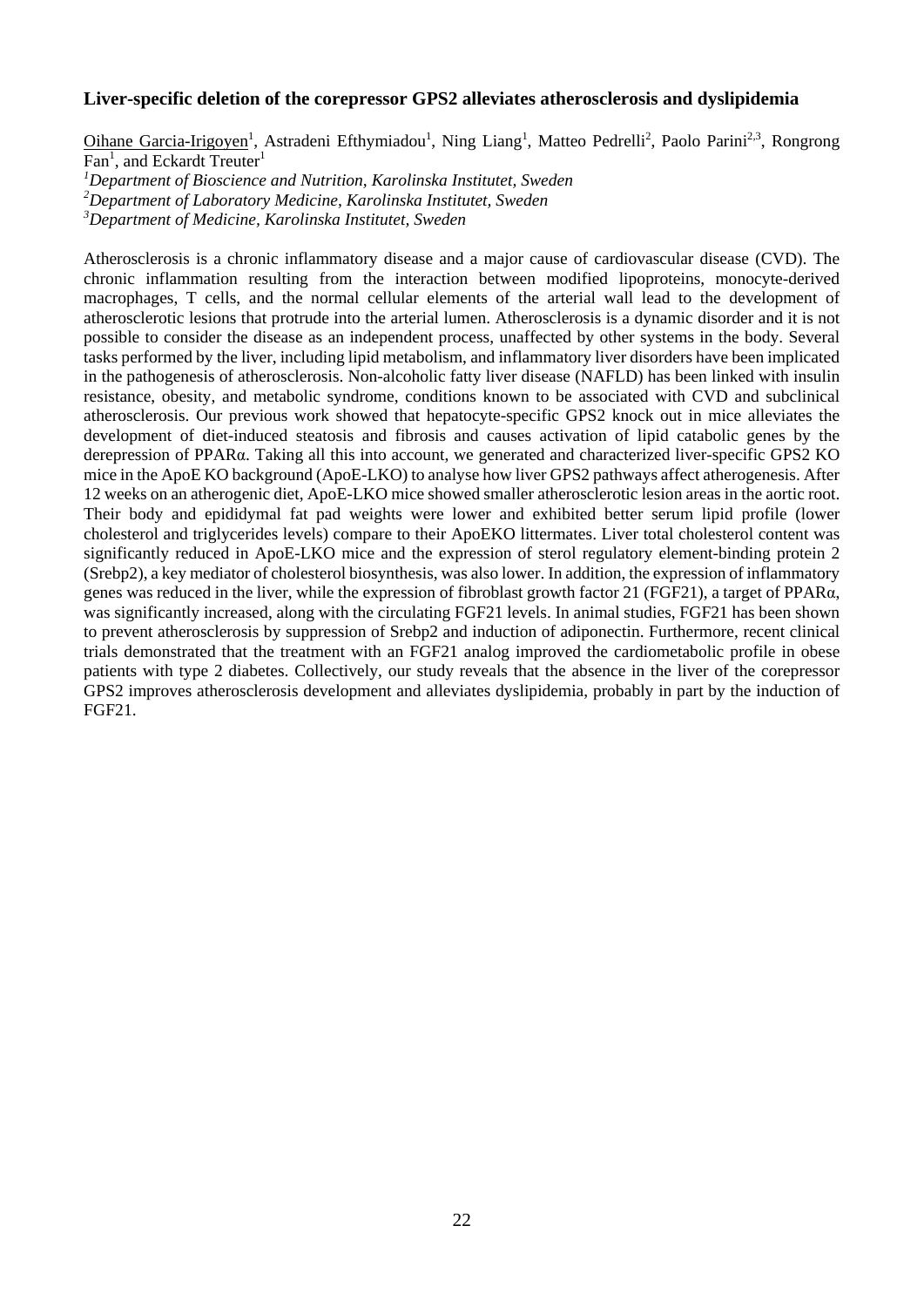**Liver-specific deletion of the corepressor GPS2 alleviates atherosclerosis and dyslipidemia**

Oihane Garcia-Irigoyen[1], Astradeni Efthymiadou[1], Ning Liang[1], Matteo Pedrelli[2], Paolo Parini[2,3], Rongrong Fan[1], and Eckardt Treuter[1]

[1]*Department of Bioscience and Nutrition, Karolinska Institutet, Sweden*
[2]*Department of Laboratory Medicine, Karolinska Institutet, Sweden*
[3]*Department of Medicine, Karolinska Institutet, Sweden*

Atherosclerosis is a chronic inflammatory disease and a major cause of cardiovascular disease (CVD). The chronic inflammation resulting from the interaction between modified lipoproteins, monocyte-derived macrophages, T cells, and the normal cellular elements of the arterial wall lead to the development of atherosclerotic lesions that protrude into the arterial lumen. Atherosclerosis is a dynamic disorder and it is not possible to consider the disease as an independent process, unaffected by other systems in the body. Several tasks performed by the liver, including lipid metabolism, and inflammatory liver disorders have been implicated in the pathogenesis of atherosclerosis. Non-alcoholic fatty liver disease (NAFLD) has been linked with insulin resistance, obesity, and metabolic syndrome, conditions known to be associated with CVD and subclinical atherosclerosis. Our previous work showed that hepatocyte-specific GPS2 knock out in mice alleviates the development of diet-induced steatosis and fibrosis and causes activation of lipid catabolic genes by the derepression of PPARα. Taking all this into account, we generated and characterized liver-specific GPS2 KO mice in the ApoE KO background (ApoE-LKO) to analyse how liver GPS2 pathways affect atherogenesis. After 12 weeks on an atherogenic diet, ApoE-LKO mice showed smaller atherosclerotic lesion areas in the aortic root. Their body and epididymal fat pad weights were lower and exhibited better serum lipid profile (lower cholesterol and triglycerides levels) compare to their ApoEKO littermates. Liver total cholesterol content was significantly reduced in ApoE-LKO mice and the expression of sterol regulatory element-binding protein 2 (Srebp2), a key mediator of cholesterol biosynthesis, was also lower. In addition, the expression of inflammatory genes was reduced in the liver, while the expression of fibroblast growth factor 21 (FGF21), a target of PPARα, was significantly increased, along with the circulating FGF21 levels. In animal studies, FGF21 has been shown to prevent atherosclerosis by suppression of Srebp2 and induction of adiponectin. Furthermore, recent clinical trials demonstrated that the treatment with an FGF21 analog improved the cardiometabolic profile in obese patients with type 2 diabetes. Collectively, our study reveals that the absence in the liver of the corepressor GPS2 improves atherosclerosis development and alleviates dyslipidemia, probably in part by the induction of FGF21.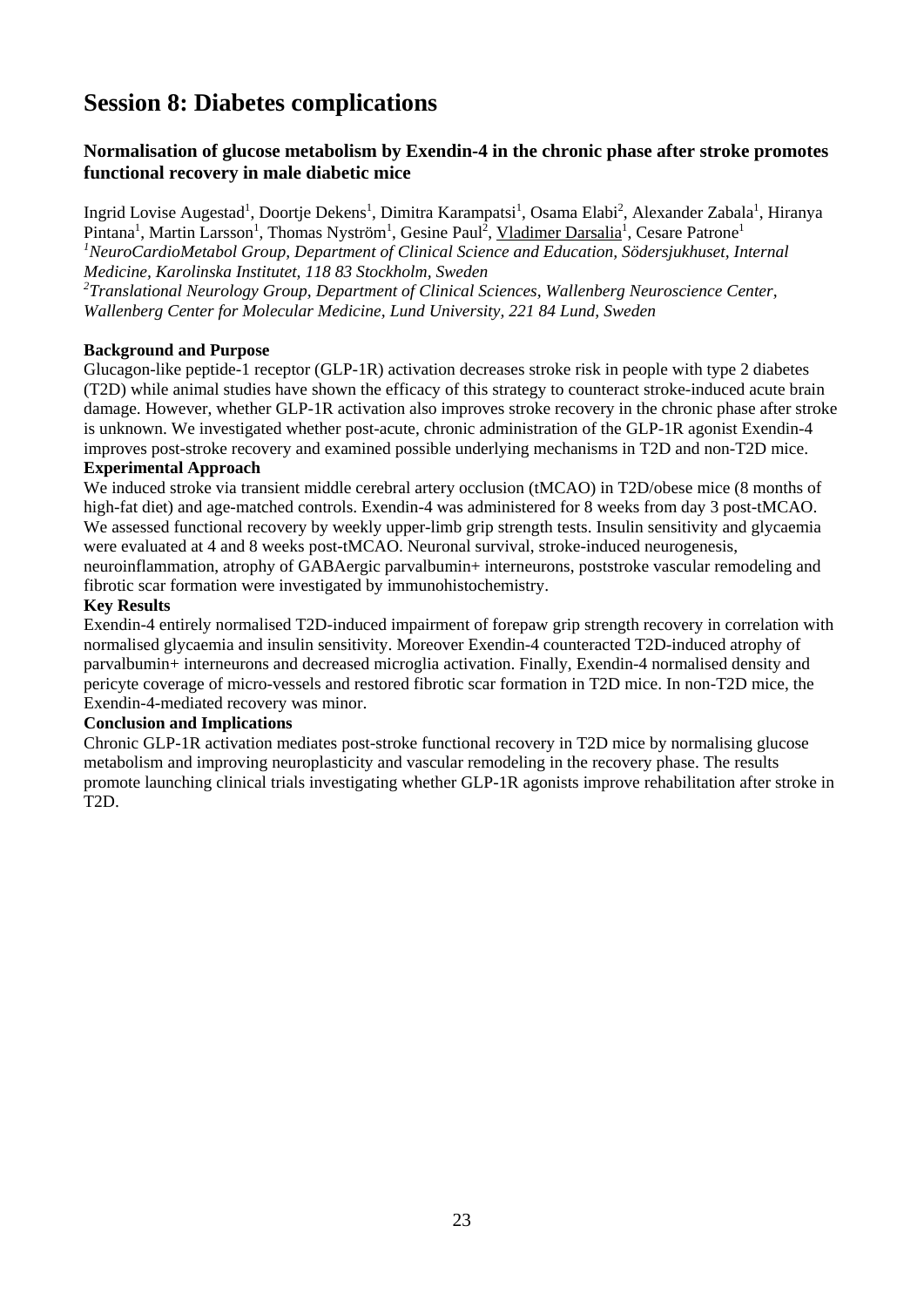# Session 8: Diabetes complications

### Normalisation of glucose metabolism by Exendin-4 in the chronic phase after stroke promotes functional recovery in male diabetic mice

Ingrid Lovise Augestad[1], Doortje Dekens[1], Dimitra Karampatsi[1], Osama Elabi[2], Alexander Zabala[1], Hiranya Pintana[1], Martin Larsson[1], Thomas Nyström[1], Gesine Paul[2], Vladimer Darsalia[1], Cesare Patrone[1]

*[1]NeuroCardioMetabol Group, Department of Clinical Science and Education, Södersjukhuset, Internal Medicine, Karolinska Institutet, 118 83 Stockholm, Sweden*

*[2]Translational Neurology Group, Department of Clinical Sciences, Wallenberg Neuroscience Center, Wallenberg Center for Molecular Medicine, Lund University, 221 84 Lund, Sweden*

**Background and Purpose**

Glucagon-like peptide-1 receptor (GLP-1R) activation decreases stroke risk in people with type 2 diabetes (T2D) while animal studies have shown the efficacy of this strategy to counteract stroke-induced acute brain damage. However, whether GLP-1R activation also improves stroke recovery in the chronic phase after stroke is unknown. We investigated whether post-acute, chronic administration of the GLP-1R agonist Exendin-4 improves post-stroke recovery and examined possible underlying mechanisms in T2D and non-T2D mice.

**Experimental Approach**

We induced stroke via transient middle cerebral artery occlusion (tMCAO) in T2D/obese mice (8 months of high-fat diet) and age-matched controls. Exendin-4 was administered for 8 weeks from day 3 post-tMCAO. We assessed functional recovery by weekly upper-limb grip strength tests. Insulin sensitivity and glycaemia were evaluated at 4 and 8 weeks post-tMCAO. Neuronal survival, stroke-induced neurogenesis, neuroinflammation, atrophy of GABAergic parvalbumin+ interneurons, poststroke vascular remodeling and fibrotic scar formation were investigated by immunohistochemistry.

**Key Results**

Exendin-4 entirely normalised T2D-induced impairment of forepaw grip strength recovery in correlation with normalised glycaemia and insulin sensitivity. Moreover Exendin-4 counteracted T2D-induced atrophy of parvalbumin+ interneurons and decreased microglia activation. Finally, Exendin-4 normalised density and pericyte coverage of micro-vessels and restored fibrotic scar formation in T2D mice. In non-T2D mice, the Exendin-4-mediated recovery was minor.

**Conclusion and Implications**

Chronic GLP-1R activation mediates post-stroke functional recovery in T2D mice by normalising glucose metabolism and improving neuroplasticity and vascular remodeling in the recovery phase. The results promote launching clinical trials investigating whether GLP-1R agonists improve rehabilitation after stroke in T2D.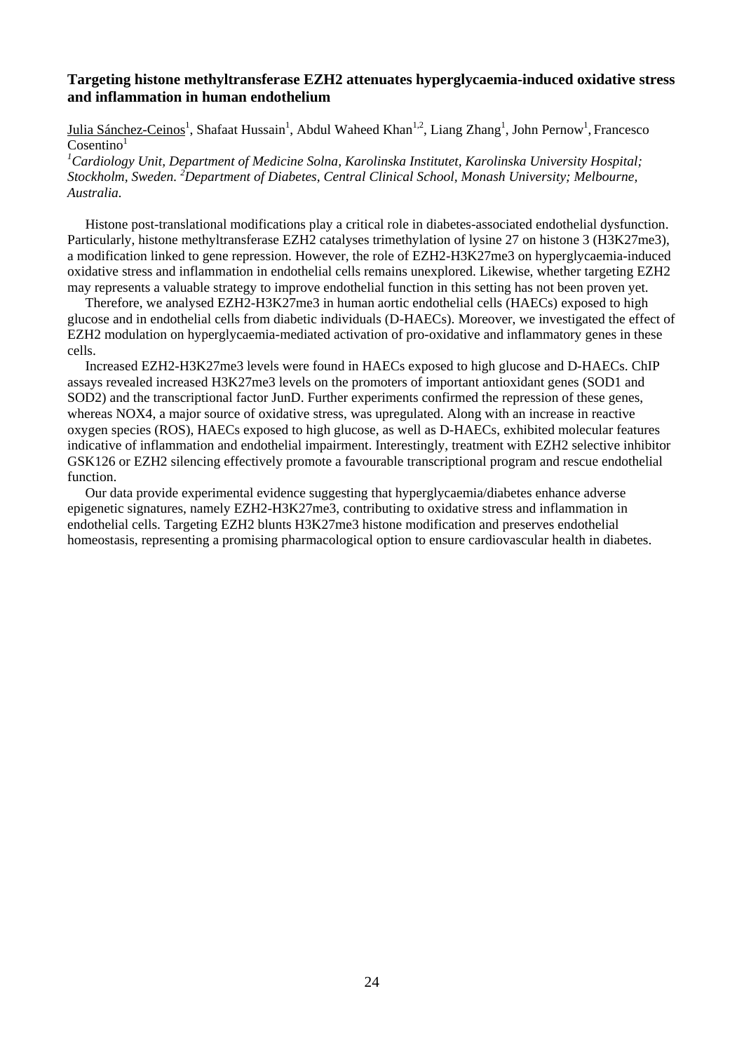### Targeting histone methyltransferase EZH2 attenuates hyperglycaemia-induced oxidative stress and inflammation in human endothelium

Julia Sánchez-Ceinos[1], Shafaat Hussain[1], Abdul Waheed Khan[1,2], Liang Zhang[1], John Pernow[1], Francesco Cosentino[1]

*[1]Cardiology Unit, Department of Medicine Solna, Karolinska Institutet, Karolinska University Hospital; Stockholm, Sweden. [2]Department of Diabetes, Central Clinical School, Monash University; Melbourne, Australia.*

Histone post-translational modifications play a critical role in diabetes-associated endothelial dysfunction. Particularly, histone methyltransferase EZH2 catalyses trimethylation of lysine 27 on histone 3 (H3K27me3), a modification linked to gene repression. However, the role of EZH2-H3K27me3 on hyperglycaemia-induced oxidative stress and inflammation in endothelial cells remains unexplored. Likewise, whether targeting EZH2 may represents a valuable strategy to improve endothelial function in this setting has not been proven yet.

Therefore, we analysed EZH2-H3K27me3 in human aortic endothelial cells (HAECs) exposed to high glucose and in endothelial cells from diabetic individuals (D-HAECs). Moreover, we investigated the effect of EZH2 modulation on hyperglycaemia-mediated activation of pro-oxidative and inflammatory genes in these cells.

Increased EZH2-H3K27me3 levels were found in HAECs exposed to high glucose and D-HAECs. ChIP assays revealed increased H3K27me3 levels on the promoters of important antioxidant genes (SOD1 and SOD2) and the transcriptional factor JunD. Further experiments confirmed the repression of these genes, whereas NOX4, a major source of oxidative stress, was upregulated. Along with an increase in reactive oxygen species (ROS), HAECs exposed to high glucose, as well as D-HAECs, exhibited molecular features indicative of inflammation and endothelial impairment. Interestingly, treatment with EZH2 selective inhibitor GSK126 or EZH2 silencing effectively promote a favourable transcriptional program and rescue endothelial function.

Our data provide experimental evidence suggesting that hyperglycaemia/diabetes enhance adverse epigenetic signatures, namely EZH2-H3K27me3, contributing to oxidative stress and inflammation in endothelial cells. Targeting EZH2 blunts H3K27me3 histone modification and preserves endothelial homeostasis, representing a promising pharmacological option to ensure cardiovascular health in diabetes.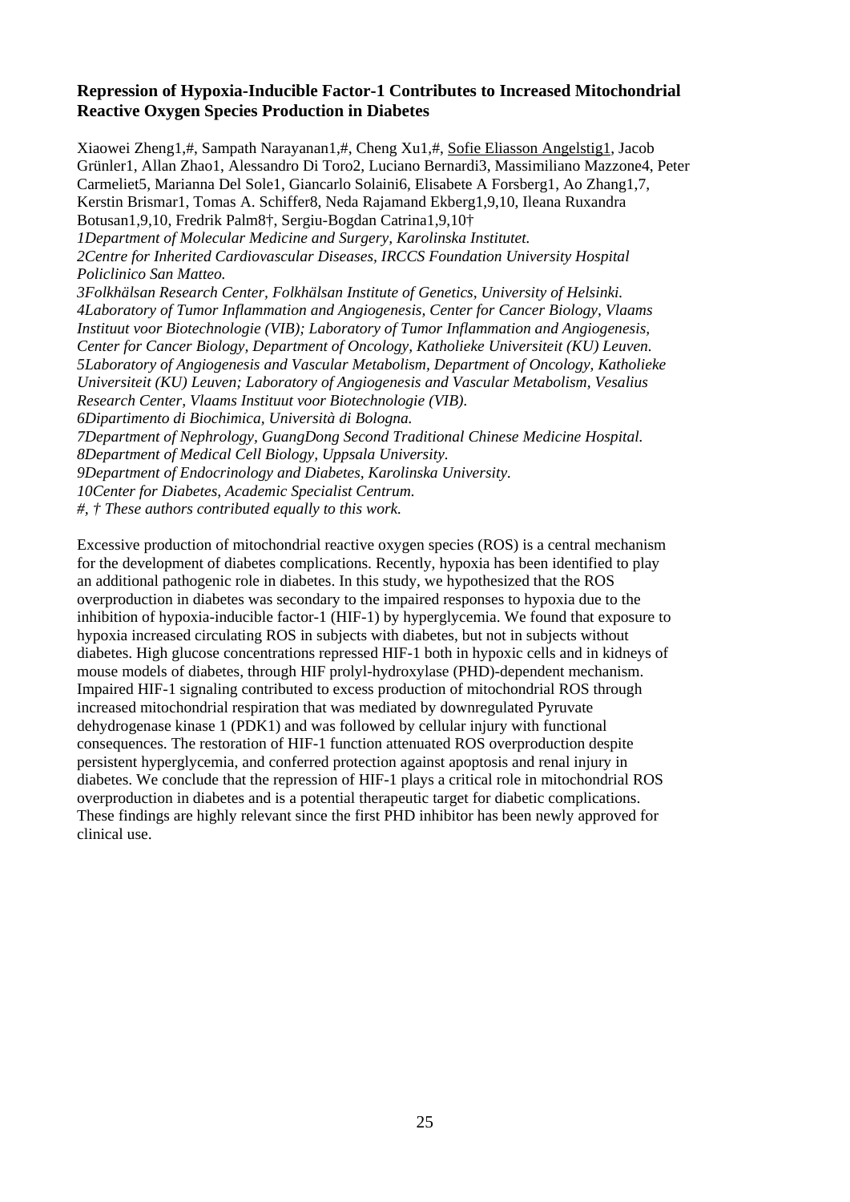**Repression of Hypoxia-Inducible Factor-1 Contributes to Increased Mitochondrial Reactive Oxygen Species Production in Diabetes**

Xiaowei Zheng[1,#], Sampath Narayanan[1,#], Cheng Xu[1,#], <u>Sofie Eliasson Angelstig[1]</u>, Jacob Grünler[1], Allan Zhao[1], Alessandro Di Toro[2], Luciano Bernardi[3], Massimiliano Mazzone[4], Peter Carmeliet[5], Marianna Del Sole[1], Giancarlo Solaini[6], Elisabete A Forsberg[1], Ao Zhang[1,7], Kerstin Brismar[1], Tomas A. Schiffer[8], Neda Rajamand Ekberg[1,9,10], Ileana Ruxandra Botusan[1,9,10], Fredrik Palm[8†], Sergiu-Bogdan Catrina[1,9,10†]

*1Department of Molecular Medicine and Surgery, Karolinska Institutet.*
*2Centre for Inherited Cardiovascular Diseases, IRCCS Foundation University Hospital Policlinico San Matteo.*
*3Folkhälsan Research Center, Folkhälsan Institute of Genetics, University of Helsinki.*
*4Laboratory of Tumor Inflammation and Angiogenesis, Center for Cancer Biology, Vlaams Instituut voor Biotechnologie (VIB); Laboratory of Tumor Inflammation and Angiogenesis, Center for Cancer Biology, Department of Oncology, Katholieke Universiteit (KU) Leuven.*
*5Laboratory of Angiogenesis and Vascular Metabolism, Department of Oncology, Katholieke Universiteit (KU) Leuven; Laboratory of Angiogenesis and Vascular Metabolism, Vesalius Research Center, Vlaams Instituut voor Biotechnologie (VIB).*
*6Dipartimento di Biochimica, Università di Bologna.*
*7Department of Nephrology, GuangDong Second Traditional Chinese Medicine Hospital.*
*8Department of Medical Cell Biology, Uppsala University.*
*9Department of Endocrinology and Diabetes, Karolinska University.*
*10Center for Diabetes, Academic Specialist Centrum.*
*#, † These authors contributed equally to this work.*

Excessive production of mitochondrial reactive oxygen species (ROS) is a central mechanism for the development of diabetes complications. Recently, hypoxia has been identified to play an additional pathogenic role in diabetes. In this study, we hypothesized that the ROS overproduction in diabetes was secondary to the impaired responses to hypoxia due to the inhibition of hypoxia-inducible factor-1 (HIF-1) by hyperglycemia. We found that exposure to hypoxia increased circulating ROS in subjects with diabetes, but not in subjects without diabetes. High glucose concentrations repressed HIF-1 both in hypoxic cells and in kidneys of mouse models of diabetes, through HIF prolyl-hydroxylase (PHD)-dependent mechanism. Impaired HIF-1 signaling contributed to excess production of mitochondrial ROS through increased mitochondrial respiration that was mediated by downregulated Pyruvate dehydrogenase kinase 1 (PDK1) and was followed by cellular injury with functional consequences. The restoration of HIF-1 function attenuated ROS overproduction despite persistent hyperglycemia, and conferred protection against apoptosis and renal injury in diabetes. We conclude that the repression of HIF-1 plays a critical role in mitochondrial ROS overproduction in diabetes and is a potential therapeutic target for diabetic complications. These findings are highly relevant since the first PHD inhibitor has been newly approved for clinical use.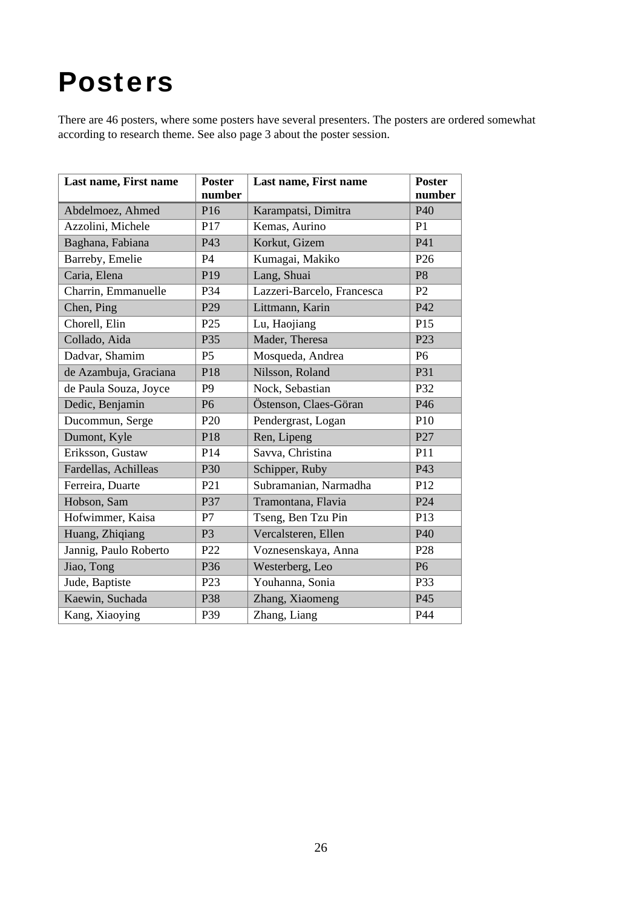# Posters

There are 46 posters, where some posters have several presenters. The posters are ordered somewhat according to research theme. See also page 3 about the poster session.

| Last name, First name | Poster number | Last name, First name | Poster number |
|---|---|---|---|
| Abdelmoez, Ahmed | P16 | Karampatsi, Dimitra | P40 |
| Azzolini, Michele | P17 | Kemas, Aurino | P1 |
| Baghana, Fabiana | P43 | Korkut, Gizem | P41 |
| Barreby, Emelie | P4 | Kumagai, Makiko | P26 |
| Caria, Elena | P19 | Lang, Shuai | P8 |
| Charrin, Emmanuelle | P34 | Lazzeri-Barcelo, Francesca | P2 |
| Chen, Ping | P29 | Littmann, Karin | P42 |
| Chorell, Elin | P25 | Lu, Haojiang | P15 |
| Collado, Aida | P35 | Mader, Theresa | P23 |
| Dadvar, Shamim | P5 | Mosqueda, Andrea | P6 |
| de Azambuja, Graciana | P18 | Nilsson, Roland | P31 |
| de Paula Souza, Joyce | P9 | Nock, Sebastian | P32 |
| Dedic, Benjamin | P6 | Östenson, Claes-Göran | P46 |
| Ducommun, Serge | P20 | Pendergrast, Logan | P10 |
| Dumont, Kyle | P18 | Ren, Lipeng | P27 |
| Eriksson, Gustaw | P14 | Savva, Christina | P11 |
| Fardellas, Achilleas | P30 | Schipper, Ruby | P43 |
| Ferreira, Duarte | P21 | Subramanian, Narmadha | P12 |
| Hobson, Sam | P37 | Tramontana, Flavia | P24 |
| Hofwimmer, Kaisa | P7 | Tseng, Ben Tzu Pin | P13 |
| Huang, Zhiqiang | P3 | Vercalsteren, Ellen | P40 |
| Jannig, Paulo Roberto | P22 | Voznesenskaya, Anna | P28 |
| Jiao, Tong | P36 | Westerberg, Leo | P6 |
| Jude, Baptiste | P23 | Youhanna, Sonia | P33 |
| Kaewin, Suchada | P38 | Zhang, Xiaomeng | P45 |
| Kang, Xiaoying | P39 | Zhang, Liang | P44 |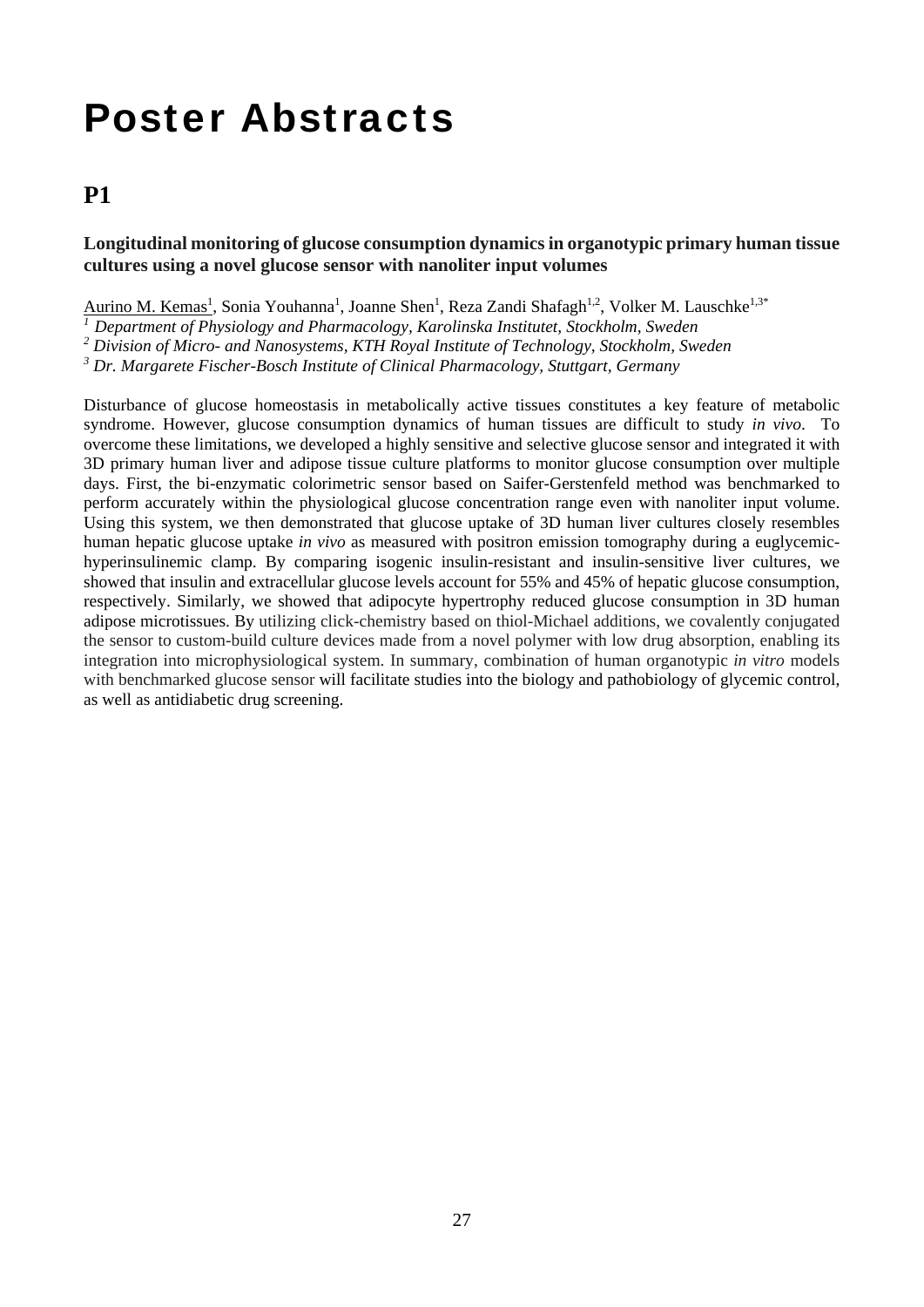# Poster Abstracts

## P1

**Longitudinal monitoring of glucose consumption dynamics in organotypic primary human tissue cultures using a novel glucose sensor with nanoliter input volumes**

Aurino M. Kemas[1], Sonia Youhanna[1], Joanne Shen[1], Reza Zandi Shafagh[1,2], Volker M. Lauschke[1,3*]

[1] *Department of Physiology and Pharmacology, Karolinska Institutet, Stockholm, Sweden*

[2] *Division of Micro- and Nanosystems, KTH Royal Institute of Technology, Stockholm, Sweden*

[3] *Dr. Margarete Fischer-Bosch Institute of Clinical Pharmacology, Stuttgart, Germany*

Disturbance of glucose homeostasis in metabolically active tissues constitutes a key feature of metabolic syndrome. However, glucose consumption dynamics of human tissues are difficult to study *in vivo*. To overcome these limitations, we developed a highly sensitive and selective glucose sensor and integrated it with 3D primary human liver and adipose tissue culture platforms to monitor glucose consumption over multiple days. First, the bi-enzymatic colorimetric sensor based on Saifer-Gerstenfeld method was benchmarked to perform accurately within the physiological glucose concentration range even with nanoliter input volume. Using this system, we then demonstrated that glucose uptake of 3D human liver cultures closely resembles human hepatic glucose uptake *in vivo* as measured with positron emission tomography during a euglycemic-hyperinsulinemic clamp. By comparing isogenic insulin-resistant and insulin-sensitive liver cultures, we showed that insulin and extracellular glucose levels account for 55% and 45% of hepatic glucose consumption, respectively. Similarly, we showed that adipocyte hypertrophy reduced glucose consumption in 3D human adipose microtissues. By utilizing click-chemistry based on thiol-Michael additions, we covalently conjugated the sensor to custom-build culture devices made from a novel polymer with low drug absorption, enabling its integration into microphysiological system. In summary, combination of human organotypic *in vitro* models with benchmarked glucose sensor will facilitate studies into the biology and pathobiology of glycemic control, as well as antidiabetic drug screening.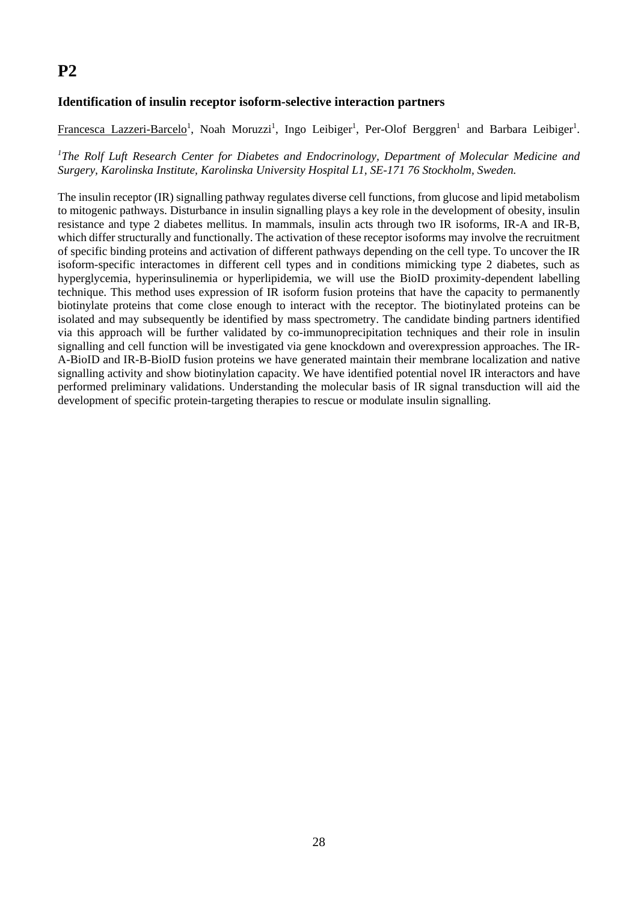# P2

### Identification of insulin receptor isoform-selective interaction partners

Francesca Lazzeri-Barcelo[1], Noah Moruzzi[1], Ingo Leibiger[1], Per-Olof Berggren[1] and Barbara Leibiger[1].

*[1]The Rolf Luft Research Center for Diabetes and Endocrinology, Department of Molecular Medicine and Surgery, Karolinska Institute, Karolinska University Hospital L1, SE-171 76 Stockholm, Sweden.*

The insulin receptor (IR) signalling pathway regulates diverse cell functions, from glucose and lipid metabolism to mitogenic pathways. Disturbance in insulin signalling plays a key role in the development of obesity, insulin resistance and type 2 diabetes mellitus. In mammals, insulin acts through two IR isoforms, IR-A and IR-B, which differ structurally and functionally. The activation of these receptor isoforms may involve the recruitment of specific binding proteins and activation of different pathways depending on the cell type. To uncover the IR isoform-specific interactomes in different cell types and in conditions mimicking type 2 diabetes, such as hyperglycemia, hyperinsulinemia or hyperlipidemia, we will use the BioID proximity-dependent labelling technique. This method uses expression of IR isoform fusion proteins that have the capacity to permanently biotinylate proteins that come close enough to interact with the receptor. The biotinylated proteins can be isolated and may subsequently be identified by mass spectrometry. The candidate binding partners identified via this approach will be further validated by co-immunoprecipitation techniques and their role in insulin signalling and cell function will be investigated via gene knockdown and overexpression approaches. The IR-A-BioID and IR-B-BioID fusion proteins we have generated maintain their membrane localization and native signalling activity and show biotinylation capacity. We have identified potential novel IR interactors and have performed preliminary validations. Understanding the molecular basis of IR signal transduction will aid the development of specific protein-targeting therapies to rescue or modulate insulin signalling.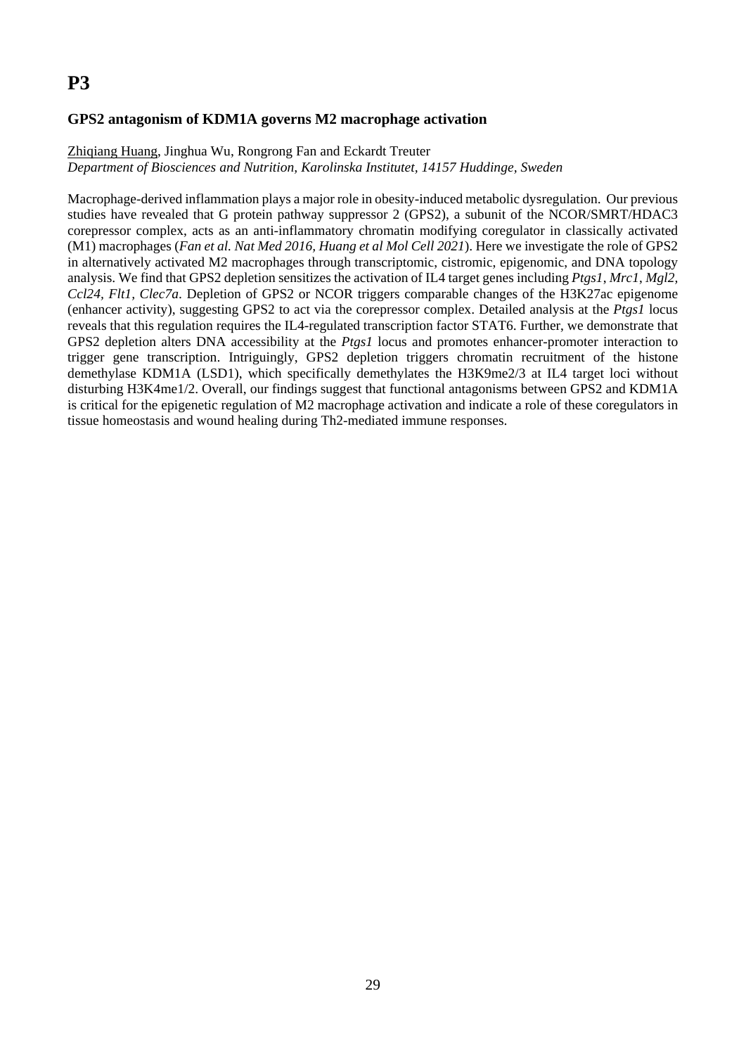# P3

## GPS2 antagonism of KDM1A governs M2 macrophage activation

<u>Zhiqiang Huang</u>, Jinghua Wu, Rongrong Fan and Eckardt Treuter
*Department of Biosciences and Nutrition, Karolinska Institutet, 14157 Huddinge, Sweden*

Macrophage-derived inflammation plays a major role in obesity-induced metabolic dysregulation. Our previous studies have revealed that G protein pathway suppressor 2 (GPS2), a subunit of the NCOR/SMRT/HDAC3 corepressor complex, acts as an anti-inflammatory chromatin modifying coregulator in classically activated (M1) macrophages (*Fan et al. Nat Med 2016, Huang et al Mol Cell 2021*). Here we investigate the role of GPS2 in alternatively activated M2 macrophages through transcriptomic, cistromic, epigenomic, and DNA topology analysis. We find that GPS2 depletion sensitizes the activation of IL4 target genes including *Ptgs1*, *Mrc1*, *Mgl2*, *Ccl24*, *Flt1, Clec7a*. Depletion of GPS2 or NCOR triggers comparable changes of the H3K27ac epigenome (enhancer activity), suggesting GPS2 to act via the corepressor complex. Detailed analysis at the *Ptgs1* locus reveals that this regulation requires the IL4-regulated transcription factor STAT6. Further, we demonstrate that GPS2 depletion alters DNA accessibility at the *Ptgs1* locus and promotes enhancer-promoter interaction to trigger gene transcription. Intriguingly, GPS2 depletion triggers chromatin recruitment of the histone demethylase KDM1A (LSD1), which specifically demethylates the H3K9me2/3 at IL4 target loci without disturbing H3K4me1/2. Overall, our findings suggest that functional antagonisms between GPS2 and KDM1A is critical for the epigenetic regulation of M2 macrophage activation and indicate a role of these coregulators in tissue homeostasis and wound healing during Th2-mediated immune responses.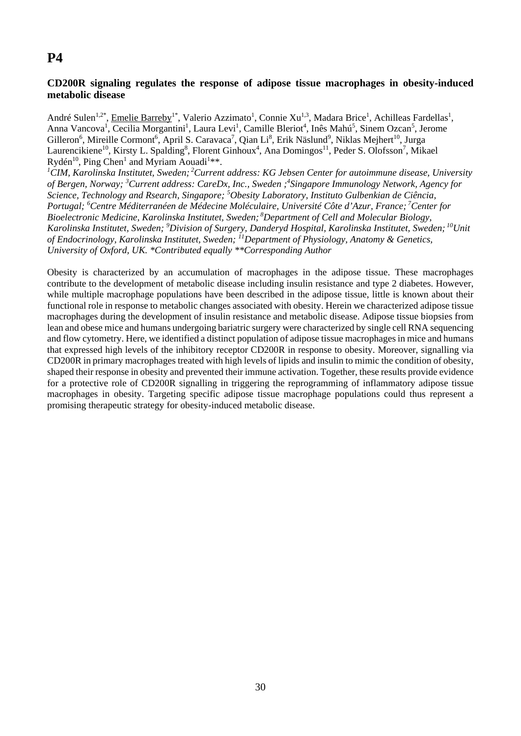# P4

## CD200R signaling regulates the response of adipose tissue macrophages in obesity-induced metabolic disease

André Sulen[1,2*], <u>Emelie Barreby</u>[1*], Valerio Azzimato[1], Connie Xu[1,3], Madara Brice[1], Achilleas Fardellas[1], Anna Vancova[1], Cecilia Morgantini[1], Laura Levi[1], Camille Bleriot[4], Inês Mahú[5], Sinem Ozcan[5], Jerome Gilleron[6], Mireille Cormont[6], April S. Caravaca[7], Qian Li[8], Erik Näslund[9], Niklas Mejhert[10], Jurga Laurencikiene[10], Kirsty L. Spalding[8], Florent Ginhoux[4], Ana Domingos[11], Peder S. Olofsson[7], Mikael Rydén[10], Ping Chen[1] and Myriam Aouadi[1]**.

*[1]CIM, Karolinska Institutet, Sweden; [2]Current address: KG Jebsen Center for autoimmune disease, University of Bergen, Norway; [3]Current address: CareDx, Inc., Sweden ;[4]Singapore Immunology Network, Agency for Science, Technology and Rsearch, Singapore; [5]Obesity Laboratory, Instituto Gulbenkian de Ciência, Portugal; [6]Centre Méditerranéen de Médecine Moléculaire, Université Côte d'Azur, France; [7]Center for Bioelectronic Medicine, Karolinska Institutet, Sweden; [8]Department of Cell and Molecular Biology, Karolinska Institutet, Sweden; [9]Division of Surgery, Danderyd Hospital, Karolinska Institutet, Sweden; [10]Unit of Endocrinology, Karolinska Institutet, Sweden; [11]Department of Physiology, Anatomy & Genetics, University of Oxford, UK. *Contributed equally **Corresponding Author*

Obesity is characterized by an accumulation of macrophages in the adipose tissue. These macrophages contribute to the development of metabolic disease including insulin resistance and type 2 diabetes. However, while multiple macrophage populations have been described in the adipose tissue, little is known about their functional role in response to metabolic changes associated with obesity. Herein we characterized adipose tissue macrophages during the development of insulin resistance and metabolic disease. Adipose tissue biopsies from lean and obese mice and humans undergoing bariatric surgery were characterized by single cell RNA sequencing and flow cytometry. Here, we identified a distinct population of adipose tissue macrophages in mice and humans that expressed high levels of the inhibitory receptor CD200R in response to obesity. Moreover, signalling via CD200R in primary macrophages treated with high levels of lipids and insulin to mimic the condition of obesity, shaped their response in obesity and prevented their immune activation. Together, these results provide evidence for a protective role of CD200R signalling in triggering the reprogramming of inflammatory adipose tissue macrophages in obesity. Targeting specific adipose tissue macrophage populations could thus represent a promising therapeutic strategy for obesity-induced metabolic disease.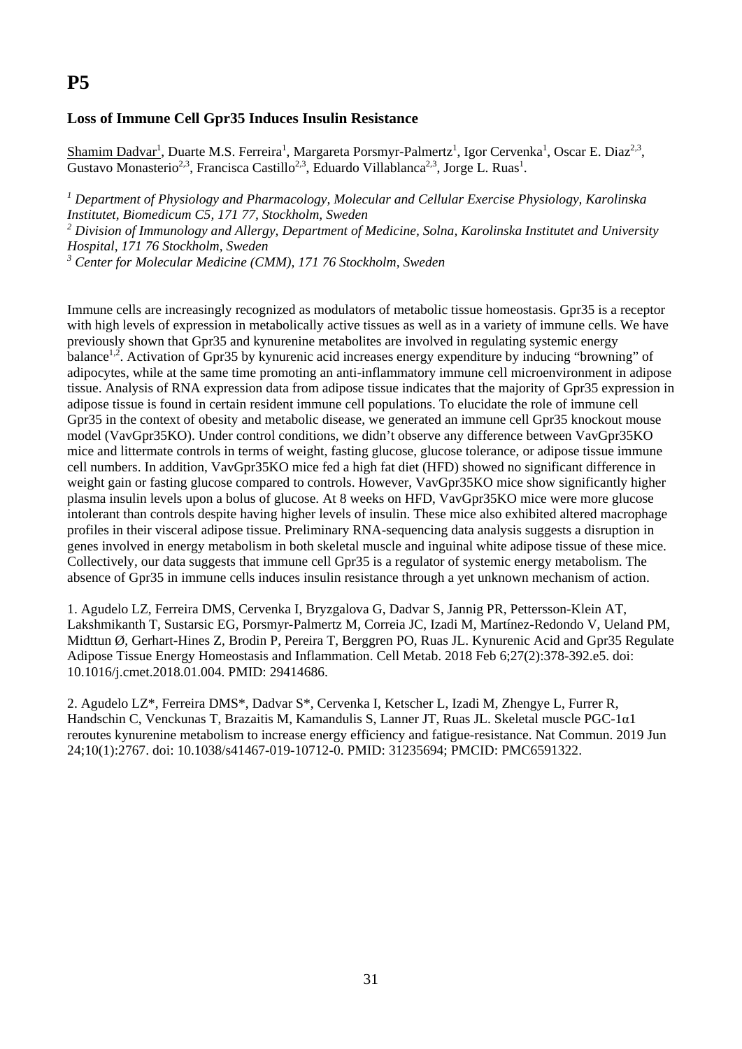# P5

## Loss of Immune Cell Gpr35 Induces Insulin Resistance

Shamim Dadvar[1], Duarte M.S. Ferreira[1], Margareta Porsmyr-Palmertz[1], Igor Cervenka[1], Oscar E. Diaz[2,3], Gustavo Monasterio[2,3], Francisca Castillo[2,3], Eduardo Villablanca[2,3], Jorge L. Ruas[1].

*[1] Department of Physiology and Pharmacology, Molecular and Cellular Exercise Physiology, Karolinska Institutet, Biomedicum C5, 171 77, Stockholm, Sweden*
*[2] Division of Immunology and Allergy, Department of Medicine, Solna, Karolinska Institutet and University Hospital, 171 76 Stockholm, Sweden*
*[3] Center for Molecular Medicine (CMM), 171 76 Stockholm, Sweden*

Immune cells are increasingly recognized as modulators of metabolic tissue homeostasis. Gpr35 is a receptor with high levels of expression in metabolically active tissues as well as in a variety of immune cells. We have previously shown that Gpr35 and kynurenine metabolites are involved in regulating systemic energy balance[1,2]. Activation of Gpr35 by kynurenic acid increases energy expenditure by inducing "browning" of adipocytes, while at the same time promoting an anti-inflammatory immune cell microenvironment in adipose tissue. Analysis of RNA expression data from adipose tissue indicates that the majority of Gpr35 expression in adipose tissue is found in certain resident immune cell populations. To elucidate the role of immune cell Gpr35 in the context of obesity and metabolic disease, we generated an immune cell Gpr35 knockout mouse model (VavGpr35KO). Under control conditions, we didn't observe any difference between VavGpr35KO mice and littermate controls in terms of weight, fasting glucose, glucose tolerance, or adipose tissue immune cell numbers. In addition, VavGpr35KO mice fed a high fat diet (HFD) showed no significant difference in weight gain or fasting glucose compared to controls. However, VavGpr35KO mice show significantly higher plasma insulin levels upon a bolus of glucose. At 8 weeks on HFD, VavGpr35KO mice were more glucose intolerant than controls despite having higher levels of insulin. These mice also exhibited altered macrophage profiles in their visceral adipose tissue. Preliminary RNA-sequencing data analysis suggests a disruption in genes involved in energy metabolism in both skeletal muscle and inguinal white adipose tissue of these mice. Collectively, our data suggests that immune cell Gpr35 is a regulator of systemic energy metabolism. The absence of Gpr35 in immune cells induces insulin resistance through a yet unknown mechanism of action.

1. Agudelo LZ, Ferreira DMS, Cervenka I, Bryzgalova G, Dadvar S, Jannig PR, Pettersson-Klein AT, Lakshmikanth T, Sustarsic EG, Porsmyr-Palmertz M, Correia JC, Izadi M, Martínez-Redondo V, Ueland PM, Midttun Ø, Gerhart-Hines Z, Brodin P, Pereira T, Berggren PO, Ruas JL. Kynurenic Acid and Gpr35 Regulate Adipose Tissue Energy Homeostasis and Inflammation. Cell Metab. 2018 Feb 6;27(2):378-392.e5. doi: 10.1016/j.cmet.2018.01.004. PMID: 29414686.

2. Agudelo LZ*, Ferreira DMS*, Dadvar S*, Cervenka I, Ketscher L, Izadi M, Zhengye L, Furrer R, Handschin C, Venckunas T, Brazaitis M, Kamandulis S, Lanner JT, Ruas JL. Skeletal muscle PGC-1α1 reroutes kynurenine metabolism to increase energy efficiency and fatigue-resistance. Nat Commun. 2019 Jun 24;10(1):2767. doi: 10.1038/s41467-019-10712-0. PMID: 31235694; PMCID: PMC6591322.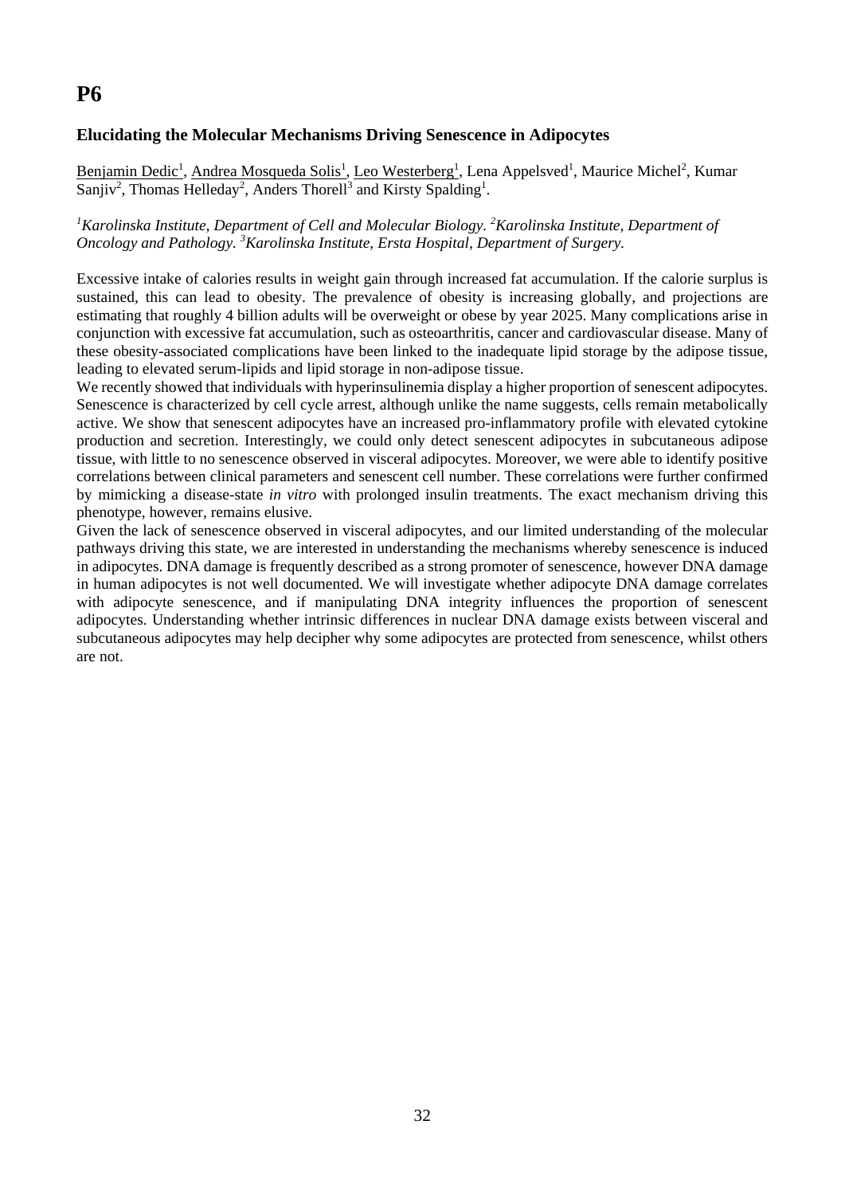# P6

### Elucidating the Molecular Mechanisms Driving Senescence in Adipocytes

Benjamin Dedic[1], Andrea Mosqueda Solis[1], Leo Westerberg[1], Lena Appelsved[1], Maurice Michel[2], Kumar Sanjiv[2], Thomas Helleday[2], Anders Thorell[3] and Kirsty Spalding[1].

*[1]Karolinska Institute, Department of Cell and Molecular Biology. [2]Karolinska Institute, Department of Oncology and Pathology. [3]Karolinska Institute, Ersta Hospital, Department of Surgery.*

Excessive intake of calories results in weight gain through increased fat accumulation. If the calorie surplus is sustained, this can lead to obesity. The prevalence of obesity is increasing globally, and projections are estimating that roughly 4 billion adults will be overweight or obese by year 2025. Many complications arise in conjunction with excessive fat accumulation, such as osteoarthritis, cancer and cardiovascular disease. Many of these obesity-associated complications have been linked to the inadequate lipid storage by the adipose tissue, leading to elevated serum-lipids and lipid storage in non-adipose tissue.

We recently showed that individuals with hyperinsulinemia display a higher proportion of senescent adipocytes. Senescence is characterized by cell cycle arrest, although unlike the name suggests, cells remain metabolically active. We show that senescent adipocytes have an increased pro-inflammatory profile with elevated cytokine production and secretion. Interestingly, we could only detect senescent adipocytes in subcutaneous adipose tissue, with little to no senescence observed in visceral adipocytes. Moreover, we were able to identify positive correlations between clinical parameters and senescent cell number. These correlations were further confirmed by mimicking a disease-state *in vitro* with prolonged insulin treatments. The exact mechanism driving this phenotype, however, remains elusive.

Given the lack of senescence observed in visceral adipocytes, and our limited understanding of the molecular pathways driving this state, we are interested in understanding the mechanisms whereby senescence is induced in adipocytes. DNA damage is frequently described as a strong promoter of senescence, however DNA damage in human adipocytes is not well documented. We will investigate whether adipocyte DNA damage correlates with adipocyte senescence, and if manipulating DNA integrity influences the proportion of senescent adipocytes. Understanding whether intrinsic differences in nuclear DNA damage exists between visceral and subcutaneous adipocytes may help decipher why some adipocytes are protected from senescence, whilst others are not.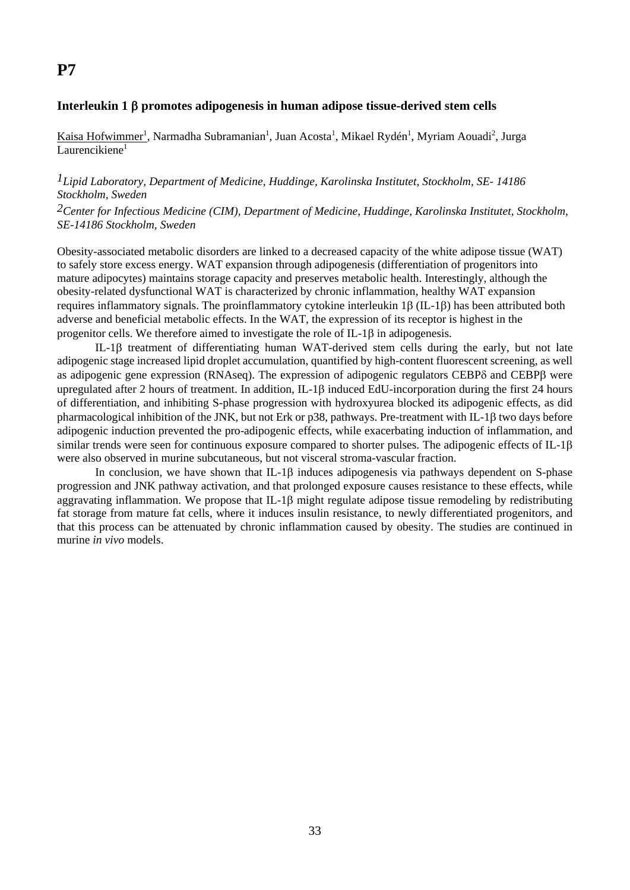# P7

## Interleukin 1 β promotes adipogenesis in human adipose tissue-derived stem cells

Kaisa Hofwimmer[1], Narmadha Subramanian[1], Juan Acosta[1], Mikael Rydén[1], Myriam Aouadi[2], Jurga Laurencikiene[1]

*[1]Lipid Laboratory, Department of Medicine, Huddinge, Karolinska Institutet, Stockholm, SE- 14186 Stockholm, Sweden*

*[2]Center for Infectious Medicine (CIM), Department of Medicine, Huddinge, Karolinska Institutet, Stockholm, SE-14186 Stockholm, Sweden*

Obesity-associated metabolic disorders are linked to a decreased capacity of the white adipose tissue (WAT) to safely store excess energy. WAT expansion through adipogenesis (differentiation of progenitors into mature adipocytes) maintains storage capacity and preserves metabolic health. Interestingly, although the obesity-related dysfunctional WAT is characterized by chronic inflammation, healthy WAT expansion requires inflammatory signals. The proinflammatory cytokine interleukin 1β (IL-1β) has been attributed both adverse and beneficial metabolic effects. In the WAT, the expression of its receptor is highest in the progenitor cells. We therefore aimed to investigate the role of IL-1β in adipogenesis.

IL-1β treatment of differentiating human WAT-derived stem cells during the early, but not late adipogenic stage increased lipid droplet accumulation, quantified by high-content fluorescent screening, as well as adipogenic gene expression (RNAseq). The expression of adipogenic regulators CEBPδ and CEBPβ were upregulated after 2 hours of treatment. In addition, IL-1β induced EdU-incorporation during the first 24 hours of differentiation, and inhibiting S-phase progression with hydroxyurea blocked its adipogenic effects, as did pharmacological inhibition of the JNK, but not Erk or p38, pathways. Pre-treatment with IL-1β two days before adipogenic induction prevented the pro-adipogenic effects, while exacerbating induction of inflammation, and similar trends were seen for continuous exposure compared to shorter pulses. The adipogenic effects of IL-1β were also observed in murine subcutaneous, but not visceral stroma-vascular fraction.

In conclusion, we have shown that IL-1β induces adipogenesis via pathways dependent on S-phase progression and JNK pathway activation, and that prolonged exposure causes resistance to these effects, while aggravating inflammation. We propose that IL-1β might regulate adipose tissue remodeling by redistributing fat storage from mature fat cells, where it induces insulin resistance, to newly differentiated progenitors, and that this process can be attenuated by chronic inflammation caused by obesity. The studies are continued in murine *in vivo* models.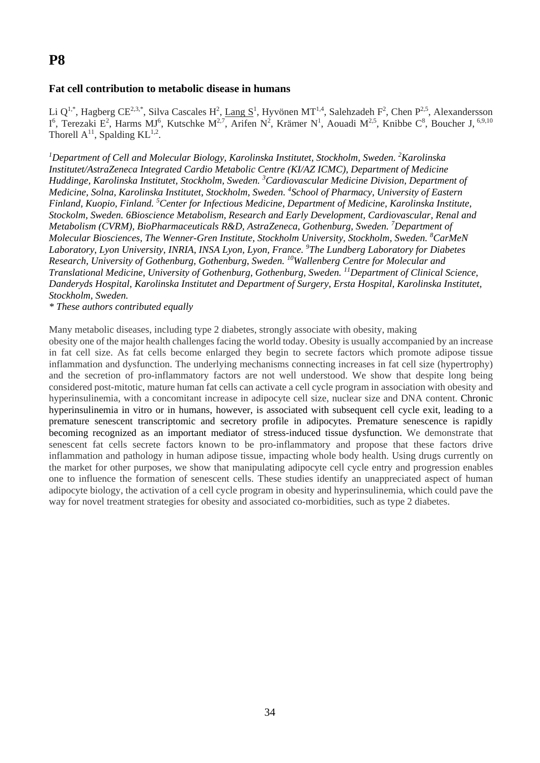# P8

### Fat cell contribution to metabolic disease in humans

Li Q[1,*], Hagberg CE[2,3,*], Silva Cascales H[2], Lang S[1], Hyvönen MT[1,4], Salehzadeh F[2], Chen P[2,5], Alexandersson I[6], Terezaki E[2], Harms MJ[6], Kutschke M[2,7], Arifen N[2], Krämer N[1], Aouadi M[2,5], Knibbe C[8], Boucher J, [6,9,10] Thorell A[11], Spalding KL[1,2].

*[1]Department of Cell and Molecular Biology, Karolinska Institutet, Stockholm, Sweden. [2]Karolinska Institutet/AstraZeneca Integrated Cardio Metabolic Centre (KI/AZ ICMC), Department of Medicine Huddinge, Karolinska Institutet, Stockholm, Sweden. [3]Cardiovascular Medicine Division, Department of Medicine, Solna, Karolinska Institutet, Stockholm, Sweden. [4]School of Pharmacy, University of Eastern Finland, Kuopio, Finland. [5]Center for Infectious Medicine, Department of Medicine, Karolinska Institute, Stockolm, Sweden. 6Bioscience Metabolism, Research and Early Development, Cardiovascular, Renal and Metabolism (CVRM), BioPharmaceuticals R&D, AstraZeneca, Gothenburg, Sweden. [7]Department of Molecular Biosciences, The Wenner-Gren Institute, Stockholm University, Stockholm, Sweden. [8]CarMeN Laboratory, Lyon University, INRIA, INSA Lyon, Lyon, France. [9]The Lundberg Laboratory for Diabetes Research, University of Gothenburg, Gothenburg, Sweden. [10]Wallenberg Centre for Molecular and Translational Medicine, University of Gothenburg, Gothenburg, Sweden. [11]Department of Clinical Science, Danderyds Hospital, Karolinska Institutet and Department of Surgery, Ersta Hospital, Karolinska Institutet, Stockholm, Sweden.*

*\* These authors contributed equally*

Many metabolic diseases, including type 2 diabetes, strongly associate with obesity, making obesity one of the major health challenges facing the world today. Obesity is usually accompanied by an increase in fat cell size. As fat cells become enlarged they begin to secrete factors which promote adipose tissue inflammation and dysfunction. The underlying mechanisms connecting increases in fat cell size (hypertrophy) and the secretion of pro-inflammatory factors are not well understood. We show that despite long being considered post-mitotic, mature human fat cells can activate a cell cycle program in association with obesity and hyperinsulinemia, with a concomitant increase in adipocyte cell size, nuclear size and DNA content. Chronic hyperinsulinemia in vitro or in humans, however, is associated with subsequent cell cycle exit, leading to a premature senescent transcriptomic and secretory profile in adipocytes. Premature senescence is rapidly becoming recognized as an important mediator of stress-induced tissue dysfunction. We demonstrate that senescent fat cells secrete factors known to be pro-inflammatory and propose that these factors drive inflammation and pathology in human adipose tissue, impacting whole body health. Using drugs currently on the market for other purposes, we show that manipulating adipocyte cell cycle entry and progression enables one to influence the formation of senescent cells. These studies identify an unappreciated aspect of human adipocyte biology, the activation of a cell cycle program in obesity and hyperinsulinemia, which could pave the way for novel treatment strategies for obesity and associated co-morbidities, such as type 2 diabetes.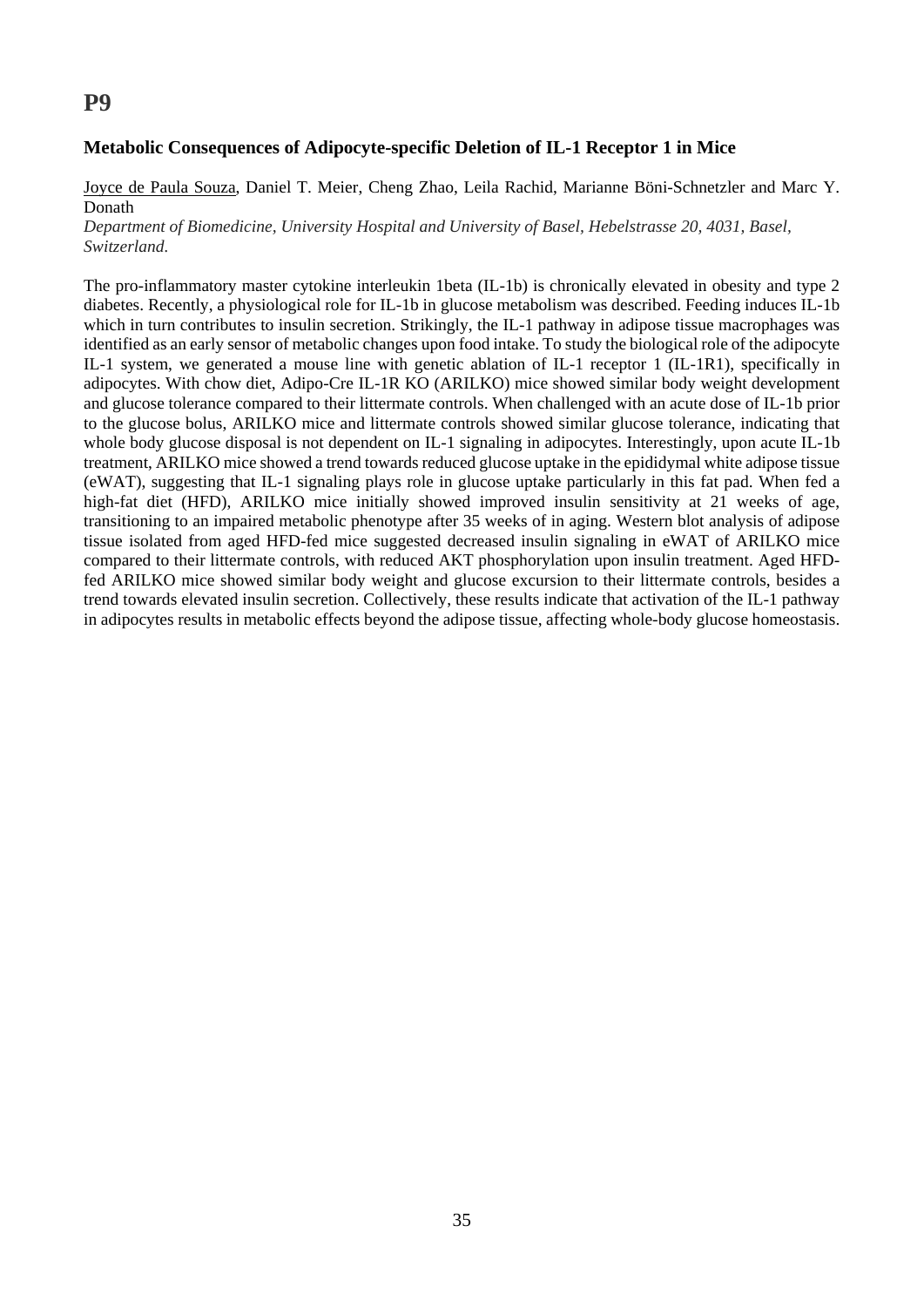# P9

### Metabolic Consequences of Adipocyte-specific Deletion of IL-1 Receptor 1 in Mice

<u>Joyce de Paula Souza</u>, Daniel T. Meier, Cheng Zhao, Leila Rachid, Marianne Böni-Schnetzler and Marc Y. Donath

*Department of Biomedicine, University Hospital and University of Basel, Hebelstrasse 20, 4031, Basel, Switzerland.*

The pro-inflammatory master cytokine interleukin 1beta (IL-1b) is chronically elevated in obesity and type 2 diabetes. Recently, a physiological role for IL-1b in glucose metabolism was described. Feeding induces IL-1b which in turn contributes to insulin secretion. Strikingly, the IL-1 pathway in adipose tissue macrophages was identified as an early sensor of metabolic changes upon food intake. To study the biological role of the adipocyte IL-1 system, we generated a mouse line with genetic ablation of IL-1 receptor 1 (IL-1R1), specifically in adipocytes. With chow diet, Adipo-Cre IL-1R KO (ARILKO) mice showed similar body weight development and glucose tolerance compared to their littermate controls. When challenged with an acute dose of IL-1b prior to the glucose bolus, ARILKO mice and littermate controls showed similar glucose tolerance, indicating that whole body glucose disposal is not dependent on IL-1 signaling in adipocytes. Interestingly, upon acute IL-1b treatment, ARILKO mice showed a trend towards reduced glucose uptake in the epididymal white adipose tissue (eWAT), suggesting that IL-1 signaling plays role in glucose uptake particularly in this fat pad. When fed a high-fat diet (HFD), ARILKO mice initially showed improved insulin sensitivity at 21 weeks of age, transitioning to an impaired metabolic phenotype after 35 weeks of in aging. Western blot analysis of adipose tissue isolated from aged HFD-fed mice suggested decreased insulin signaling in eWAT of ARILKO mice compared to their littermate controls, with reduced AKT phosphorylation upon insulin treatment. Aged HFD-fed ARILKO mice showed similar body weight and glucose excursion to their littermate controls, besides a trend towards elevated insulin secretion. Collectively, these results indicate that activation of the IL-1 pathway in adipocytes results in metabolic effects beyond the adipose tissue, affecting whole-body glucose homeostasis.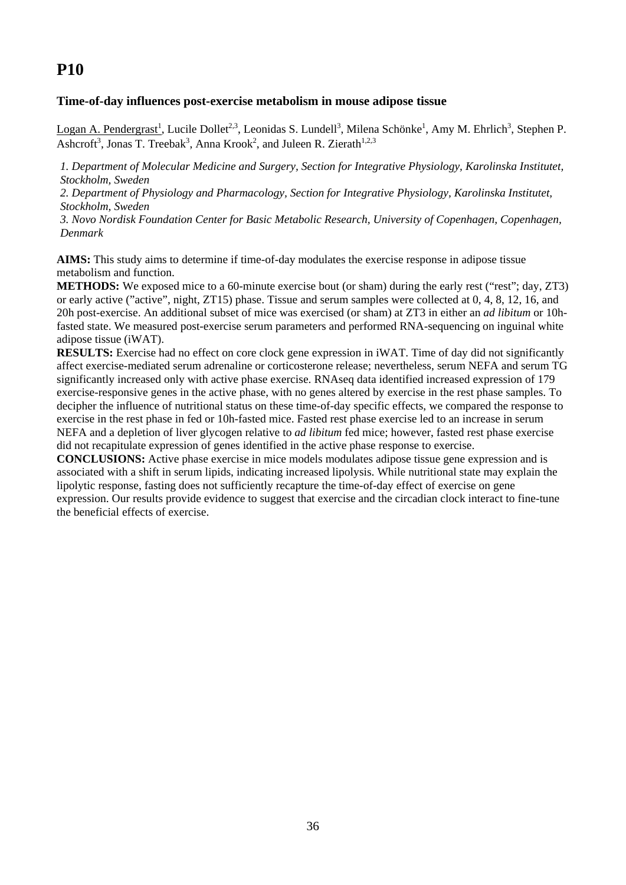# P10

### Time-of-day influences post-exercise metabolism in mouse adipose tissue

Logan A. Pendergrast[1], Lucile Dollet[2,3], Leonidas S. Lundell[3], Milena Schönke[1], Amy M. Ehrlich[3], Stephen P. Ashcroft[3], Jonas T. Treebak[3], Anna Krook[2], and Juleen R. Zierath[1,2,3]

*1. Department of Molecular Medicine and Surgery, Section for Integrative Physiology, Karolinska Institutet, Stockholm, Sweden*
*2. Department of Physiology and Pharmacology, Section for Integrative Physiology, Karolinska Institutet, Stockholm, Sweden*
*3. Novo Nordisk Foundation Center for Basic Metabolic Research, University of Copenhagen, Copenhagen, Denmark*

**AIMS:** This study aims to determine if time-of-day modulates the exercise response in adipose tissue metabolism and function.
**METHODS:** We exposed mice to a 60-minute exercise bout (or sham) during the early rest ("rest"; day, ZT3) or early active ("active", night, ZT15) phase. Tissue and serum samples were collected at 0, 4, 8, 12, 16, and 20h post-exercise. An additional subset of mice was exercised (or sham) at ZT3 in either an *ad libitum* or 10h-fasted state. We measured post-exercise serum parameters and performed RNA-sequencing on inguinal white adipose tissue (iWAT).
**RESULTS:** Exercise had no effect on core clock gene expression in iWAT. Time of day did not significantly affect exercise-mediated serum adrenaline or corticosterone release; nevertheless, serum NEFA and serum TG significantly increased only with active phase exercise. RNAseq data identified increased expression of 179 exercise-responsive genes in the active phase, with no genes altered by exercise in the rest phase samples. To decipher the influence of nutritional status on these time-of-day specific effects, we compared the response to exercise in the rest phase in fed or 10h-fasted mice. Fasted rest phase exercise led to an increase in serum NEFA and a depletion of liver glycogen relative to *ad libitum* fed mice; however, fasted rest phase exercise did not recapitulate expression of genes identified in the active phase response to exercise.
**CONCLUSIONS:** Active phase exercise in mice models modulates adipose tissue gene expression and is associated with a shift in serum lipids, indicating increased lipolysis. While nutritional state may explain the lipolytic response, fasting does not sufficiently recapture the time-of-day effect of exercise on gene expression. Our results provide evidence to suggest that exercise and the circadian clock interact to fine-tune the beneficial effects of exercise.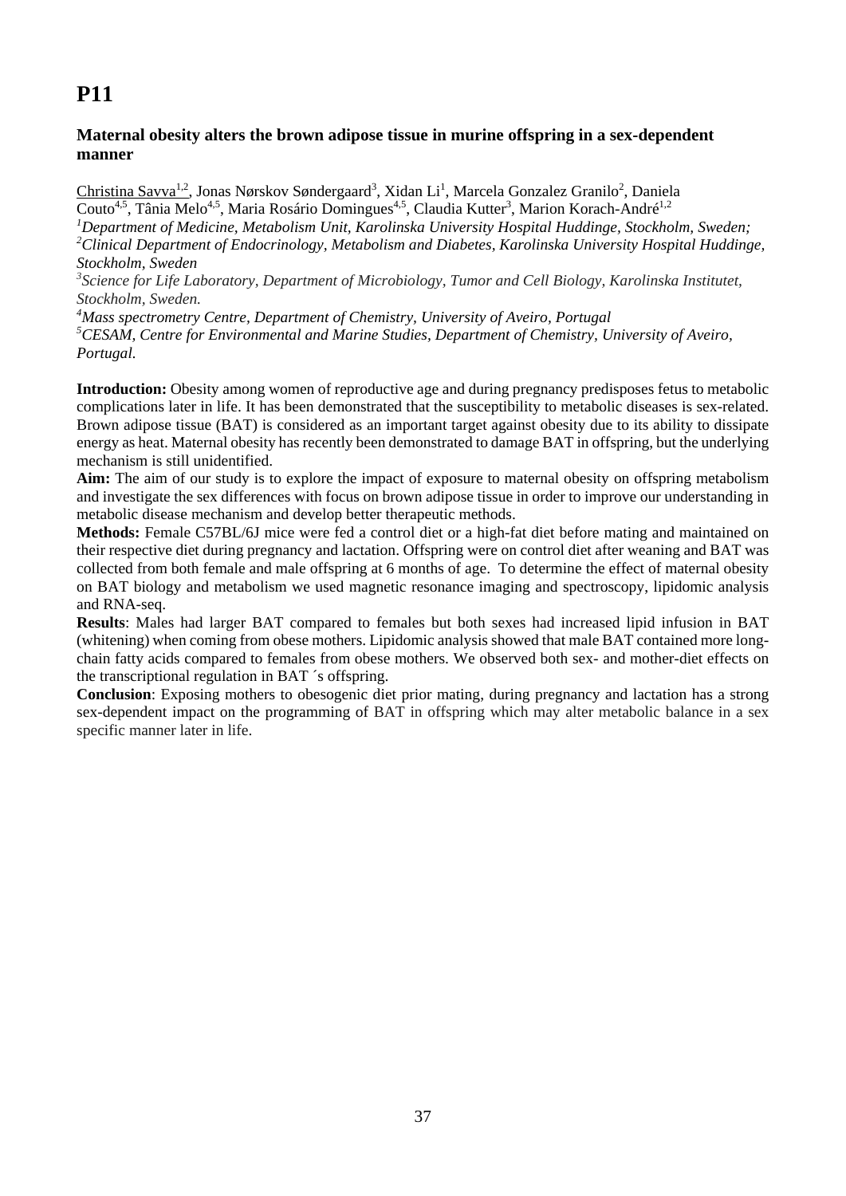# P11

### Maternal obesity alters the brown adipose tissue in murine offspring in a sex-dependent manner

Christina Savva[1,2], Jonas Nørskov Søndergaard[3], Xidan Li[1], Marcela Gonzalez Granilo[2], Daniela Couto[4,5], Tânia Melo[4,5], Maria Rosário Domingues[4,5], Claudia Kutter[3], Marion Korach-André[1,2]

*[1]Department of Medicine, Metabolism Unit, Karolinska University Hospital Huddinge, Stockholm, Sweden;*
*[2]Clinical Department of Endocrinology, Metabolism and Diabetes, Karolinska University Hospital Huddinge, Stockholm, Sweden*
*[3]Science for Life Laboratory, Department of Microbiology, Tumor and Cell Biology, Karolinska Institutet, Stockholm, Sweden.*
*[4]Mass spectrometry Centre, Department of Chemistry, University of Aveiro, Portugal*
*[5]CESAM, Centre for Environmental and Marine Studies, Department of Chemistry, University of Aveiro, Portugal.*

**Introduction:** Obesity among women of reproductive age and during pregnancy predisposes fetus to metabolic complications later in life. It has been demonstrated that the susceptibility to metabolic diseases is sex-related. Brown adipose tissue (BAT) is considered as an important target against obesity due to its ability to dissipate energy as heat. Maternal obesity has recently been demonstrated to damage BAT in offspring, but the underlying mechanism is still unidentified.

**Aim:** The aim of our study is to explore the impact of exposure to maternal obesity on offspring metabolism and investigate the sex differences with focus on brown adipose tissue in order to improve our understanding in metabolic disease mechanism and develop better therapeutic methods.

**Methods:** Female C57BL/6J mice were fed a control diet or a high-fat diet before mating and maintained on their respective diet during pregnancy and lactation. Offspring were on control diet after weaning and BAT was collected from both female and male offspring at 6 months of age. To determine the effect of maternal obesity on BAT biology and metabolism we used magnetic resonance imaging and spectroscopy, lipidomic analysis and RNA-seq.

**Results**: Males had larger BAT compared to females but both sexes had increased lipid infusion in BAT (whitening) when coming from obese mothers. Lipidomic analysis showed that male BAT contained more long-chain fatty acids compared to females from obese mothers. We observed both sex- and mother-diet effects on the transcriptional regulation in BAT ´s offspring.

**Conclusion**: Exposing mothers to obesogenic diet prior mating, during pregnancy and lactation has a strong sex-dependent impact on the programming of BAT in offspring which may alter metabolic balance in a sex specific manner later in life.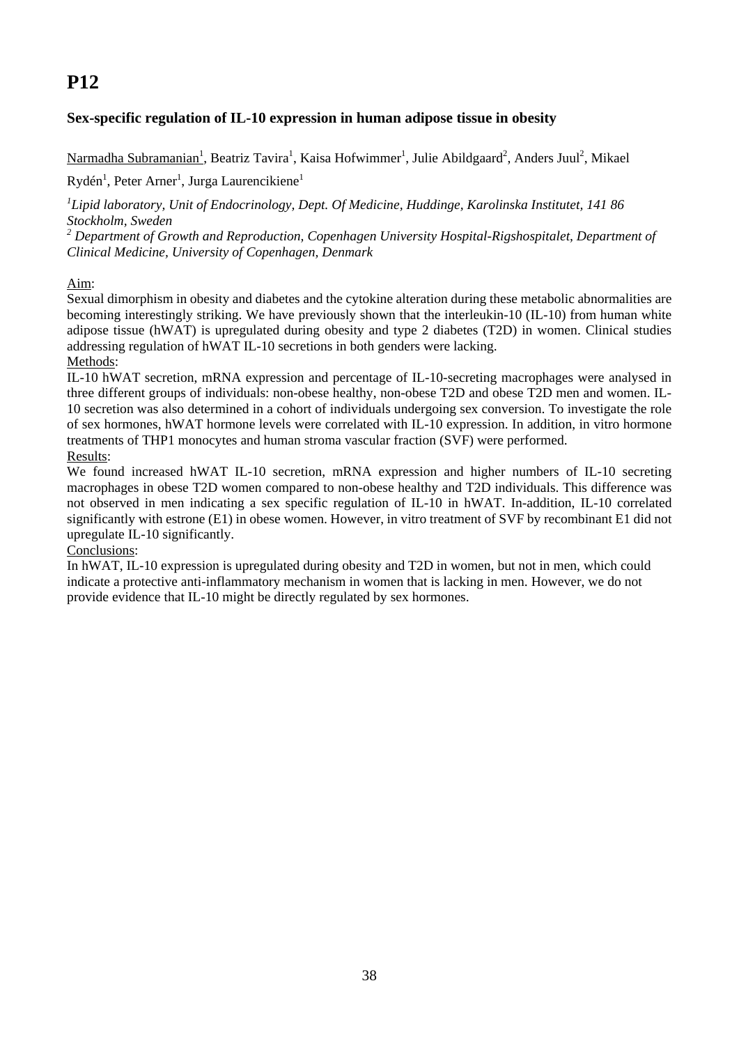# P12

### Sex-specific regulation of IL-10 expression in human adipose tissue in obesity

Narmadha Subramanian[1], Beatriz Tavira[1], Kaisa Hofwimmer[1], Julie Abildgaard[2], Anders Juul[2], Mikael Rydén[1], Peter Arner[1], Jurga Laurencikiene[1]

*[1]Lipid laboratory, Unit of Endocrinology, Dept. Of Medicine, Huddinge, Karolinska Institutet, 141 86 Stockholm, Sweden*
*[2] Department of Growth and Reproduction, Copenhagen University Hospital-Rigshospitalet, Department of Clinical Medicine, University of Copenhagen, Denmark*

Aim:
Sexual dimorphism in obesity and diabetes and the cytokine alteration during these metabolic abnormalities are becoming interestingly striking. We have previously shown that the interleukin-10 (IL-10) from human white adipose tissue (hWAT) is upregulated during obesity and type 2 diabetes (T2D) in women. Clinical studies addressing regulation of hWAT IL-10 secretions in both genders were lacking.
Methods:
IL-10 hWAT secretion, mRNA expression and percentage of IL-10-secreting macrophages were analysed in three different groups of individuals: non-obese healthy, non-obese T2D and obese T2D men and women. IL-10 secretion was also determined in a cohort of individuals undergoing sex conversion. To investigate the role of sex hormones, hWAT hormone levels were correlated with IL-10 expression. In addition, in vitro hormone treatments of THP1 monocytes and human stroma vascular fraction (SVF) were performed.
Results:
We found increased hWAT IL-10 secretion, mRNA expression and higher numbers of IL-10 secreting macrophages in obese T2D women compared to non-obese healthy and T2D individuals. This difference was not observed in men indicating a sex specific regulation of IL-10 in hWAT. In-addition, IL-10 correlated significantly with estrone (E1) in obese women. However, in vitro treatment of SVF by recombinant E1 did not upregulate IL-10 significantly.
Conclusions:
In hWAT, IL-10 expression is upregulated during obesity and T2D in women, but not in men, which could indicate a protective anti-inflammatory mechanism in women that is lacking in men. However, we do not provide evidence that IL-10 might be directly regulated by sex hormones.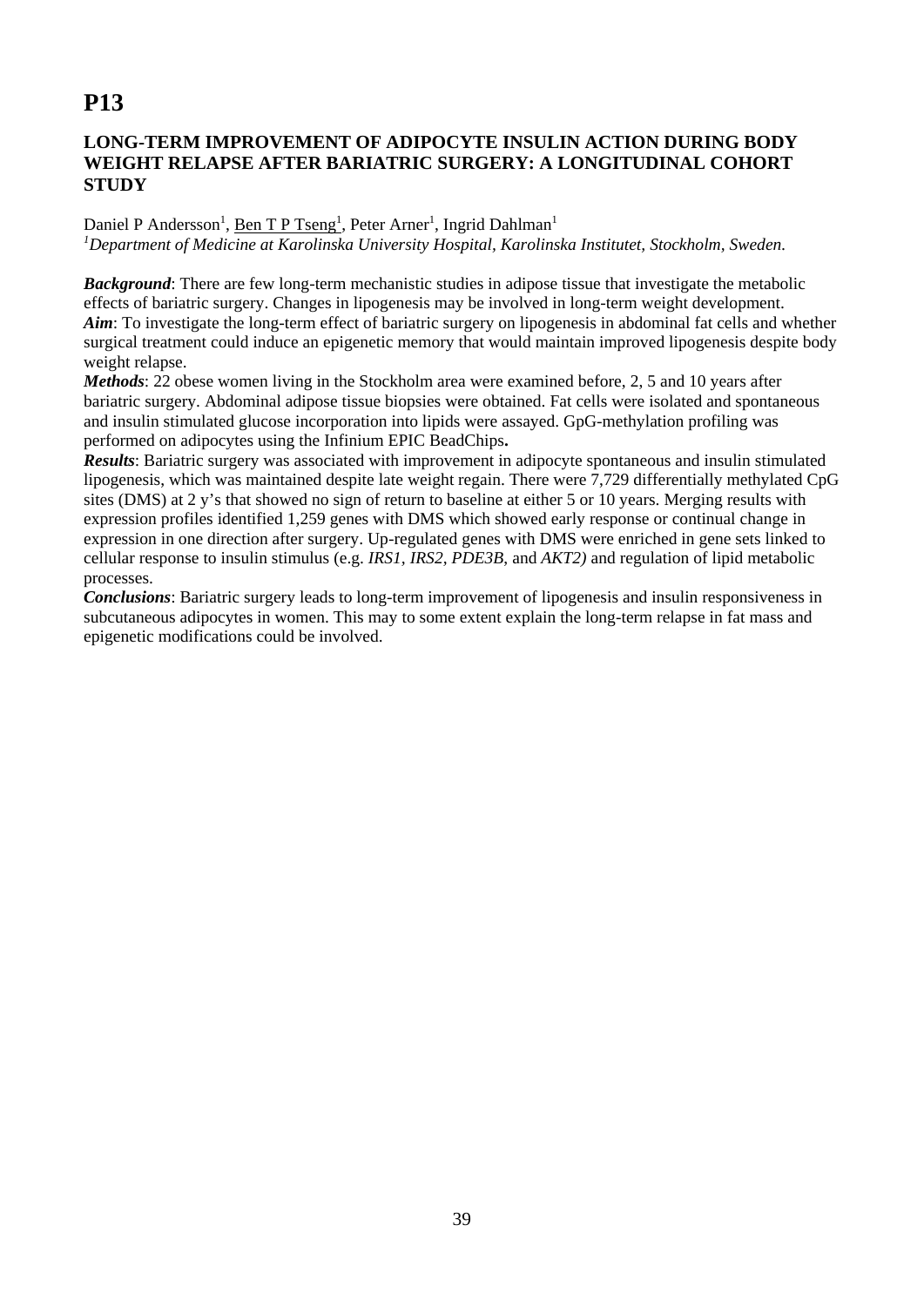# P13

## LONG-TERM IMPROVEMENT OF ADIPOCYTE INSULIN ACTION DURING BODY WEIGHT RELAPSE AFTER BARIATRIC SURGERY: A LONGITUDINAL COHORT STUDY

Daniel P Andersson[1], Ben T P Tseng[1], Peter Arner[1], Ingrid Dahlman[1]

[1]*Department of Medicine at Karolinska University Hospital, Karolinska Institutet, Stockholm, Sweden.*

***Background***: There are few long-term mechanistic studies in adipose tissue that investigate the metabolic effects of bariatric surgery. Changes in lipogenesis may be involved in long-term weight development.

***Aim***: To investigate the long-term effect of bariatric surgery on lipogenesis in abdominal fat cells and whether surgical treatment could induce an epigenetic memory that would maintain improved lipogenesis despite body weight relapse.

***Methods***: 22 obese women living in the Stockholm area were examined before, 2, 5 and 10 years after bariatric surgery. Abdominal adipose tissue biopsies were obtained. Fat cells were isolated and spontaneous and insulin stimulated glucose incorporation into lipids were assayed. GpG-methylation profiling was performed on adipocytes using the Infinium EPIC BeadChips**.**

***Results***: Bariatric surgery was associated with improvement in adipocyte spontaneous and insulin stimulated lipogenesis, which was maintained despite late weight regain. There were 7,729 differentially methylated CpG sites (DMS) at 2 y's that showed no sign of return to baseline at either 5 or 10 years. Merging results with expression profiles identified 1,259 genes with DMS which showed early response or continual change in expression in one direction after surgery. Up-regulated genes with DMS were enriched in gene sets linked to cellular response to insulin stimulus (e.g. *IRS1, IRS2, PDE3B*, and *AKT2)* and regulation of lipid metabolic processes.

***Conclusions***: Bariatric surgery leads to long-term improvement of lipogenesis and insulin responsiveness in subcutaneous adipocytes in women. This may to some extent explain the long-term relapse in fat mass and epigenetic modifications could be involved.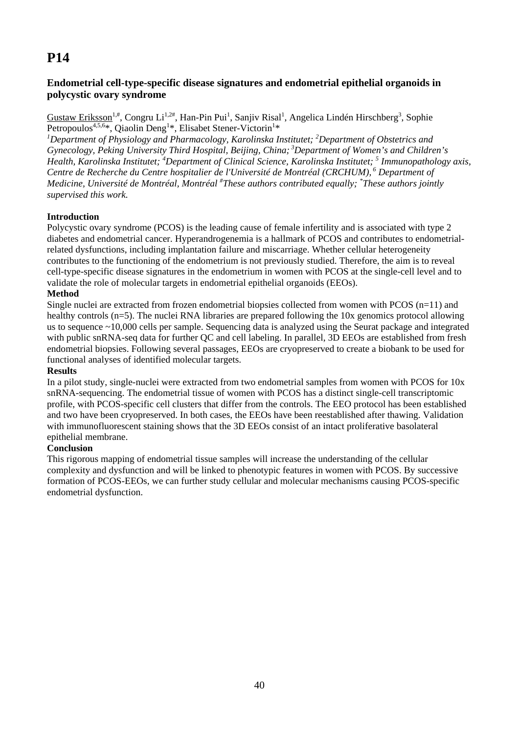# P14

### Endometrial cell-type-specific disease signatures and endometrial epithelial organoids in polycystic ovary syndrome

Gustaw Eriksson[1,#], Congru Li[1,2#], Han-Pin Pui[1], Sanjiv Risal[1], Angelica Lindén Hirschberg[3], Sophie Petropoulos[4,5,6]*, Qiaolin Deng[1]*, Elisabet Stener-Victorin[1]*

*[1]Department of Physiology and Pharmacology, Karolinska Institutet; [2]Department of Obstetrics and Gynecology, Peking University Third Hospital, Beijing, China; [3]Department of Women's and Children's Health, Karolinska Institutet; [4]Department of Clinical Science, Karolinska Institutet; [5] Immunopathology axis, Centre de Recherche du Centre hospitalier de l'Université de Montréal (CRCHUM), [6] Department of Medicine, Université de Montréal, Montréal [#]These authors contributed equally; [*]These authors jointly supervised this work.*

**Introduction**

Polycystic ovary syndrome (PCOS) is the leading cause of female infertility and is associated with type 2 diabetes and endometrial cancer. Hyperandrogenemia is a hallmark of PCOS and contributes to endometrial-related dysfunctions, including implantation failure and miscarriage. Whether cellular heterogeneity contributes to the functioning of the endometrium is not previously studied. Therefore, the aim is to reveal cell-type-specific disease signatures in the endometrium in women with PCOS at the single-cell level and to validate the role of molecular targets in endometrial epithelial organoids (EEOs).

**Method**

Single nuclei are extracted from frozen endometrial biopsies collected from women with PCOS (n=11) and healthy controls (n=5). The nuclei RNA libraries are prepared following the 10x genomics protocol allowing us to sequence ~10,000 cells per sample. Sequencing data is analyzed using the Seurat package and integrated with public snRNA-seq data for further QC and cell labeling. In parallel, 3D EEOs are established from fresh endometrial biopsies. Following several passages, EEOs are cryopreserved to create a biobank to be used for functional analyses of identified molecular targets.

**Results**

In a pilot study, single-nuclei were extracted from two endometrial samples from women with PCOS for 10x snRNA-sequencing. The endometrial tissue of women with PCOS has a distinct single-cell transcriptomic profile, with PCOS-specific cell clusters that differ from the controls. The EEO protocol has been established and two have been cryopreserved. In both cases, the EEOs have been reestablished after thawing. Validation with immunofluorescent staining shows that the 3D EEOs consist of an intact proliferative basolateral epithelial membrane.

**Conclusion**

This rigorous mapping of endometrial tissue samples will increase the understanding of the cellular complexity and dysfunction and will be linked to phenotypic features in women with PCOS. By successive formation of PCOS-EEOs, we can further study cellular and molecular mechanisms causing PCOS-specific endometrial dysfunction.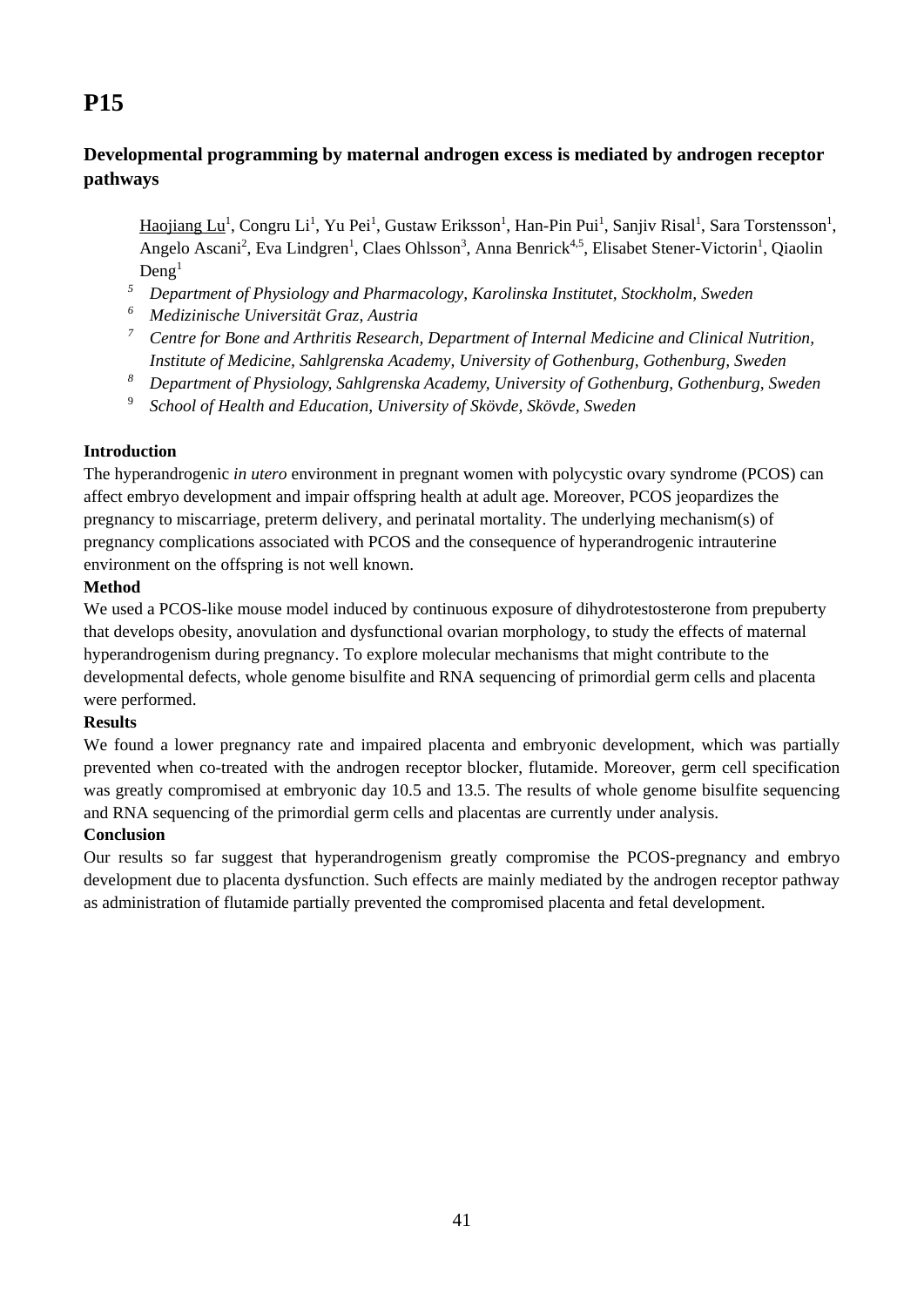# P15

## Developmental programming by maternal androgen excess is mediated by androgen receptor pathways

Haojiang Lu[1], Congru Li[1], Yu Pei[1], Gustaw Eriksson[1], Han-Pin Pui[1], Sanjiv Risal[1], Sara Torstensson[1], Angelo Ascani[2], Eva Lindgren[1], Claes Ohlsson[3], Anna Benrick[4,5], Elisabet Stener-Victorin[1], Qiaolin Deng[1]

[5] *Department of Physiology and Pharmacology, Karolinska Institutet, Stockholm, Sweden*
[6] *Medizinische Universität Graz, Austria*
[7] *Centre for Bone and Arthritis Research, Department of Internal Medicine and Clinical Nutrition, Institute of Medicine, Sahlgrenska Academy, University of Gothenburg, Gothenburg, Sweden*
[8] *Department of Physiology, Sahlgrenska Academy, University of Gothenburg, Gothenburg, Sweden*
[9] *School of Health and Education, University of Skövde, Skövde, Sweden*

**Introduction**

The hyperandrogenic *in utero* environment in pregnant women with polycystic ovary syndrome (PCOS) can affect embryo development and impair offspring health at adult age. Moreover, PCOS jeopardizes the pregnancy to miscarriage, preterm delivery, and perinatal mortality. The underlying mechanism(s) of pregnancy complications associated with PCOS and the consequence of hyperandrogenic intrauterine environment on the offspring is not well known.

**Method**

We used a PCOS-like mouse model induced by continuous exposure of dihydrotestosterone from prepuberty that develops obesity, anovulation and dysfunctional ovarian morphology, to study the effects of maternal hyperandrogenism during pregnancy. To explore molecular mechanisms that might contribute to the developmental defects, whole genome bisulfite and RNA sequencing of primordial germ cells and placenta were performed.

**Results**

We found a lower pregnancy rate and impaired placenta and embryonic development, which was partially prevented when co-treated with the androgen receptor blocker, flutamide. Moreover, germ cell specification was greatly compromised at embryonic day 10.5 and 13.5. The results of whole genome bisulfite sequencing and RNA sequencing of the primordial germ cells and placentas are currently under analysis.

**Conclusion**

Our results so far suggest that hyperandrogenism greatly compromise the PCOS-pregnancy and embryo development due to placenta dysfunction. Such effects are mainly mediated by the androgen receptor pathway as administration of flutamide partially prevented the compromised placenta and fetal development.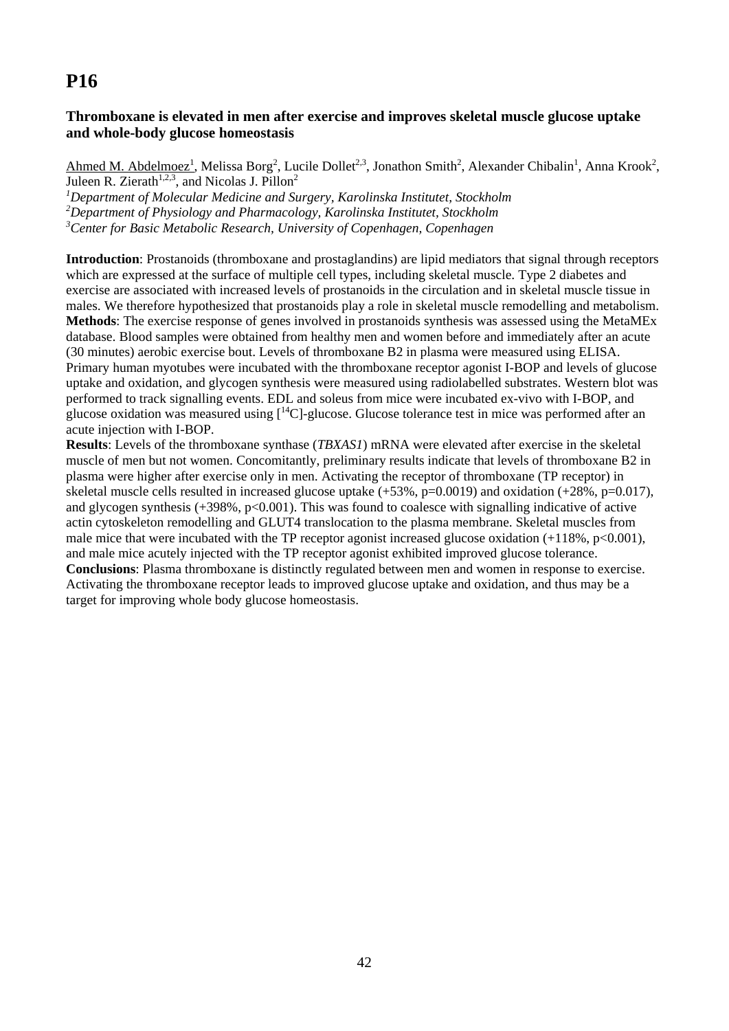# P16

### Thromboxane is elevated in men after exercise and improves skeletal muscle glucose uptake and whole-body glucose homeostasis

Ahmed M. Abdelmoez[1], Melissa Borg[2], Lucile Dollet[2,3], Jonathon Smith[2], Alexander Chibalin[1], Anna Krook[2], Juleen R. Zierath[1,2,3], and Nicolas J. Pillon[2]

[1]*Department of Molecular Medicine and Surgery, Karolinska Institutet, Stockholm*
[2]*Department of Physiology and Pharmacology, Karolinska Institutet, Stockholm*
[3]*Center for Basic Metabolic Research, University of Copenhagen, Copenhagen*

**Introduction**: Prostanoids (thromboxane and prostaglandins) are lipid mediators that signal through receptors which are expressed at the surface of multiple cell types, including skeletal muscle. Type 2 diabetes and exercise are associated with increased levels of prostanoids in the circulation and in skeletal muscle tissue in males. We therefore hypothesized that prostanoids play a role in skeletal muscle remodelling and metabolism.
**Methods**: The exercise response of genes involved in prostanoids synthesis was assessed using the MetaMEx database. Blood samples were obtained from healthy men and women before and immediately after an acute (30 minutes) aerobic exercise bout. Levels of thromboxane B2 in plasma were measured using ELISA. Primary human myotubes were incubated with the thromboxane receptor agonist I-BOP and levels of glucose uptake and oxidation, and glycogen synthesis were measured using radiolabelled substrates. Western blot was performed to track signalling events. EDL and soleus from mice were incubated ex-vivo with I-BOP, and glucose oxidation was measured using [$^{14}$C]-glucose. Glucose tolerance test in mice was performed after an acute injection with I-BOP.
**Results**: Levels of the thromboxane synthase (*TBXAS1*) mRNA were elevated after exercise in the skeletal muscle of men but not women. Concomitantly, preliminary results indicate that levels of thromboxane B2 in plasma were higher after exercise only in men. Activating the receptor of thromboxane (TP receptor) in skeletal muscle cells resulted in increased glucose uptake (+53%, $p=0.0019$) and oxidation (+28%, $p=0.017$), and glycogen synthesis (+398%, $p<0.001$). This was found to coalesce with signalling indicative of active actin cytoskeleton remodelling and GLUT4 translocation to the plasma membrane. Skeletal muscles from male mice that were incubated with the TP receptor agonist increased glucose oxidation (+118%, $p<0.001$), and male mice acutely injected with the TP receptor agonist exhibited improved glucose tolerance.
**Conclusions**: Plasma thromboxane is distinctly regulated between men and women in response to exercise. Activating the thromboxane receptor leads to improved glucose uptake and oxidation, and thus may be a target for improving whole body glucose homeostasis.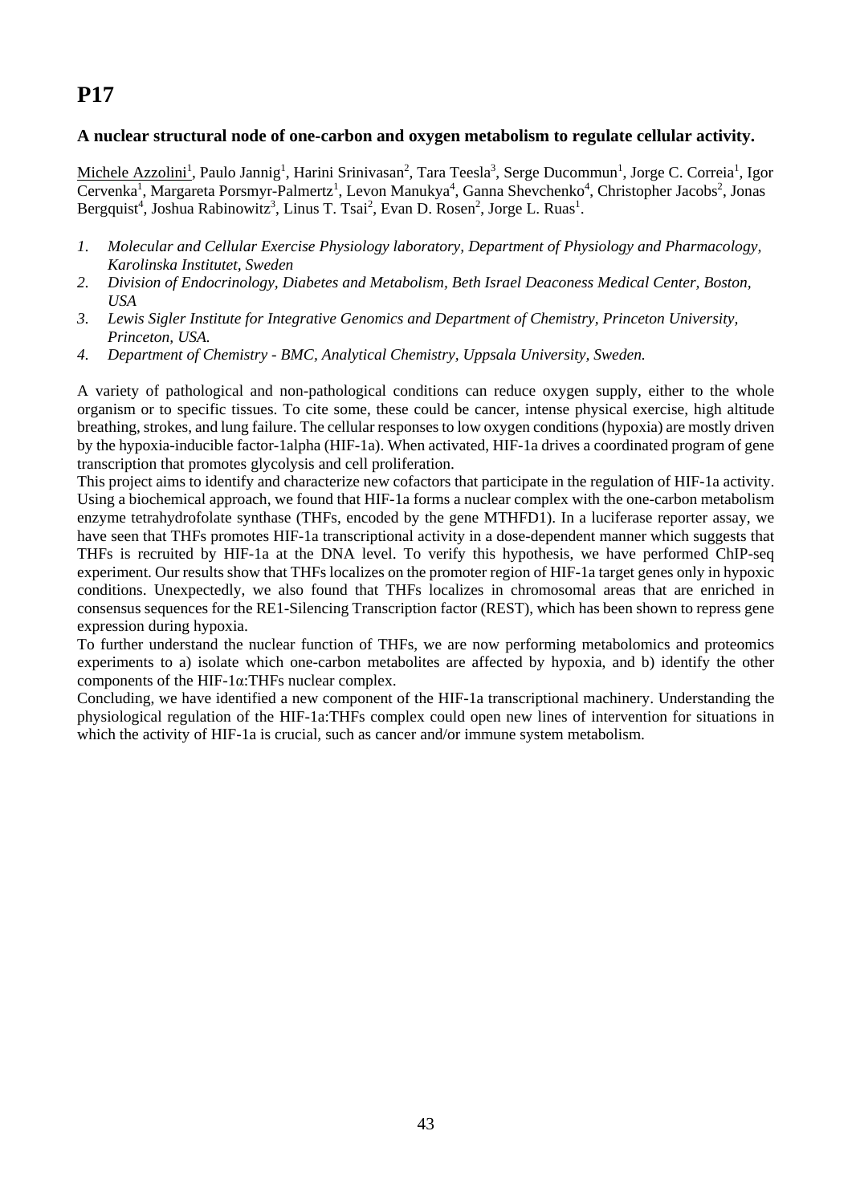# P17

### A nuclear structural node of one-carbon and oxygen metabolism to regulate cellular activity.

Michele Azzolini[1], Paulo Jannig[1], Harini Srinivasan[2], Tara Teesla[3], Serge Ducommun[1], Jorge C. Correia[1], Igor Cervenka[1], Margareta Porsmyr-Palmertz[1], Levon Manukya[4], Ganna Shevchenko[4], Christopher Jacobs[2], Jonas Bergquist[4], Joshua Rabinowitz[3], Linus T. Tsai[2], Evan D. Rosen[2], Jorge L. Ruas[1].

1. *Molecular and Cellular Exercise Physiology laboratory, Department of Physiology and Pharmacology, Karolinska Institutet, Sweden*
2. *Division of Endocrinology, Diabetes and Metabolism, Beth Israel Deaconess Medical Center, Boston, USA*
3. *Lewis Sigler Institute for Integrative Genomics and Department of Chemistry, Princeton University, Princeton, USA.*
4. *Department of Chemistry - BMC, Analytical Chemistry, Uppsala University, Sweden.*

A variety of pathological and non-pathological conditions can reduce oxygen supply, either to the whole organism or to specific tissues. To cite some, these could be cancer, intense physical exercise, high altitude breathing, strokes, and lung failure. The cellular responses to low oxygen conditions (hypoxia) are mostly driven by the hypoxia-inducible factor-1alpha (HIF-1a). When activated, HIF-1a drives a coordinated program of gene transcription that promotes glycolysis and cell proliferation.

This project aims to identify and characterize new cofactors that participate in the regulation of HIF-1a activity. Using a biochemical approach, we found that HIF-1a forms a nuclear complex with the one-carbon metabolism enzyme tetrahydrofolate synthase (THFs, encoded by the gene MTHFD1). In a luciferase reporter assay, we have seen that THFs promotes HIF-1a transcriptional activity in a dose-dependent manner which suggests that THFs is recruited by HIF-1a at the DNA level. To verify this hypothesis, we have performed ChIP-seq experiment. Our results show that THFs localizes on the promoter region of HIF-1a target genes only in hypoxic conditions. Unexpectedly, we also found that THFs localizes in chromosomal areas that are enriched in consensus sequences for the RE1-Silencing Transcription factor (REST), which has been shown to repress gene expression during hypoxia.

To further understand the nuclear function of THFs, we are now performing metabolomics and proteomics experiments to a) isolate which one-carbon metabolites are affected by hypoxia, and b) identify the other components of the HIF-1α:THFs nuclear complex.

Concluding, we have identified a new component of the HIF-1a transcriptional machinery. Understanding the physiological regulation of the HIF-1a:THFs complex could open new lines of intervention for situations in which the activity of HIF-1a is crucial, such as cancer and/or immune system metabolism.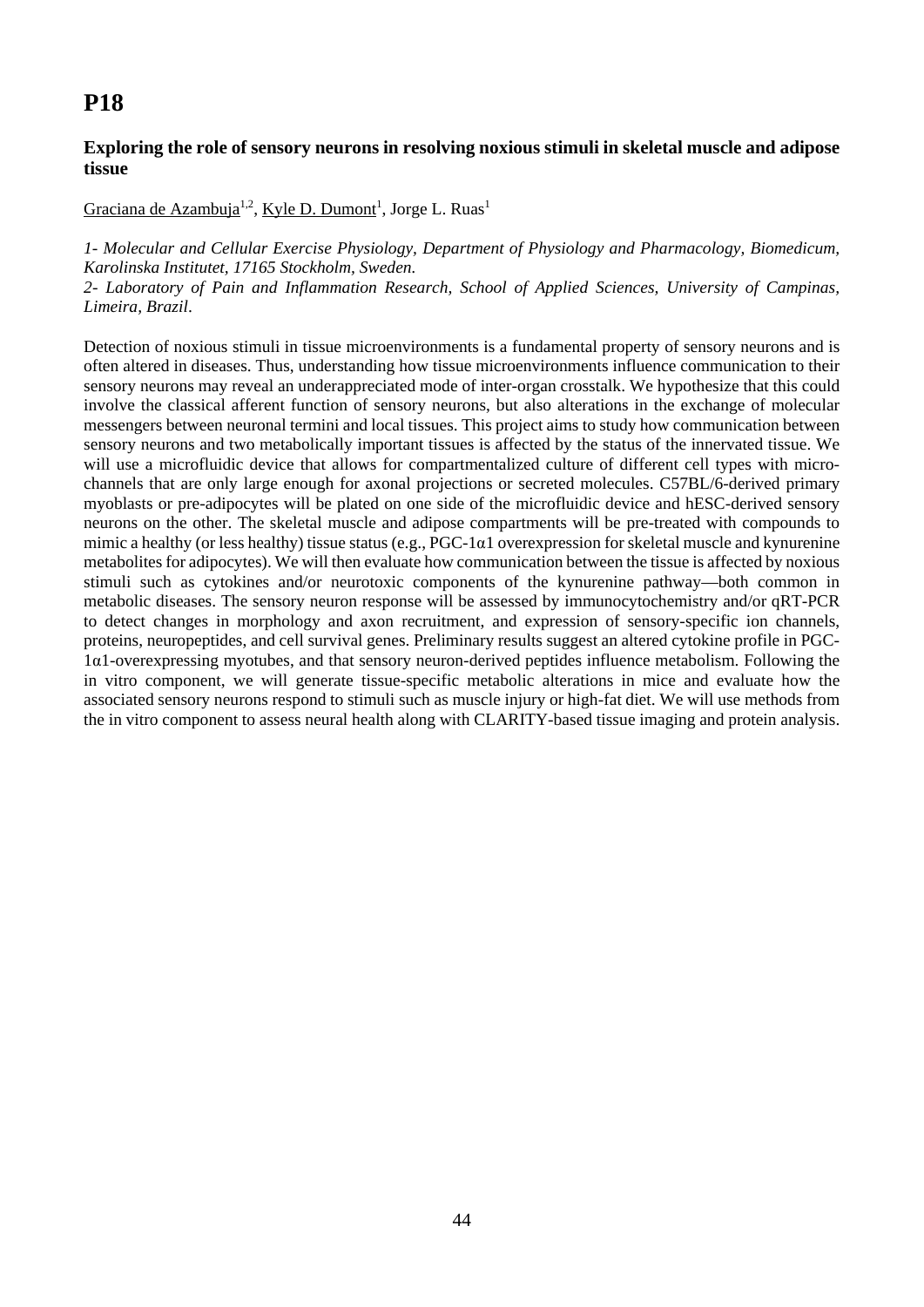# P18

### Exploring the role of sensory neurons in resolving noxious stimuli in skeletal muscle and adipose tissue

Graciana de Azambuja[1,2], Kyle D. Dumont[1], Jorge L. Ruas[1]

*1- Molecular and Cellular Exercise Physiology, Department of Physiology and Pharmacology, Biomedicum, Karolinska Institutet, 17165 Stockholm, Sweden.*

*2- Laboratory of Pain and Inflammation Research, School of Applied Sciences, University of Campinas, Limeira, Brazil.*

Detection of noxious stimuli in tissue microenvironments is a fundamental property of sensory neurons and is often altered in diseases. Thus, understanding how tissue microenvironments influence communication to their sensory neurons may reveal an underappreciated mode of inter-organ crosstalk. We hypothesize that this could involve the classical afferent function of sensory neurons, but also alterations in the exchange of molecular messengers between neuronal termini and local tissues. This project aims to study how communication between sensory neurons and two metabolically important tissues is affected by the status of the innervated tissue. We will use a microfluidic device that allows for compartmentalized culture of different cell types with micro-channels that are only large enough for axonal projections or secreted molecules. C57BL/6-derived primary myoblasts or pre-adipocytes will be plated on one side of the microfluidic device and hESC-derived sensory neurons on the other. The skeletal muscle and adipose compartments will be pre-treated with compounds to mimic a healthy (or less healthy) tissue status (e.g., PGC-1α1 overexpression for skeletal muscle and kynurenine metabolites for adipocytes). We will then evaluate how communication between the tissue is affected by noxious stimuli such as cytokines and/or neurotoxic components of the kynurenine pathway—both common in metabolic diseases. The sensory neuron response will be assessed by immunocytochemistry and/or qRT-PCR to detect changes in morphology and axon recruitment, and expression of sensory-specific ion channels, proteins, neuropeptides, and cell survival genes. Preliminary results suggest an altered cytokine profile in PGC-1α1-overexpressing myotubes, and that sensory neuron-derived peptides influence metabolism. Following the in vitro component, we will generate tissue-specific metabolic alterations in mice and evaluate how the associated sensory neurons respond to stimuli such as muscle injury or high-fat diet. We will use methods from the in vitro component to assess neural health along with CLARITY-based tissue imaging and protein analysis.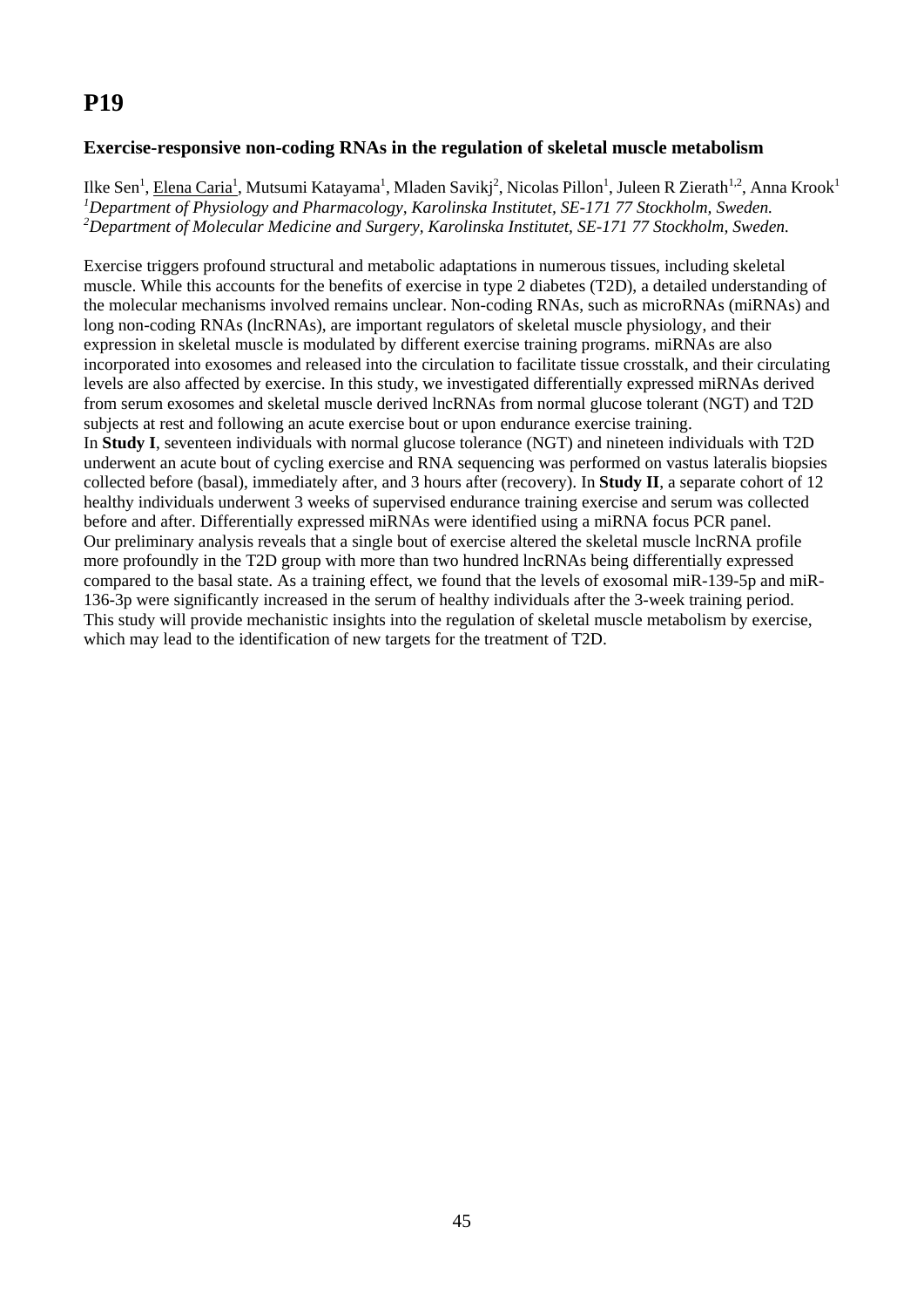# P19

### Exercise-responsive non-coding RNAs in the regulation of skeletal muscle metabolism

Ilke Sen[1], Elena Caria[1], Mutsumi Katayama[1], Mladen Savikj[2], Nicolas Pillon[1], Juleen R Zierath[1,2], Anna Krook[1]
[1]*Department of Physiology and Pharmacology, Karolinska Institutet, SE-171 77 Stockholm, Sweden.*
[2]*Department of Molecular Medicine and Surgery, Karolinska Institutet, SE-171 77 Stockholm, Sweden.*

Exercise triggers profound structural and metabolic adaptations in numerous tissues, including skeletal muscle. While this accounts for the benefits of exercise in type 2 diabetes (T2D), a detailed understanding of the molecular mechanisms involved remains unclear. Non-coding RNAs, such as microRNAs (miRNAs) and long non-coding RNAs (lncRNAs), are important regulators of skeletal muscle physiology, and their expression in skeletal muscle is modulated by different exercise training programs. miRNAs are also incorporated into exosomes and released into the circulation to facilitate tissue crosstalk, and their circulating levels are also affected by exercise. In this study, we investigated differentially expressed miRNAs derived from serum exosomes and skeletal muscle derived lncRNAs from normal glucose tolerant (NGT) and T2D subjects at rest and following an acute exercise bout or upon endurance exercise training.

In **Study I**, seventeen individuals with normal glucose tolerance (NGT) and nineteen individuals with T2D underwent an acute bout of cycling exercise and RNA sequencing was performed on vastus lateralis biopsies collected before (basal), immediately after, and 3 hours after (recovery). In **Study II**, a separate cohort of 12 healthy individuals underwent 3 weeks of supervised endurance training exercise and serum was collected before and after. Differentially expressed miRNAs were identified using a miRNA focus PCR panel.

Our preliminary analysis reveals that a single bout of exercise altered the skeletal muscle lncRNA profile more profoundly in the T2D group with more than two hundred lncRNAs being differentially expressed compared to the basal state. As a training effect, we found that the levels of exosomal miR-139-5p and miR-136-3p were significantly increased in the serum of healthy individuals after the 3-week training period. This study will provide mechanistic insights into the regulation of skeletal muscle metabolism by exercise, which may lead to the identification of new targets for the treatment of T2D.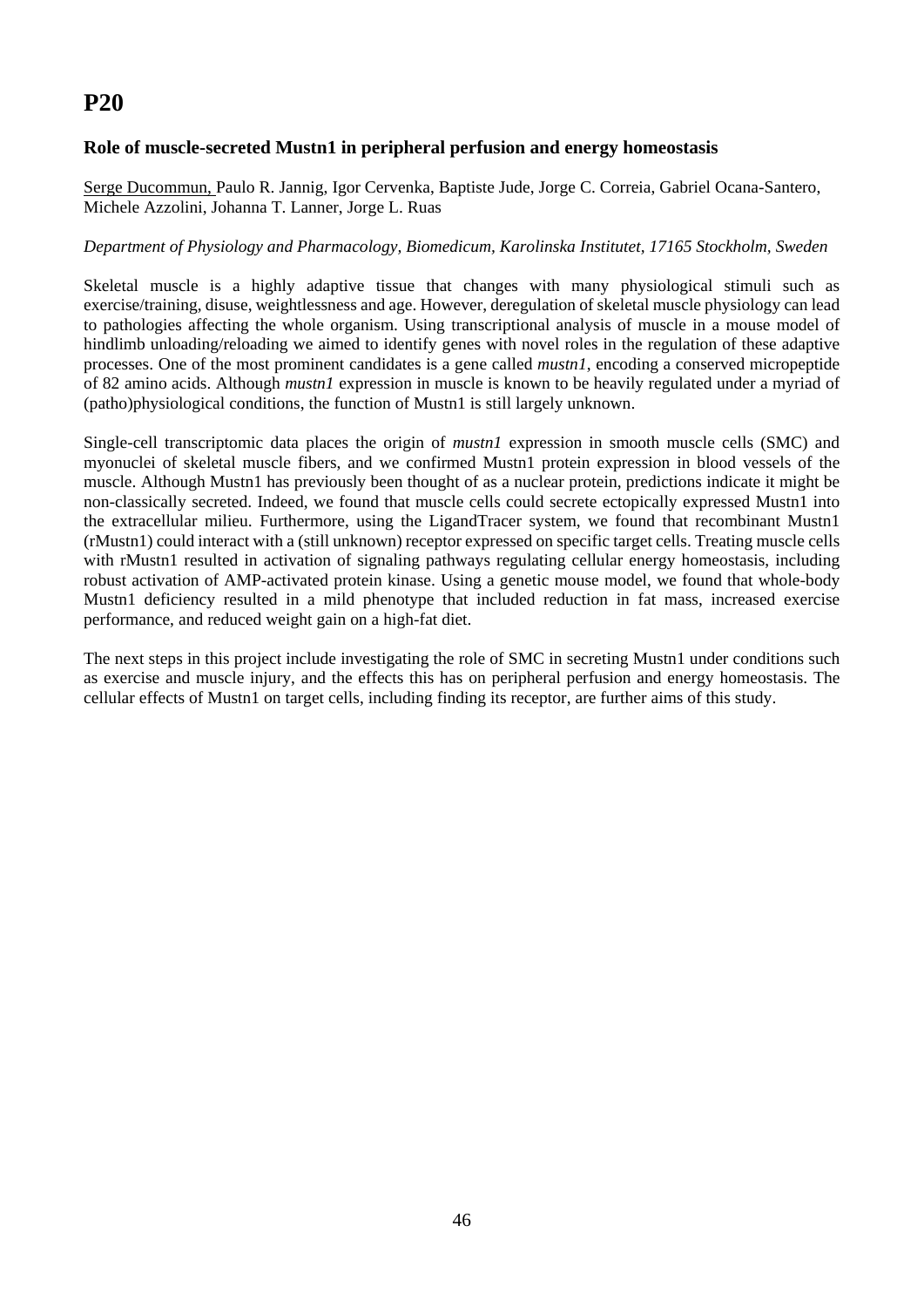# P20

### Role of muscle-secreted Mustn1 in peripheral perfusion and energy homeostasis

Serge Ducommun, Paulo R. Jannig, Igor Cervenka, Baptiste Jude, Jorge C. Correia, Gabriel Ocana-Santero, Michele Azzolini, Johanna T. Lanner, Jorge L. Ruas

*Department of Physiology and Pharmacology, Biomedicum, Karolinska Institutet, 17165 Stockholm, Sweden*

Skeletal muscle is a highly adaptive tissue that changes with many physiological stimuli such as exercise/training, disuse, weightlessness and age. However, deregulation of skeletal muscle physiology can lead to pathologies affecting the whole organism. Using transcriptional analysis of muscle in a mouse model of hindlimb unloading/reloading we aimed to identify genes with novel roles in the regulation of these adaptive processes. One of the most prominent candidates is a gene called *mustn1*, encoding a conserved micropeptide of 82 amino acids. Although *mustn1* expression in muscle is known to be heavily regulated under a myriad of (patho)physiological conditions, the function of Mustn1 is still largely unknown.

Single-cell transcriptomic data places the origin of *mustn1* expression in smooth muscle cells (SMC) and myonuclei of skeletal muscle fibers, and we confirmed Mustn1 protein expression in blood vessels of the muscle. Although Mustn1 has previously been thought of as a nuclear protein, predictions indicate it might be non-classically secreted. Indeed, we found that muscle cells could secrete ectopically expressed Mustn1 into the extracellular milieu. Furthermore, using the LigandTracer system, we found that recombinant Mustn1 (rMustn1) could interact with a (still unknown) receptor expressed on specific target cells. Treating muscle cells with rMustn1 resulted in activation of signaling pathways regulating cellular energy homeostasis, including robust activation of AMP-activated protein kinase. Using a genetic mouse model, we found that whole-body Mustn1 deficiency resulted in a mild phenotype that included reduction in fat mass, increased exercise performance, and reduced weight gain on a high-fat diet.

The next steps in this project include investigating the role of SMC in secreting Mustn1 under conditions such as exercise and muscle injury, and the effects this has on peripheral perfusion and energy homeostasis. The cellular effects of Mustn1 on target cells, including finding its receptor, are further aims of this study.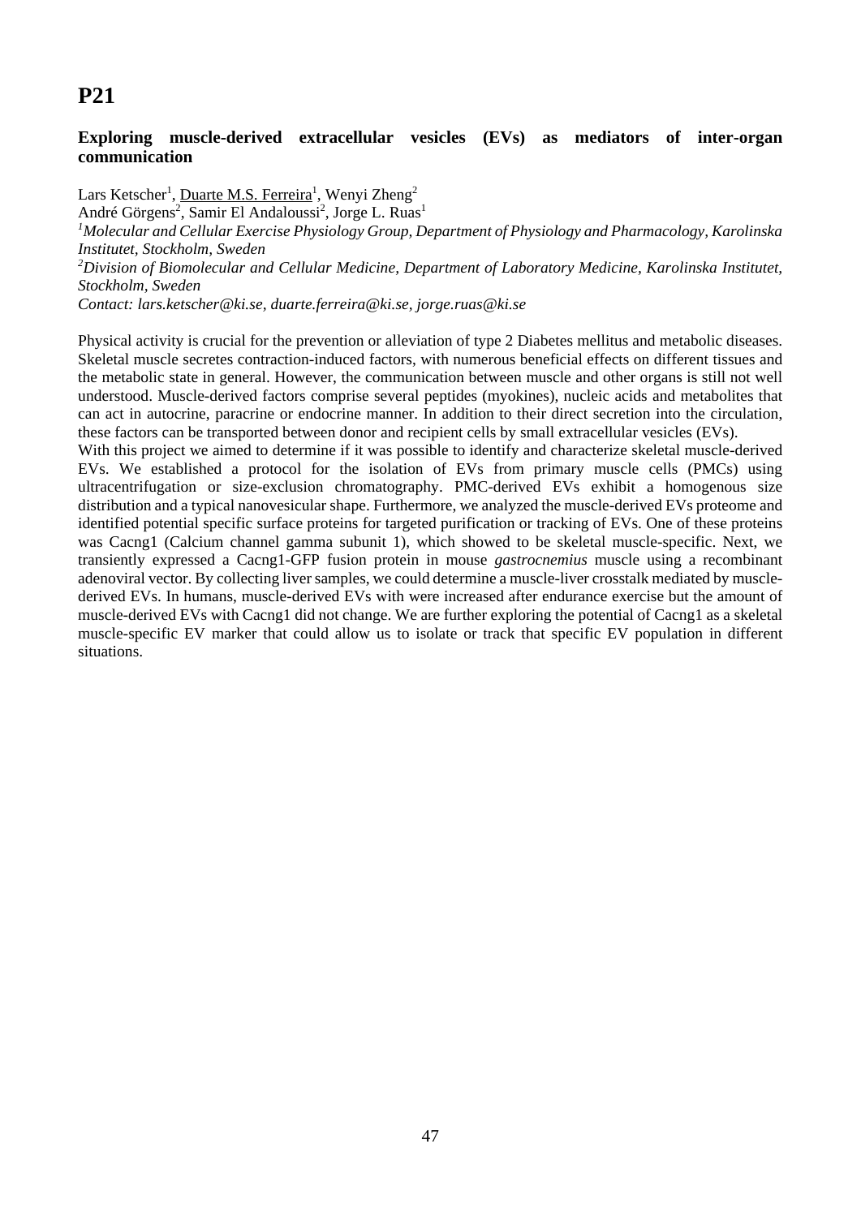# P21

### Exploring muscle-derived extracellular vesicles (EVs) as mediators of inter-organ communication

Lars Ketscher[1], Duarte M.S. Ferreira[1], Wenyi Zheng[2]
André Görgens[2], Samir El Andaloussi[2], Jorge L. Ruas[1]

[1]*Molecular and Cellular Exercise Physiology Group, Department of Physiology and Pharmacology, Karolinska Institutet, Stockholm, Sweden*

[2]*Division of Biomolecular and Cellular Medicine, Department of Laboratory Medicine, Karolinska Institutet, Stockholm, Sweden*

*Contact: lars.ketscher@ki.se, duarte.ferreira@ki.se, jorge.ruas@ki.se*

Physical activity is crucial for the prevention or alleviation of type 2 Diabetes mellitus and metabolic diseases. Skeletal muscle secretes contraction-induced factors, with numerous beneficial effects on different tissues and the metabolic state in general. However, the communication between muscle and other organs is still not well understood. Muscle-derived factors comprise several peptides (myokines), nucleic acids and metabolites that can act in autocrine, paracrine or endocrine manner. In addition to their direct secretion into the circulation, these factors can be transported between donor and recipient cells by small extracellular vesicles (EVs).

With this project we aimed to determine if it was possible to identify and characterize skeletal muscle-derived EVs. We established a protocol for the isolation of EVs from primary muscle cells (PMCs) using ultracentrifugation or size-exclusion chromatography. PMC-derived EVs exhibit a homogenous size distribution and a typical nanovesicular shape. Furthermore, we analyzed the muscle-derived EVs proteome and identified potential specific surface proteins for targeted purification or tracking of EVs. One of these proteins was Cacng1 (Calcium channel gamma subunit 1), which showed to be skeletal muscle-specific. Next, we transiently expressed a Cacng1-GFP fusion protein in mouse *gastrocnemius* muscle using a recombinant adenoviral vector. By collecting liver samples, we could determine a muscle-liver crosstalk mediated by muscle-derived EVs. In humans, muscle-derived EVs with were increased after endurance exercise but the amount of muscle-derived EVs with Cacng1 did not change. We are further exploring the potential of Cacng1 as a skeletal muscle-specific EV marker that could allow us to isolate or track that specific EV population in different situations.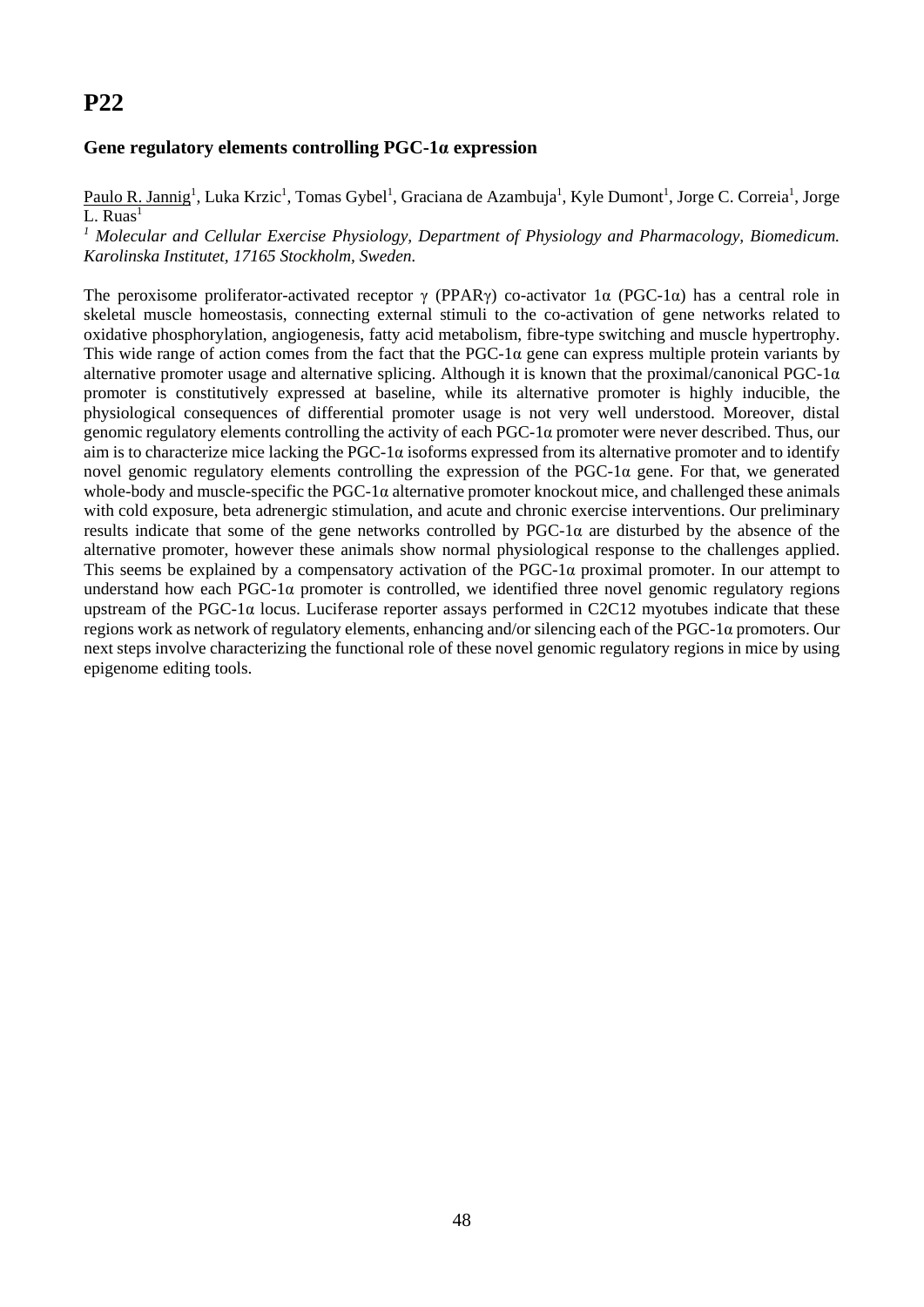# P22

### Gene regulatory elements controlling PGC-1α expression

Paulo R. Jannig[1], Luka Krzic[1], Tomas Gybel[1], Graciana de Azambuja[1], Kyle Dumont[1], Jorge C. Correia[1], Jorge L. Ruas[1]

*[1] Molecular and Cellular Exercise Physiology, Department of Physiology and Pharmacology, Biomedicum. Karolinska Institutet, 17165 Stockholm, Sweden.*

The peroxisome proliferator-activated receptor γ (PPARγ) co-activator 1α (PGC-1α) has a central role in skeletal muscle homeostasis, connecting external stimuli to the co-activation of gene networks related to oxidative phosphorylation, angiogenesis, fatty acid metabolism, fibre-type switching and muscle hypertrophy. This wide range of action comes from the fact that the PGC-1α gene can express multiple protein variants by alternative promoter usage and alternative splicing. Although it is known that the proximal/canonical PGC-1α promoter is constitutively expressed at baseline, while its alternative promoter is highly inducible, the physiological consequences of differential promoter usage is not very well understood. Moreover, distal genomic regulatory elements controlling the activity of each PGC-1α promoter were never described. Thus, our aim is to characterize mice lacking the PGC-1α isoforms expressed from its alternative promoter and to identify novel genomic regulatory elements controlling the expression of the PGC-1α gene. For that, we generated whole-body and muscle-specific the PGC-1α alternative promoter knockout mice, and challenged these animals with cold exposure, beta adrenergic stimulation, and acute and chronic exercise interventions. Our preliminary results indicate that some of the gene networks controlled by PGC-1α are disturbed by the absence of the alternative promoter, however these animals show normal physiological response to the challenges applied. This seems be explained by a compensatory activation of the PGC-1α proximal promoter. In our attempt to understand how each PGC-1α promoter is controlled, we identified three novel genomic regulatory regions upstream of the PGC-1α locus. Luciferase reporter assays performed in C2C12 myotubes indicate that these regions work as network of regulatory elements, enhancing and/or silencing each of the PGC-1α promoters. Our next steps involve characterizing the functional role of these novel genomic regulatory regions in mice by using epigenome editing tools.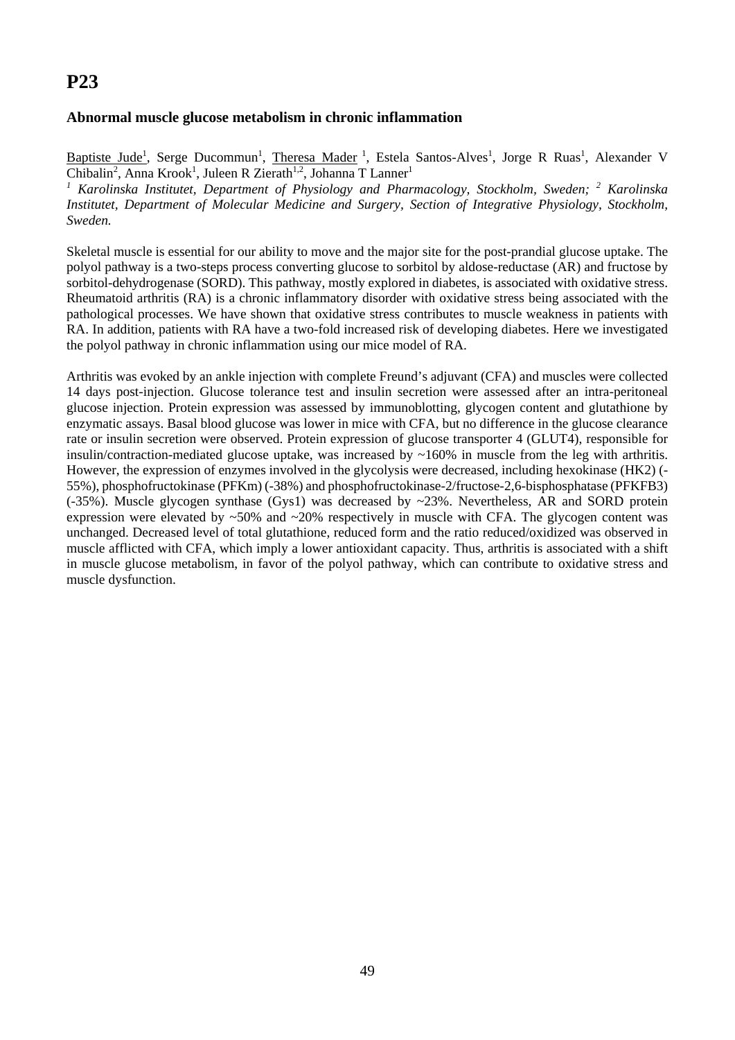# P23

### Abnormal muscle glucose metabolism in chronic inflammation

Baptiste Jude[1], Serge Ducommun[1], Theresa Mader [1], Estela Santos-Alves[1], Jorge R Ruas[1], Alexander V Chibalin[2], Anna Krook[1], Juleen R Zierath[1,2], Johanna T Lanner[1]

[1] *Karolinska Institutet, Department of Physiology and Pharmacology, Stockholm, Sweden;* [2] *Karolinska Institutet, Department of Molecular Medicine and Surgery, Section of Integrative Physiology, Stockholm, Sweden.*

Skeletal muscle is essential for our ability to move and the major site for the post-prandial glucose uptake. The polyol pathway is a two-steps process converting glucose to sorbitol by aldose-reductase (AR) and fructose by sorbitol-dehydrogenase (SORD). This pathway, mostly explored in diabetes, is associated with oxidative stress. Rheumatoid arthritis (RA) is a chronic inflammatory disorder with oxidative stress being associated with the pathological processes. We have shown that oxidative stress contributes to muscle weakness in patients with RA. In addition, patients with RA have a two-fold increased risk of developing diabetes. Here we investigated the polyol pathway in chronic inflammation using our mice model of RA.

Arthritis was evoked by an ankle injection with complete Freund's adjuvant (CFA) and muscles were collected 14 days post-injection. Glucose tolerance test and insulin secretion were assessed after an intra-peritoneal glucose injection. Protein expression was assessed by immunoblotting, glycogen content and glutathione by enzymatic assays. Basal blood glucose was lower in mice with CFA, but no difference in the glucose clearance rate or insulin secretion were observed. Protein expression of glucose transporter 4 (GLUT4), responsible for insulin/contraction-mediated glucose uptake, was increased by ~160% in muscle from the leg with arthritis. However, the expression of enzymes involved in the glycolysis were decreased, including hexokinase (HK2) (-55%), phosphofructokinase (PFKm) (-38%) and phosphofructokinase-2/fructose-2,6-bisphosphatase (PFKFB3) (-35%). Muscle glycogen synthase (Gys1) was decreased by ~23%. Nevertheless, AR and SORD protein expression were elevated by ~50% and ~20% respectively in muscle with CFA. The glycogen content was unchanged. Decreased level of total glutathione, reduced form and the ratio reduced/oxidized was observed in muscle afflicted with CFA, which imply a lower antioxidant capacity. Thus, arthritis is associated with a shift in muscle glucose metabolism, in favor of the polyol pathway, which can contribute to oxidative stress and muscle dysfunction.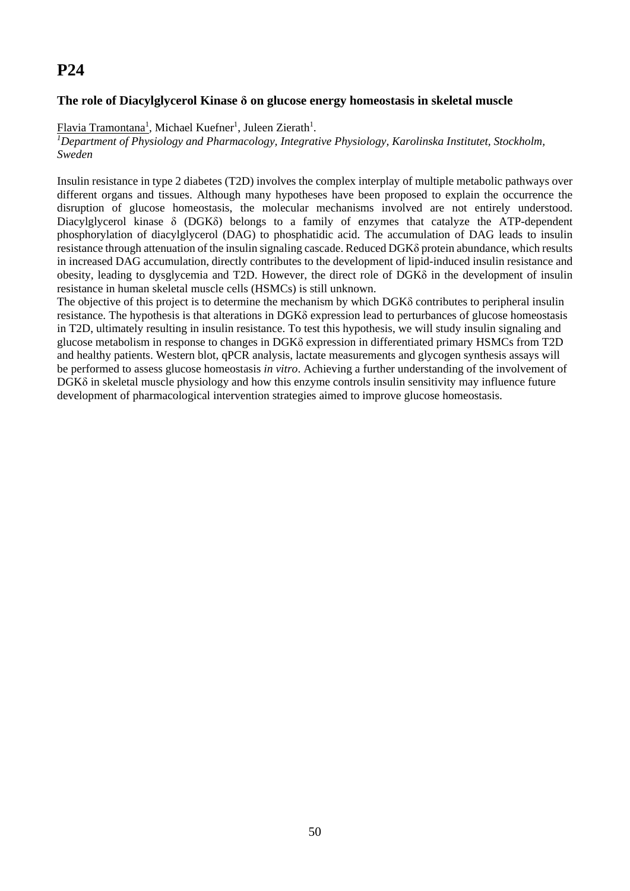# P24

### The role of Diacylglycerol Kinase δ on glucose energy homeostasis in skeletal muscle

Flavia Tramontana[1], Michael Kuefner[1], Juleen Zierath[1].

[1]*Department of Physiology and Pharmacology, Integrative Physiology, Karolinska Institutet, Stockholm, Sweden*

Insulin resistance in type 2 diabetes (T2D) involves the complex interplay of multiple metabolic pathways over different organs and tissues. Although many hypotheses have been proposed to explain the occurrence the disruption of glucose homeostasis, the molecular mechanisms involved are not entirely understood. Diacylglycerol kinase δ (DGKδ) belongs to a family of enzymes that catalyze the ATP-dependent phosphorylation of diacylglycerol (DAG) to phosphatidic acid. The accumulation of DAG leads to insulin resistance through attenuation of the insulin signaling cascade. Reduced DGKδ protein abundance, which results in increased DAG accumulation, directly contributes to the development of lipid-induced insulin resistance and obesity, leading to dysglycemia and T2D. However, the direct role of DGKδ in the development of insulin resistance in human skeletal muscle cells (HSMCs) is still unknown.

The objective of this project is to determine the mechanism by which DGKδ contributes to peripheral insulin resistance. The hypothesis is that alterations in DGKδ expression lead to perturbances of glucose homeostasis in T2D, ultimately resulting in insulin resistance. To test this hypothesis, we will study insulin signaling and glucose metabolism in response to changes in DGKδ expression in differentiated primary HSMCs from T2D and healthy patients. Western blot, qPCR analysis, lactate measurements and glycogen synthesis assays will be performed to assess glucose homeostasis *in vitro*. Achieving a further understanding of the involvement of DGKδ in skeletal muscle physiology and how this enzyme controls insulin sensitivity may influence future development of pharmacological intervention strategies aimed to improve glucose homeostasis.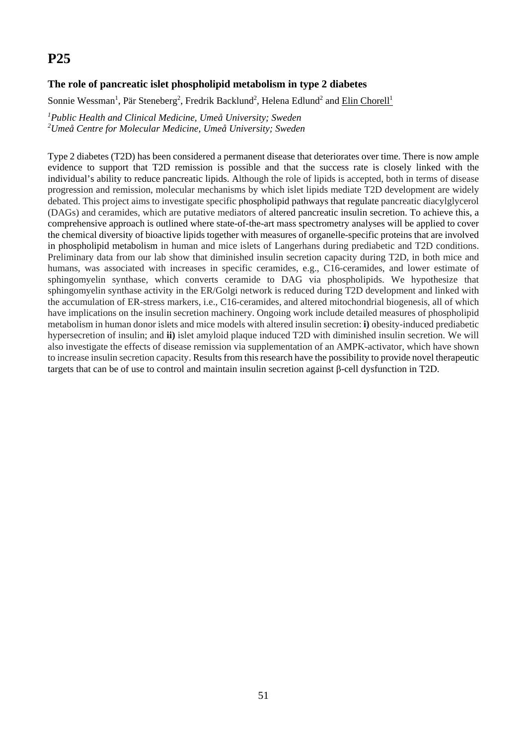# P25

### The role of pancreatic islet phospholipid metabolism in type 2 diabetes

Sonnie Wessman[1], Pär Steneberg[2], Fredrik Backlund[2], Helena Edlund[2] and Elin Chorell[1]

*[1]Public Health and Clinical Medicine, Umeå University; Sweden*
*[2]Umeå Centre for Molecular Medicine, Umeå University; Sweden*

Type 2 diabetes (T2D) has been considered a permanent disease that deteriorates over time. There is now ample evidence to support that T2D remission is possible and that the success rate is closely linked with the individual's ability to reduce pancreatic lipids. Although the role of lipids is accepted, both in terms of disease progression and remission, molecular mechanisms by which islet lipids mediate T2D development are widely debated. This project aims to investigate specific phospholipid pathways that regulate pancreatic diacylglycerol (DAGs) and ceramides, which are putative mediators of altered pancreatic insulin secretion. To achieve this, a comprehensive approach is outlined where state-of-the-art mass spectrometry analyses will be applied to cover the chemical diversity of bioactive lipids together with measures of organelle-specific proteins that are involved in phospholipid metabolism in human and mice islets of Langerhans during prediabetic and T2D conditions. Preliminary data from our lab show that diminished insulin secretion capacity during T2D, in both mice and humans, was associated with increases in specific ceramides, e.g., C16-ceramides, and lower estimate of sphingomyelin synthase, which converts ceramide to DAG via phospholipids. We hypothesize that sphingomyelin synthase activity in the ER/Golgi network is reduced during T2D development and linked with the accumulation of ER-stress markers, i.e., C16-ceramides, and altered mitochondrial biogenesis, all of which have implications on the insulin secretion machinery. Ongoing work include detailed measures of phospholipid metabolism in human donor islets and mice models with altered insulin secretion: **i)** obesity-induced prediabetic hypersecretion of insulin; and **ii)** islet amyloid plaque induced T2D with diminished insulin secretion. We will also investigate the effects of disease remission via supplementation of an AMPK-activator, which have shown to increase insulin secretion capacity. Results from this research have the possibility to provide novel therapeutic targets that can be of use to control and maintain insulin secretion against β-cell dysfunction in T2D.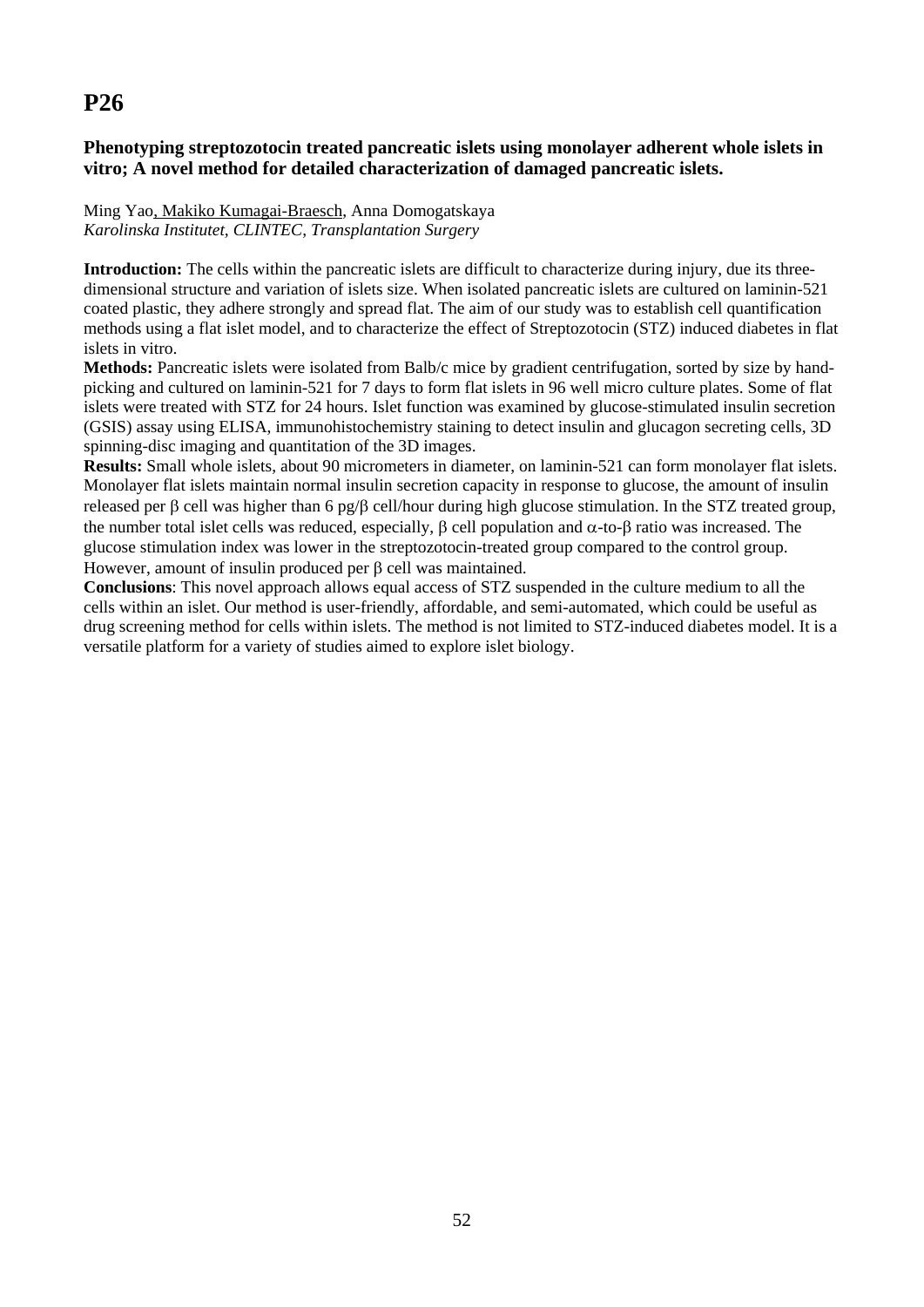# P26

**Phenotyping streptozotocin treated pancreatic islets using monolayer adherent whole islets in vitro; A novel method for detailed characterization of damaged pancreatic islets.**

Ming Yao, Makiko Kumagai-Braesch, Anna Domogatskaya
*Karolinska Institutet, CLINTEC, Transplantation Surgery*

**Introduction:** The cells within the pancreatic islets are difficult to characterize during injury, due its three-dimensional structure and variation of islets size. When isolated pancreatic islets are cultured on laminin-521 coated plastic, they adhere strongly and spread flat. The aim of our study was to establish cell quantification methods using a flat islet model, and to characterize the effect of Streptozotocin (STZ) induced diabetes in flat islets in vitro.

**Methods:** Pancreatic islets were isolated from Balb/c mice by gradient centrifugation, sorted by size by hand-picking and cultured on laminin-521 for 7 days to form flat islets in 96 well micro culture plates. Some of flat islets were treated with STZ for 24 hours. Islet function was examined by glucose-stimulated insulin secretion (GSIS) assay using ELISA, immunohistochemistry staining to detect insulin and glucagon secreting cells, 3D spinning-disc imaging and quantitation of the 3D images.

**Results:** Small whole islets, about 90 micrometers in diameter, on laminin-521 can form monolayer flat islets. Monolayer flat islets maintain normal insulin secretion capacity in response to glucose, the amount of insulin released per β cell was higher than 6 pg/β cell/hour during high glucose stimulation. In the STZ treated group, the number total islet cells was reduced, especially, β cell population and α-to-β ratio was increased. The glucose stimulation index was lower in the streptozotocin-treated group compared to the control group. However, amount of insulin produced per β cell was maintained.

**Conclusions**: This novel approach allows equal access of STZ suspended in the culture medium to all the cells within an islet. Our method is user-friendly, affordable, and semi-automated, which could be useful as drug screening method for cells within islets. The method is not limited to STZ-induced diabetes model. It is a versatile platform for a variety of studies aimed to explore islet biology.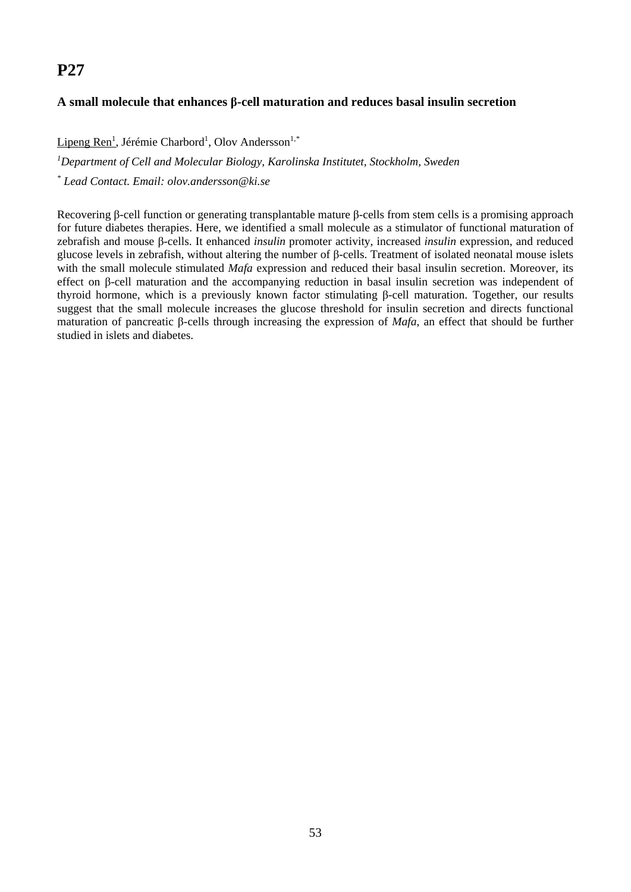# P27

### A small molecule that enhances β-cell maturation and reduces basal insulin secretion

Lipeng Ren[1], Jérémie Charbord[1], Olov Andersson[1,*]

[1]*Department of Cell and Molecular Biology, Karolinska Institutet, Stockholm, Sweden*

[*] *Lead Contact. Email: olov.andersson@ki.se*

Recovering β-cell function or generating transplantable mature β-cells from stem cells is a promising approach for future diabetes therapies. Here, we identified a small molecule as a stimulator of functional maturation of zebrafish and mouse β-cells. It enhanced *insulin* promoter activity, increased *insulin* expression, and reduced glucose levels in zebrafish, without altering the number of β-cells. Treatment of isolated neonatal mouse islets with the small molecule stimulated *Mafa* expression and reduced their basal insulin secretion. Moreover, its effect on β-cell maturation and the accompanying reduction in basal insulin secretion was independent of thyroid hormone, which is a previously known factor stimulating β-cell maturation. Together, our results suggest that the small molecule increases the glucose threshold for insulin secretion and directs functional maturation of pancreatic β-cells through increasing the expression of *Mafa*, an effect that should be further studied in islets and diabetes.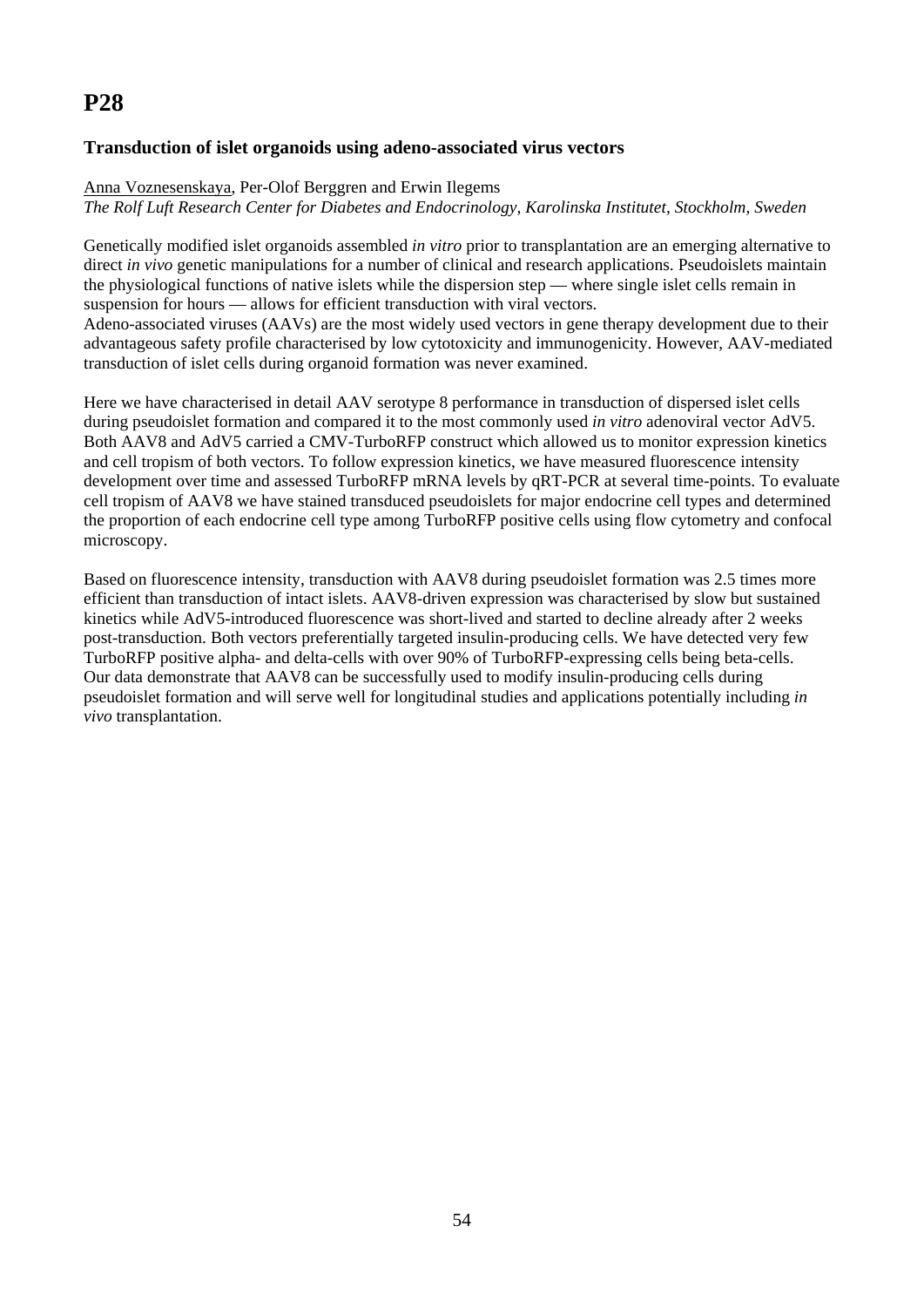# P28

### Transduction of islet organoids using adeno-associated virus vectors

Anna Voznesenskaya, Per-Olof Berggren and Erwin Ilegems
*The Rolf Luft Research Center for Diabetes and Endocrinology, Karolinska Institutet, Stockholm, Sweden*

Genetically modified islet organoids assembled *in vitro* prior to transplantation are an emerging alternative to direct *in vivo* genetic manipulations for a number of clinical and research applications. Pseudoislets maintain the physiological functions of native islets while the dispersion step — where single islet cells remain in suspension for hours — allows for efficient transduction with viral vectors.
Adeno-associated viruses (AAVs) are the most widely used vectors in gene therapy development due to their advantageous safety profile characterised by low cytotoxicity and immunogenicity. However, AAV-mediated transduction of islet cells during organoid formation was never examined.

Here we have characterised in detail AAV serotype 8 performance in transduction of dispersed islet cells during pseudoislet formation and compared it to the most commonly used *in vitro* adenoviral vector AdV5. Both AAV8 and AdV5 carried a CMV-TurboRFP construct which allowed us to monitor expression kinetics and cell tropism of both vectors. To follow expression kinetics, we have measured fluorescence intensity development over time and assessed TurboRFP mRNA levels by qRT-PCR at several time-points. To evaluate cell tropism of AAV8 we have stained transduced pseudoislets for major endocrine cell types and determined the proportion of each endocrine cell type among TurboRFP positive cells using flow cytometry and confocal microscopy.

Based on fluorescence intensity, transduction with AAV8 during pseudoislet formation was 2.5 times more efficient than transduction of intact islets. AAV8-driven expression was characterised by slow but sustained kinetics while AdV5-introduced fluorescence was short-lived and started to decline already after 2 weeks post-transduction. Both vectors preferentially targeted insulin-producing cells. We have detected very few TurboRFP positive alpha- and delta-cells with over 90% of TurboRFP-expressing cells being beta-cells.
Our data demonstrate that AAV8 can be successfully used to modify insulin-producing cells during pseudoislet formation and will serve well for longitudinal studies and applications potentially including *in vivo* transplantation.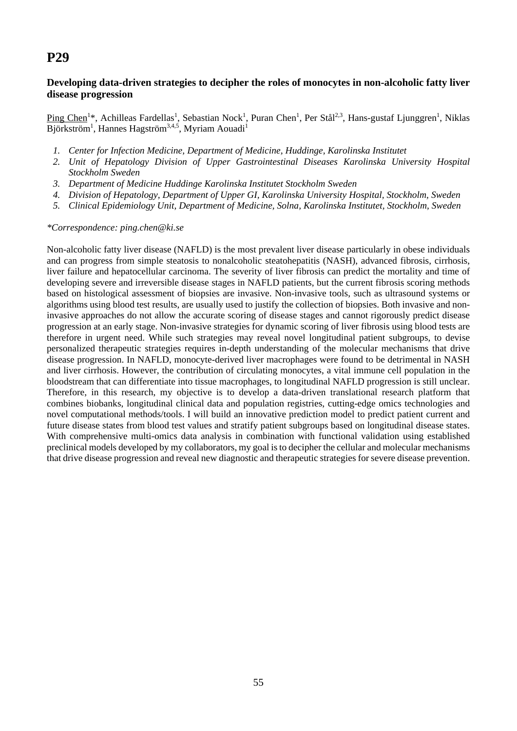# P29

### Developing data-driven strategies to decipher the roles of monocytes in non-alcoholic fatty liver disease progression

Ping Chen[1]*, Achilleas Fardellas[1], Sebastian Nock[1], Puran Chen[1], Per Stål[2,3], Hans-gustaf Ljunggren[1], Niklas Björkström[1], Hannes Hagström[3,4,5], Myriam Aouadi[1]

1. *Center for Infection Medicine, Department of Medicine, Huddinge, Karolinska Institutet*
2. *Unit of Hepatology Division of Upper Gastrointestinal Diseases Karolinska University Hospital Stockholm Sweden*
3. *Department of Medicine Huddinge Karolinska Institutet Stockholm Sweden*
4. *Division of Hepatology, Department of Upper GI, Karolinska University Hospital, Stockholm, Sweden*
5. *Clinical Epidemiology Unit, Department of Medicine, Solna, Karolinska Institutet, Stockholm, Sweden*

*\*Correspondence: ping.chen@ki.se*

Non-alcoholic fatty liver disease (NAFLD) is the most prevalent liver disease particularly in obese individuals and can progress from simple steatosis to nonalcoholic steatohepatitis (NASH), advanced fibrosis, cirrhosis, liver failure and hepatocellular carcinoma. The severity of liver fibrosis can predict the mortality and time of developing severe and irreversible disease stages in NAFLD patients, but the current fibrosis scoring methods based on histological assessment of biopsies are invasive. Non-invasive tools, such as ultrasound systems or algorithms using blood test results, are usually used to justify the collection of biopsies. Both invasive and non-invasive approaches do not allow the accurate scoring of disease stages and cannot rigorously predict disease progression at an early stage. Non-invasive strategies for dynamic scoring of liver fibrosis using blood tests are therefore in urgent need. While such strategies may reveal novel longitudinal patient subgroups, to devise personalized therapeutic strategies requires in-depth understanding of the molecular mechanisms that drive disease progression. In NAFLD, monocyte-derived liver macrophages were found to be detrimental in NASH and liver cirrhosis. However, the contribution of circulating monocytes, a vital immune cell population in the bloodstream that can differentiate into tissue macrophages, to longitudinal NAFLD progression is still unclear. Therefore, in this research, my objective is to develop a data-driven translational research platform that combines biobanks, longitudinal clinical data and population registries, cutting-edge omics technologies and novel computational methods/tools. I will build an innovative prediction model to predict patient current and future disease states from blood test values and stratify patient subgroups based on longitudinal disease states. With comprehensive multi-omics data analysis in combination with functional validation using established preclinical models developed by my collaborators, my goal is to decipher the cellular and molecular mechanisms that drive disease progression and reveal new diagnostic and therapeutic strategies for severe disease prevention.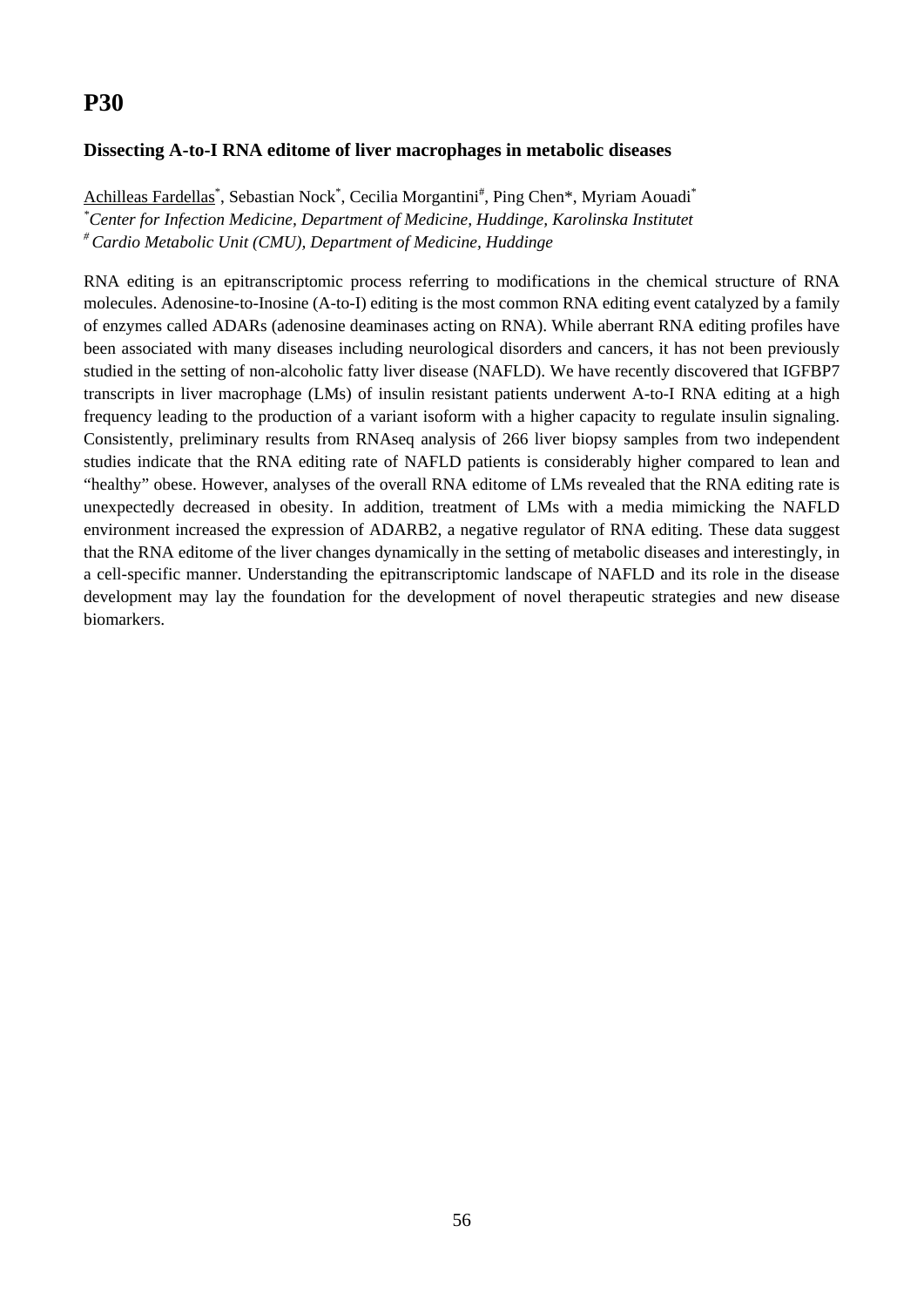# P30

### Dissecting A-to-I RNA editome of liver macrophages in metabolic diseases

<u>Achilleas Fardellas</u>[*], Sebastian Nock[*], Cecilia Morgantini[#], Ping Chen*, Myriam Aouadi[*]

[*]*Center for Infection Medicine, Department of Medicine, Huddinge, Karolinska Institutet*

[#]*Cardio Metabolic Unit (CMU), Department of Medicine, Huddinge*

RNA editing is an epitranscriptomic process referring to modifications in the chemical structure of RNA molecules. Adenosine-to-Inosine (A-to-I) editing is the most common RNA editing event catalyzed by a family of enzymes called ADARs (adenosine deaminases acting on RNA). While aberrant RNA editing profiles have been associated with many diseases including neurological disorders and cancers, it has not been previously studied in the setting of non-alcoholic fatty liver disease (NAFLD). We have recently discovered that IGFBP7 transcripts in liver macrophage (LMs) of insulin resistant patients underwent A-to-I RNA editing at a high frequency leading to the production of a variant isoform with a higher capacity to regulate insulin signaling. Consistently, preliminary results from RNAseq analysis of 266 liver biopsy samples from two independent studies indicate that the RNA editing rate of NAFLD patients is considerably higher compared to lean and "healthy" obese. However, analyses of the overall RNA editome of LMs revealed that the RNA editing rate is unexpectedly decreased in obesity. In addition, treatment of LMs with a media mimicking the NAFLD environment increased the expression of ADARB2, a negative regulator of RNA editing. These data suggest that the RNA editome of the liver changes dynamically in the setting of metabolic diseases and interestingly, in a cell-specific manner. Understanding the epitranscriptomic landscape of NAFLD and its role in the disease development may lay the foundation for the development of novel therapeutic strategies and new disease biomarkers.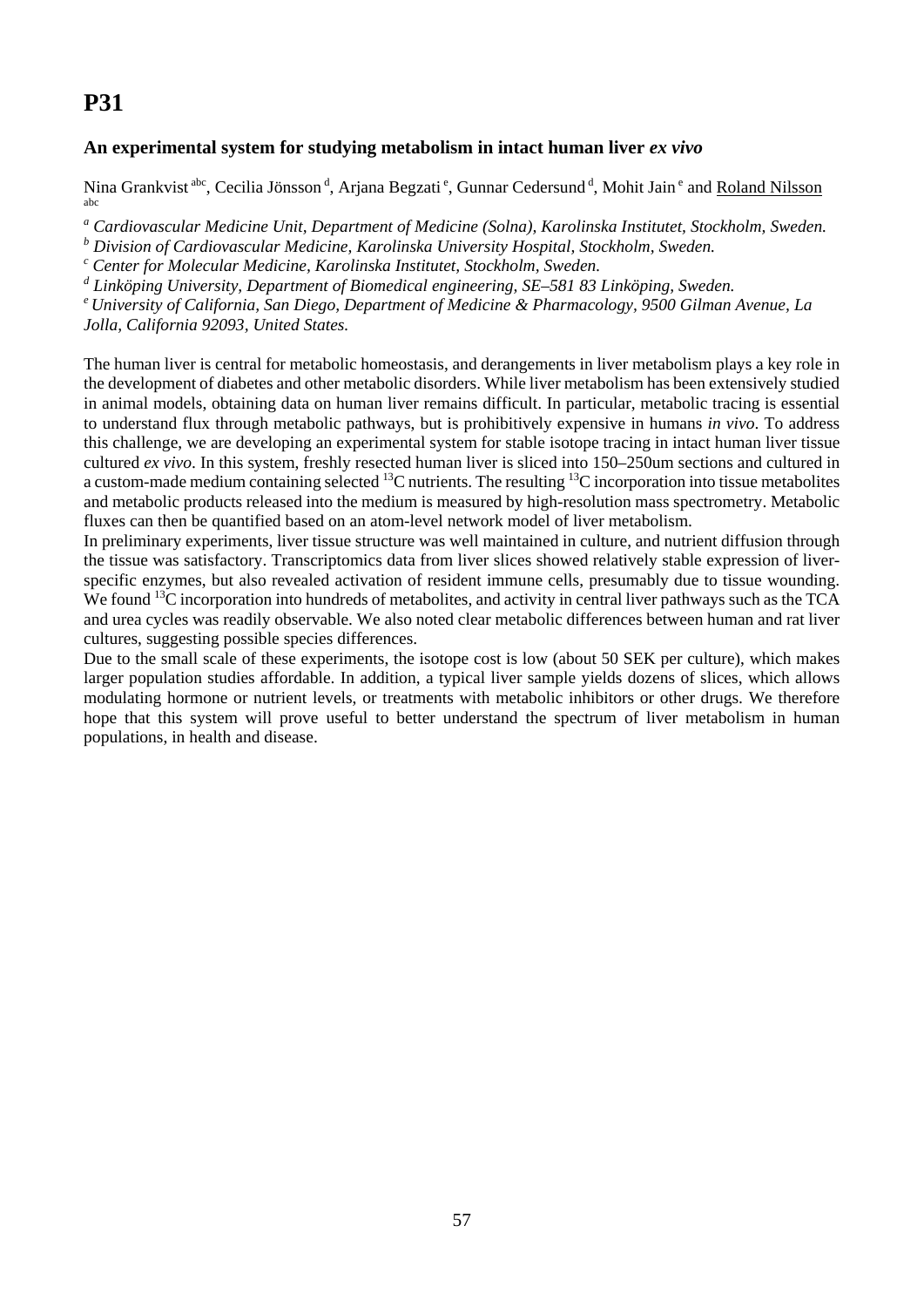# P31

### An experimental system for studying metabolism in intact human liver *ex vivo*

Nina Grankvist [abc], Cecilia Jönsson [d], Arjana Begzati [e], Gunnar Cedersund [d], Mohit Jain [e] and Roland Nilsson [abc]

[a] *Cardiovascular Medicine Unit, Department of Medicine (Solna), Karolinska Institutet, Stockholm, Sweden.*
[b] *Division of Cardiovascular Medicine, Karolinska University Hospital, Stockholm, Sweden.*
[c] *Center for Molecular Medicine, Karolinska Institutet, Stockholm, Sweden.*
[d] *Linköping University, Department of Biomedical engineering, SE–581 83 Linköping, Sweden.*
[e] *University of California, San Diego, Department of Medicine & Pharmacology, 9500 Gilman Avenue, La Jolla, California 92093, United States.*

The human liver is central for metabolic homeostasis, and derangements in liver metabolism plays a key role in the development of diabetes and other metabolic disorders. While liver metabolism has been extensively studied in animal models, obtaining data on human liver remains difficult. In particular, metabolic tracing is essential to understand flux through metabolic pathways, but is prohibitively expensive in humans *in vivo*. To address this challenge, we are developing an experimental system for stable isotope tracing in intact human liver tissue cultured *ex vivo*. In this system, freshly resected human liver is sliced into 150–250um sections and cultured in a custom-made medium containing selected $^{13}C$ nutrients. The resulting $^{13}C$ incorporation into tissue metabolites and metabolic products released into the medium is measured by high-resolution mass spectrometry. Metabolic fluxes can then be quantified based on an atom-level network model of liver metabolism.

In preliminary experiments, liver tissue structure was well maintained in culture, and nutrient diffusion through the tissue was satisfactory. Transcriptomics data from liver slices showed relatively stable expression of liver-specific enzymes, but also revealed activation of resident immune cells, presumably due to tissue wounding. We found $^{13}C$ incorporation into hundreds of metabolites, and activity in central liver pathways such as the TCA and urea cycles was readily observable. We also noted clear metabolic differences between human and rat liver cultures, suggesting possible species differences.

Due to the small scale of these experiments, the isotope cost is low (about 50 SEK per culture), which makes larger population studies affordable. In addition, a typical liver sample yields dozens of slices, which allows modulating hormone or nutrient levels, or treatments with metabolic inhibitors or other drugs. We therefore hope that this system will prove useful to better understand the spectrum of liver metabolism in human populations, in health and disease.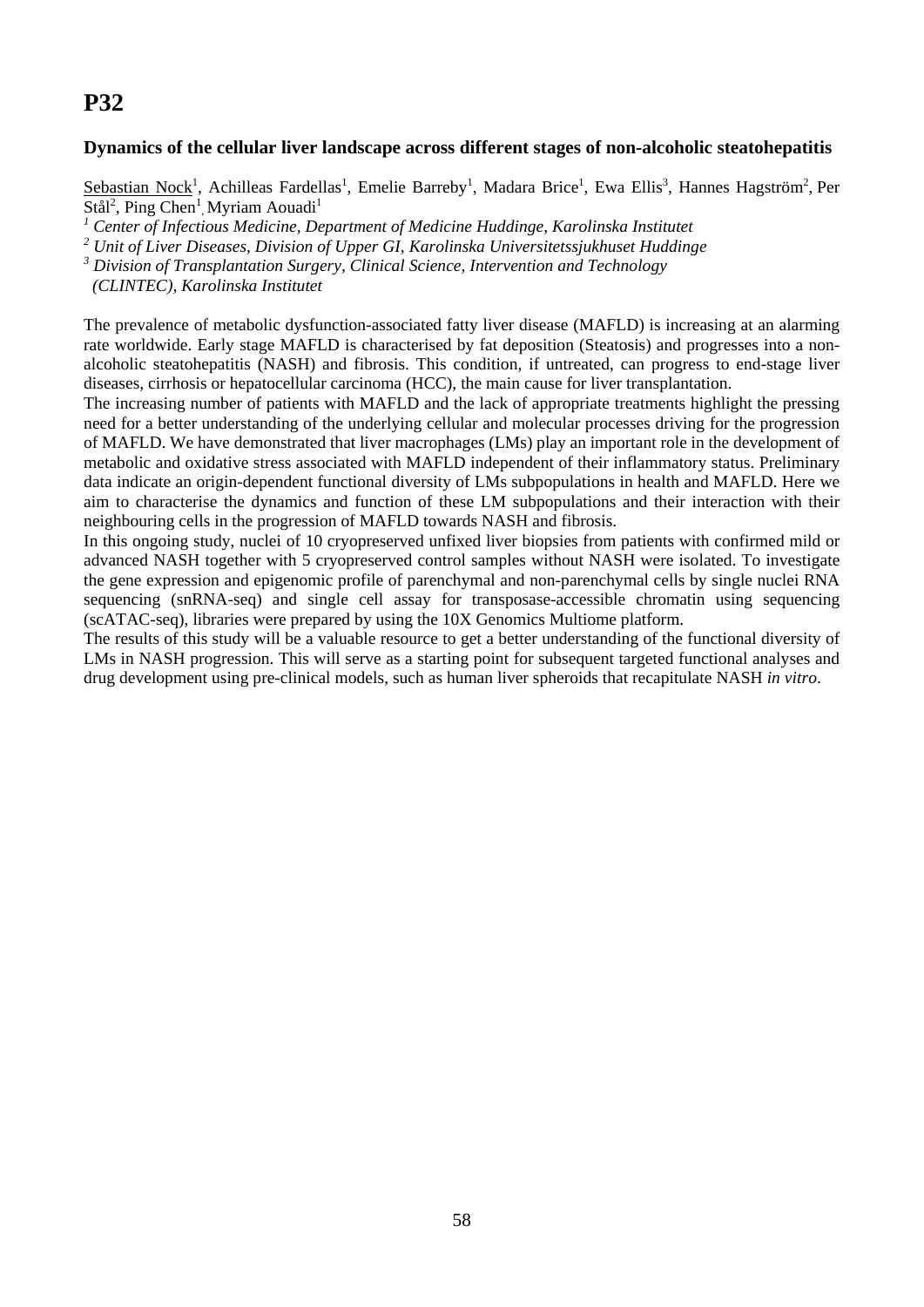# P32

### Dynamics of the cellular liver landscape across different stages of non-alcoholic steatohepatitis

Sebastian Nock[1], Achilleas Fardellas[1], Emelie Barreby[1], Madara Brice[1], Ewa Ellis[3], Hannes Hagström[2], Per Stål[2], Ping Chen[1], Myriam Aouadi[1]

[1] *Center of Infectious Medicine, Department of Medicine Huddinge, Karolinska Institutet*
[2] *Unit of Liver Diseases, Division of Upper GI, Karolinska Universitetssjukhuset Huddinge*
[3] *Division of Transplantation Surgery, Clinical Science, Intervention and Technology (CLINTEC), Karolinska Institutet*

The prevalence of metabolic dysfunction-associated fatty liver disease (MAFLD) is increasing at an alarming rate worldwide. Early stage MAFLD is characterised by fat deposition (Steatosis) and progresses into a non-alcoholic steatohepatitis (NASH) and fibrosis. This condition, if untreated, can progress to end-stage liver diseases, cirrhosis or hepatocellular carcinoma (HCC), the main cause for liver transplantation.

The increasing number of patients with MAFLD and the lack of appropriate treatments highlight the pressing need for a better understanding of the underlying cellular and molecular processes driving for the progression of MAFLD. We have demonstrated that liver macrophages (LMs) play an important role in the development of metabolic and oxidative stress associated with MAFLD independent of their inflammatory status. Preliminary data indicate an origin-dependent functional diversity of LMs subpopulations in health and MAFLD. Here we aim to characterise the dynamics and function of these LM subpopulations and their interaction with their neighbouring cells in the progression of MAFLD towards NASH and fibrosis.

In this ongoing study, nuclei of 10 cryopreserved unfixed liver biopsies from patients with confirmed mild or advanced NASH together with 5 cryopreserved control samples without NASH were isolated. To investigate the gene expression and epigenomic profile of parenchymal and non-parenchymal cells by single nuclei RNA sequencing (snRNA-seq) and single cell assay for transposase-accessible chromatin using sequencing (scATAC-seq), libraries were prepared by using the 10X Genomics Multiome platform.

The results of this study will be a valuable resource to get a better understanding of the functional diversity of LMs in NASH progression. This will serve as a starting point for subsequent targeted functional analyses and drug development using pre-clinical models, such as human liver spheroids that recapitulate NASH *in vitro*.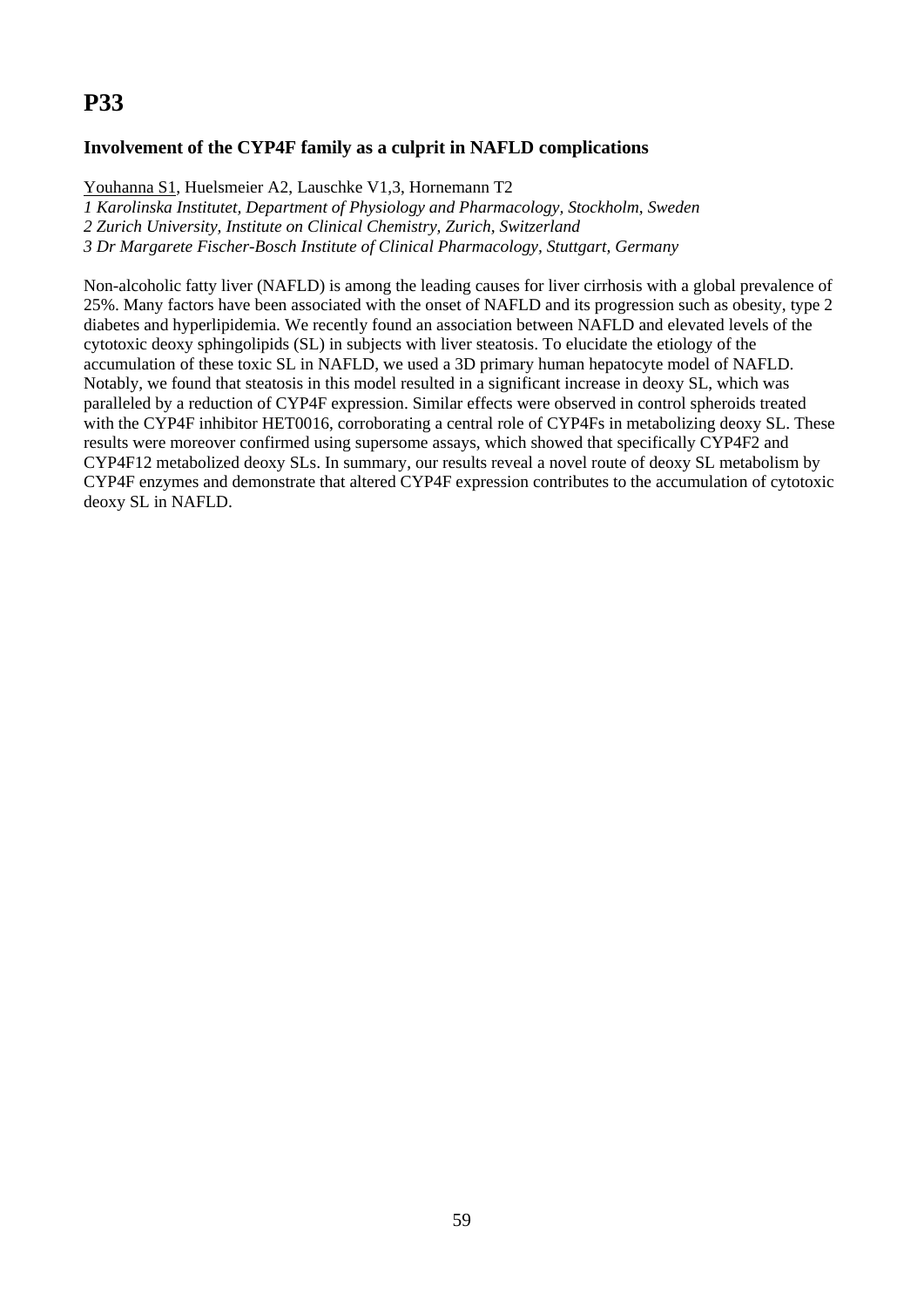# P33

### Involvement of the CYP4F family as a culprit in NAFLD complications

Youhanna S1, Huelsmeier A2, Lauschke V1,3, Hornemann T2

*1 Karolinska Institutet, Department of Physiology and Pharmacology, Stockholm, Sweden*
*2 Zurich University, Institute on Clinical Chemistry, Zurich, Switzerland*
*3 Dr Margarete Fischer-Bosch Institute of Clinical Pharmacology, Stuttgart, Germany*

Non-alcoholic fatty liver (NAFLD) is among the leading causes for liver cirrhosis with a global prevalence of 25%. Many factors have been associated with the onset of NAFLD and its progression such as obesity, type 2 diabetes and hyperlipidemia. We recently found an association between NAFLD and elevated levels of the cytotoxic deoxy sphingolipids (SL) in subjects with liver steatosis. To elucidate the etiology of the accumulation of these toxic SL in NAFLD, we used a 3D primary human hepatocyte model of NAFLD. Notably, we found that steatosis in this model resulted in a significant increase in deoxy SL, which was paralleled by a reduction of CYP4F expression. Similar effects were observed in control spheroids treated with the CYP4F inhibitor HET0016, corroborating a central role of CYP4Fs in metabolizing deoxy SL. These results were moreover confirmed using supersome assays, which showed that specifically CYP4F2 and CYP4F12 metabolized deoxy SLs. In summary, our results reveal a novel route of deoxy SL metabolism by CYP4F enzymes and demonstrate that altered CYP4F expression contributes to the accumulation of cytotoxic deoxy SL in NAFLD.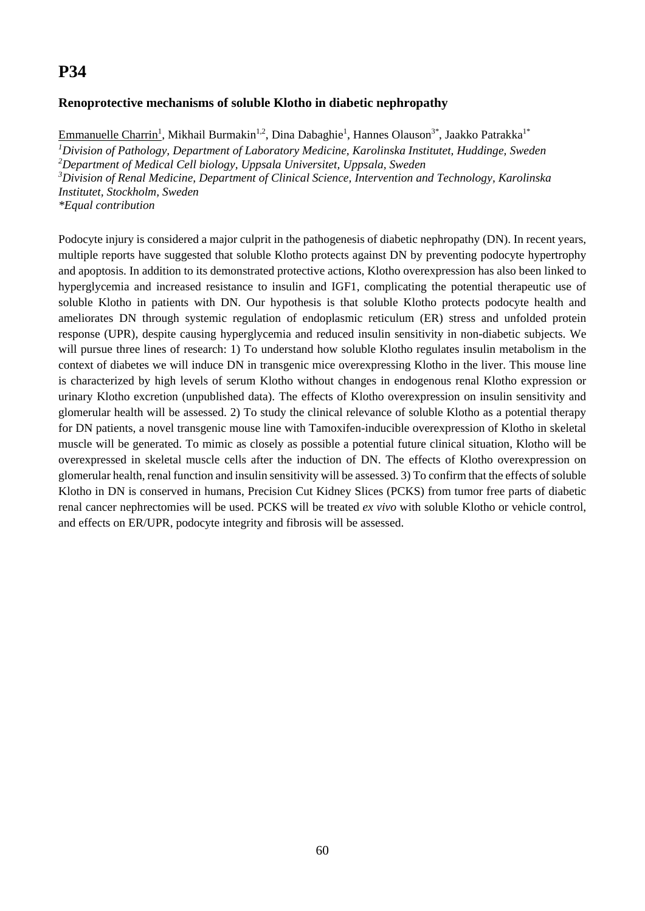# P34

**Renoprotective mechanisms of soluble Klotho in diabetic nephropathy**

Emmanuelle Charrin[1], Mikhail Burmakin[1,2], Dina Dabaghie[1], Hannes Olauson[3*], Jaakko Patrakka[1*]

[1]*Division of Pathology, Department of Laboratory Medicine, Karolinska Institutet, Huddinge, Sweden*
[2]*Department of Medical Cell biology, Uppsala Universitet, Uppsala, Sweden*
[3]*Division of Renal Medicine, Department of Clinical Science, Intervention and Technology, Karolinska Institutet, Stockholm, Sweden*
*\*Equal contribution*

Podocyte injury is considered a major culprit in the pathogenesis of diabetic nephropathy (DN). In recent years, multiple reports have suggested that soluble Klotho protects against DN by preventing podocyte hypertrophy and apoptosis. In addition to its demonstrated protective actions, Klotho overexpression has also been linked to hyperglycemia and increased resistance to insulin and IGF1, complicating the potential therapeutic use of soluble Klotho in patients with DN. Our hypothesis is that soluble Klotho protects podocyte health and ameliorates DN through systemic regulation of endoplasmic reticulum (ER) stress and unfolded protein response (UPR), despite causing hyperglycemia and reduced insulin sensitivity in non-diabetic subjects. We will pursue three lines of research: 1) To understand how soluble Klotho regulates insulin metabolism in the context of diabetes we will induce DN in transgenic mice overexpressing Klotho in the liver. This mouse line is characterized by high levels of serum Klotho without changes in endogenous renal Klotho expression or urinary Klotho excretion (unpublished data). The effects of Klotho overexpression on insulin sensitivity and glomerular health will be assessed. 2) To study the clinical relevance of soluble Klotho as a potential therapy for DN patients, a novel transgenic mouse line with Tamoxifen-inducible overexpression of Klotho in skeletal muscle will be generated. To mimic as closely as possible a potential future clinical situation, Klotho will be overexpressed in skeletal muscle cells after the induction of DN. The effects of Klotho overexpression on glomerular health, renal function and insulin sensitivity will be assessed. 3) To confirm that the effects of soluble Klotho in DN is conserved in humans, Precision Cut Kidney Slices (PCKS) from tumor free parts of diabetic renal cancer nephrectomies will be used. PCKS will be treated *ex vivo* with soluble Klotho or vehicle control, and effects on ER/UPR, podocyte integrity and fibrosis will be assessed.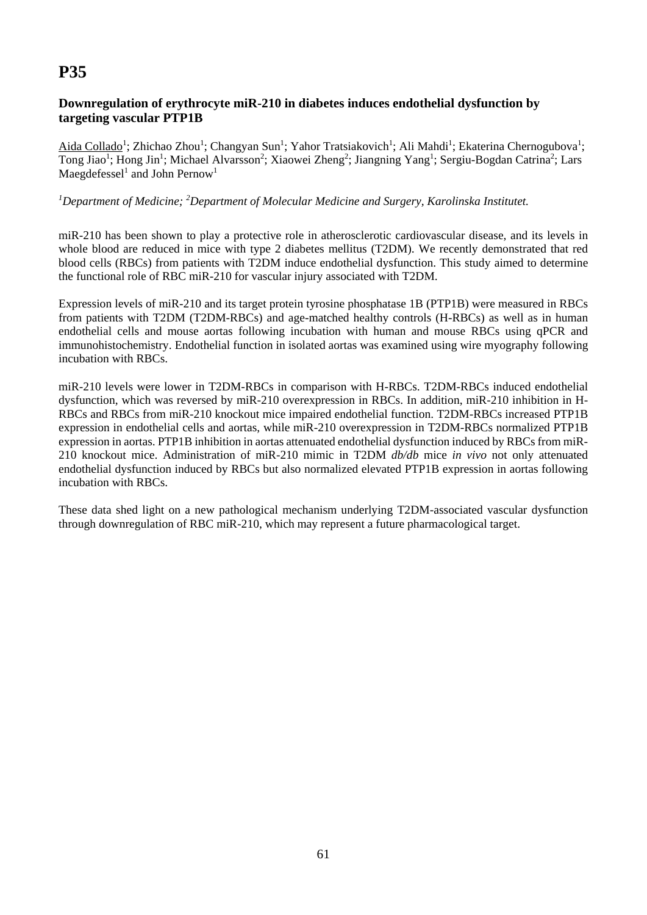# P35

**Downregulation of erythrocyte miR-210 in diabetes induces endothelial dysfunction by targeting vascular PTP1B**

Aida Collado[1]; Zhichao Zhou[1]; Changyan Sun[1]; Yahor Tratsiakovich[1]; Ali Mahdi[1]; Ekaterina Chernogubova[1]; Tong Jiao[1]; Hong Jin[1]; Michael Alvarsson[2]; Xiaowei Zheng[2]; Jiangning Yang[1]; Sergiu-Bogdan Catrina[2]; Lars Maegdefessel[1] and John Pernow[1]

*[1]Department of Medicine; [2]Department of Molecular Medicine and Surgery, Karolinska Institutet.*

miR-210 has been shown to play a protective role in atherosclerotic cardiovascular disease, and its levels in whole blood are reduced in mice with type 2 diabetes mellitus (T2DM). We recently demonstrated that red blood cells (RBCs) from patients with T2DM induce endothelial dysfunction. This study aimed to determine the functional role of RBC miR-210 for vascular injury associated with T2DM.

Expression levels of miR-210 and its target protein tyrosine phosphatase 1B (PTP1B) were measured in RBCs from patients with T2DM (T2DM-RBCs) and age-matched healthy controls (H-RBCs) as well as in human endothelial cells and mouse aortas following incubation with human and mouse RBCs using qPCR and immunohistochemistry. Endothelial function in isolated aortas was examined using wire myography following incubation with RBCs.

miR-210 levels were lower in T2DM-RBCs in comparison with H-RBCs. T2DM-RBCs induced endothelial dysfunction, which was reversed by miR-210 overexpression in RBCs. In addition, miR-210 inhibition in H-RBCs and RBCs from miR-210 knockout mice impaired endothelial function. T2DM-RBCs increased PTP1B expression in endothelial cells and aortas, while miR-210 overexpression in T2DM-RBCs normalized PTP1B expression in aortas. PTP1B inhibition in aortas attenuated endothelial dysfunction induced by RBCs from miR-210 knockout mice. Administration of miR-210 mimic in T2DM *db/db* mice *in vivo* not only attenuated endothelial dysfunction induced by RBCs but also normalized elevated PTP1B expression in aortas following incubation with RBCs.

These data shed light on a new pathological mechanism underlying T2DM-associated vascular dysfunction through downregulation of RBC miR-210, which may represent a future pharmacological target.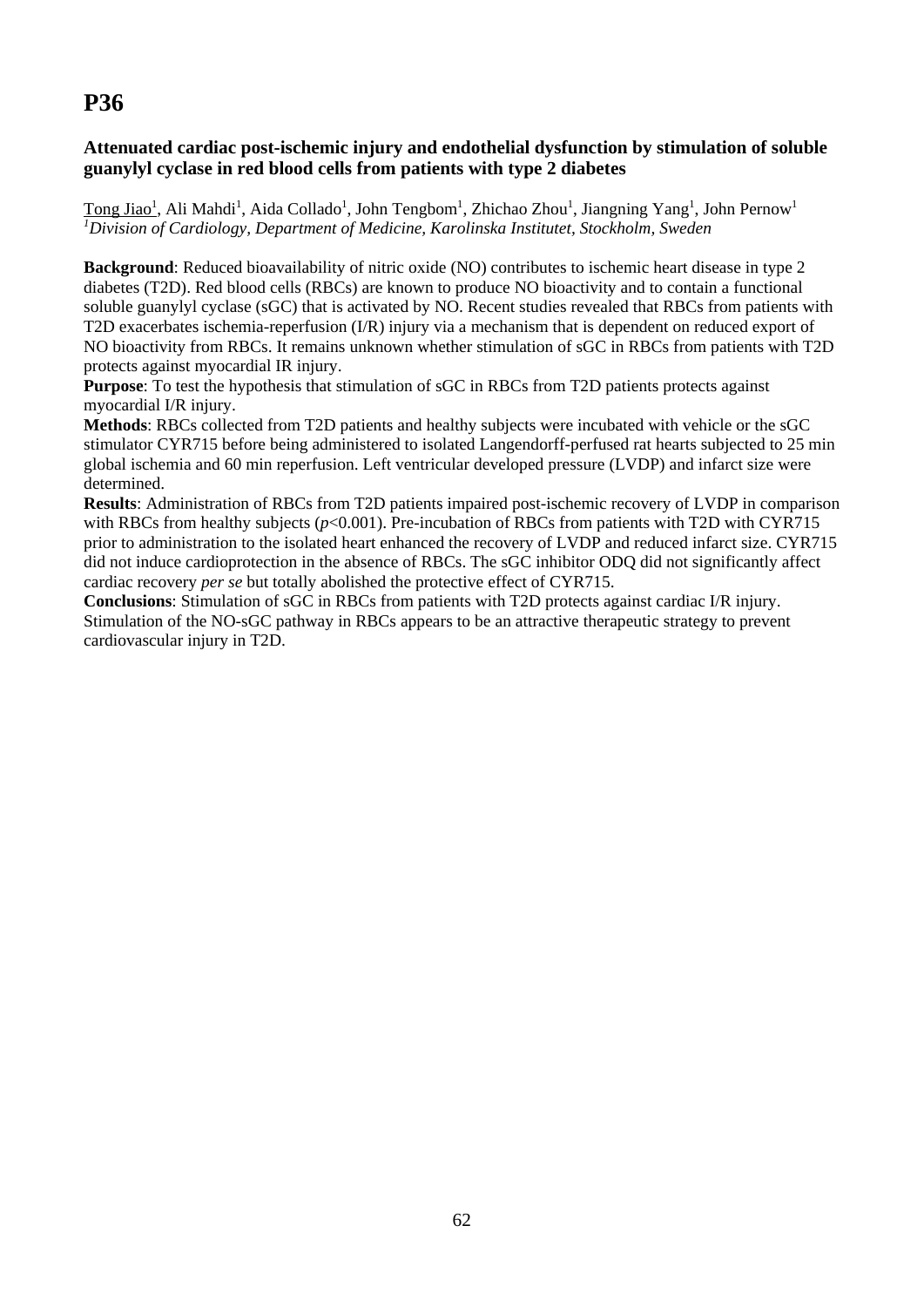# P36

### Attenuated cardiac post-ischemic injury and endothelial dysfunction by stimulation of soluble guanylyl cyclase in red blood cells from patients with type 2 diabetes

Tong Jiao[1], Ali Mahdi[1], Aida Collado[1], John Tengbom[1], Zhichao Zhou[1], Jiangning Yang[1], John Pernow[1]
[1]*Division of Cardiology, Department of Medicine, Karolinska Institutet, Stockholm, Sweden*

**Background**: Reduced bioavailability of nitric oxide (NO) contributes to ischemic heart disease in type 2 diabetes (T2D). Red blood cells (RBCs) are known to produce NO bioactivity and to contain a functional soluble guanylyl cyclase (sGC) that is activated by NO. Recent studies revealed that RBCs from patients with T2D exacerbates ischemia-reperfusion (I/R) injury via a mechanism that is dependent on reduced export of NO bioactivity from RBCs. It remains unknown whether stimulation of sGC in RBCs from patients with T2D protects against myocardial IR injury.

**Purpose**: To test the hypothesis that stimulation of sGC in RBCs from T2D patients protects against myocardial I/R injury.

**Methods**: RBCs collected from T2D patients and healthy subjects were incubated with vehicle or the sGC stimulator CYR715 before being administered to isolated Langendorff-perfused rat hearts subjected to 25 min global ischemia and 60 min reperfusion. Left ventricular developed pressure (LVDP) and infarct size were determined.

**Results**: Administration of RBCs from T2D patients impaired post-ischemic recovery of LVDP in comparison with RBCs from healthy subjects ($p<0.001$). Pre-incubation of RBCs from patients with T2D with CYR715 prior to administration to the isolated heart enhanced the recovery of LVDP and reduced infarct size. CYR715 did not induce cardioprotection in the absence of RBCs. The sGC inhibitor ODQ did not significantly affect cardiac recovery *per se* but totally abolished the protective effect of CYR715.

**Conclusions**: Stimulation of sGC in RBCs from patients with T2D protects against cardiac I/R injury. Stimulation of the NO-sGC pathway in RBCs appears to be an attractive therapeutic strategy to prevent cardiovascular injury in T2D.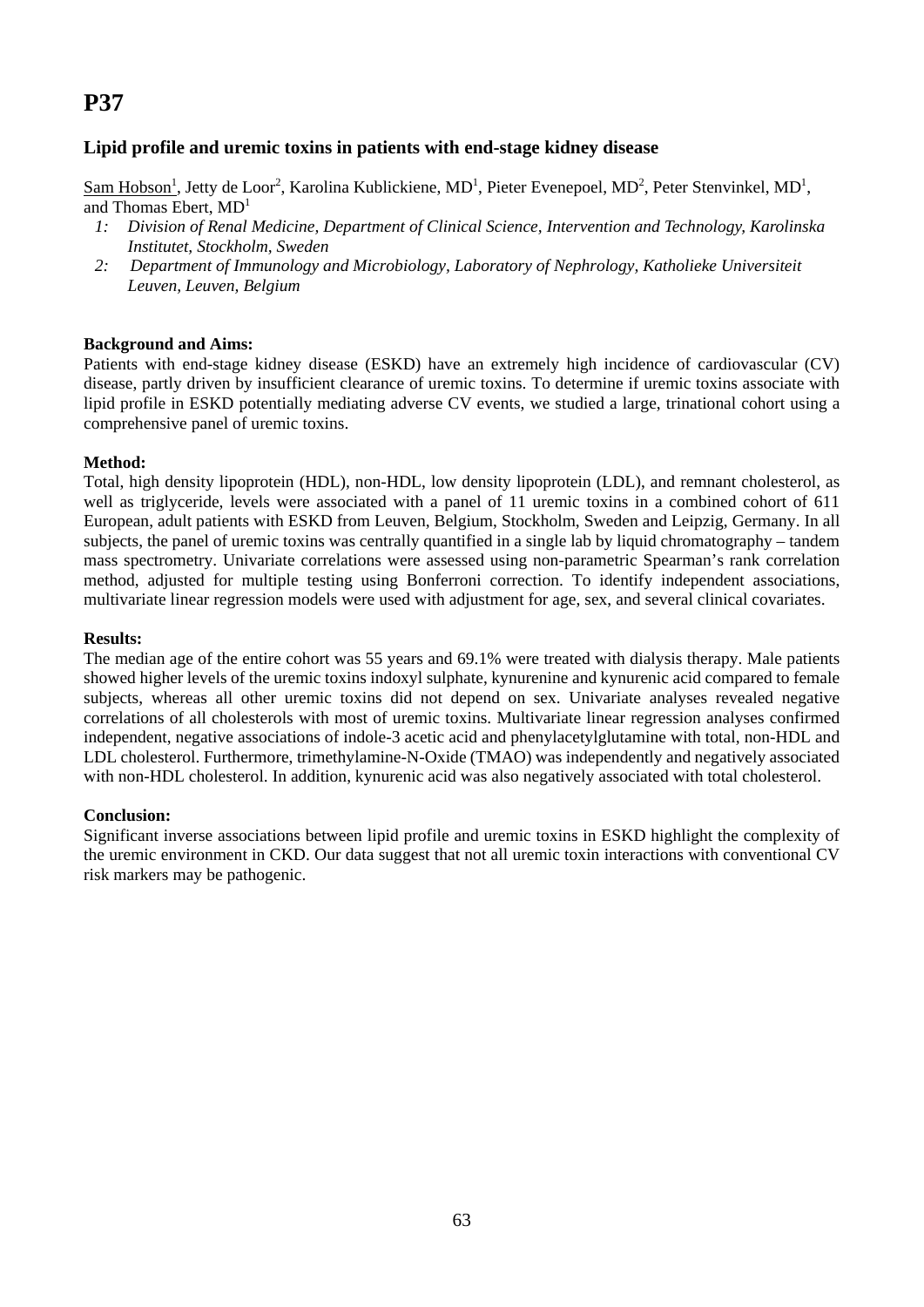# P37

## Lipid profile and uremic toxins in patients with end-stage kidney disease

Sam Hobson[1], Jetty de Loor[2], Karolina Kublickiene, MD[1], Pieter Evenepoel, MD[2], Peter Stenvinkel, MD[1], and Thomas Ebert, MD[1]

1: *Division of Renal Medicine, Department of Clinical Science, Intervention and Technology, Karolinska Institutet, Stockholm, Sweden*

2: *Department of Immunology and Microbiology, Laboratory of Nephrology, Katholieke Universiteit Leuven, Leuven, Belgium*

**Background and Aims:**

Patients with end-stage kidney disease (ESKD) have an extremely high incidence of cardiovascular (CV) disease, partly driven by insufficient clearance of uremic toxins. To determine if uremic toxins associate with lipid profile in ESKD potentially mediating adverse CV events, we studied a large, trinational cohort using a comprehensive panel of uremic toxins.

**Method:**

Total, high density lipoprotein (HDL), non-HDL, low density lipoprotein (LDL), and remnant cholesterol, as well as triglyceride, levels were associated with a panel of 11 uremic toxins in a combined cohort of 611 European, adult patients with ESKD from Leuven, Belgium, Stockholm, Sweden and Leipzig, Germany. In all subjects, the panel of uremic toxins was centrally quantified in a single lab by liquid chromatography – tandem mass spectrometry. Univariate correlations were assessed using non-parametric Spearman's rank correlation method, adjusted for multiple testing using Bonferroni correction. To identify independent associations, multivariate linear regression models were used with adjustment for age, sex, and several clinical covariates.

**Results:**

The median age of the entire cohort was 55 years and 69.1% were treated with dialysis therapy. Male patients showed higher levels of the uremic toxins indoxyl sulphate, kynurenine and kynurenic acid compared to female subjects, whereas all other uremic toxins did not depend on sex. Univariate analyses revealed negative correlations of all cholesterols with most of uremic toxins. Multivariate linear regression analyses confirmed independent, negative associations of indole-3 acetic acid and phenylacetylglutamine with total, non-HDL and LDL cholesterol. Furthermore, trimethylamine-N-Oxide (TMAO) was independently and negatively associated with non-HDL cholesterol. In addition, kynurenic acid was also negatively associated with total cholesterol.

**Conclusion:**

Significant inverse associations between lipid profile and uremic toxins in ESKD highlight the complexity of the uremic environment in CKD. Our data suggest that not all uremic toxin interactions with conventional CV risk markers may be pathogenic.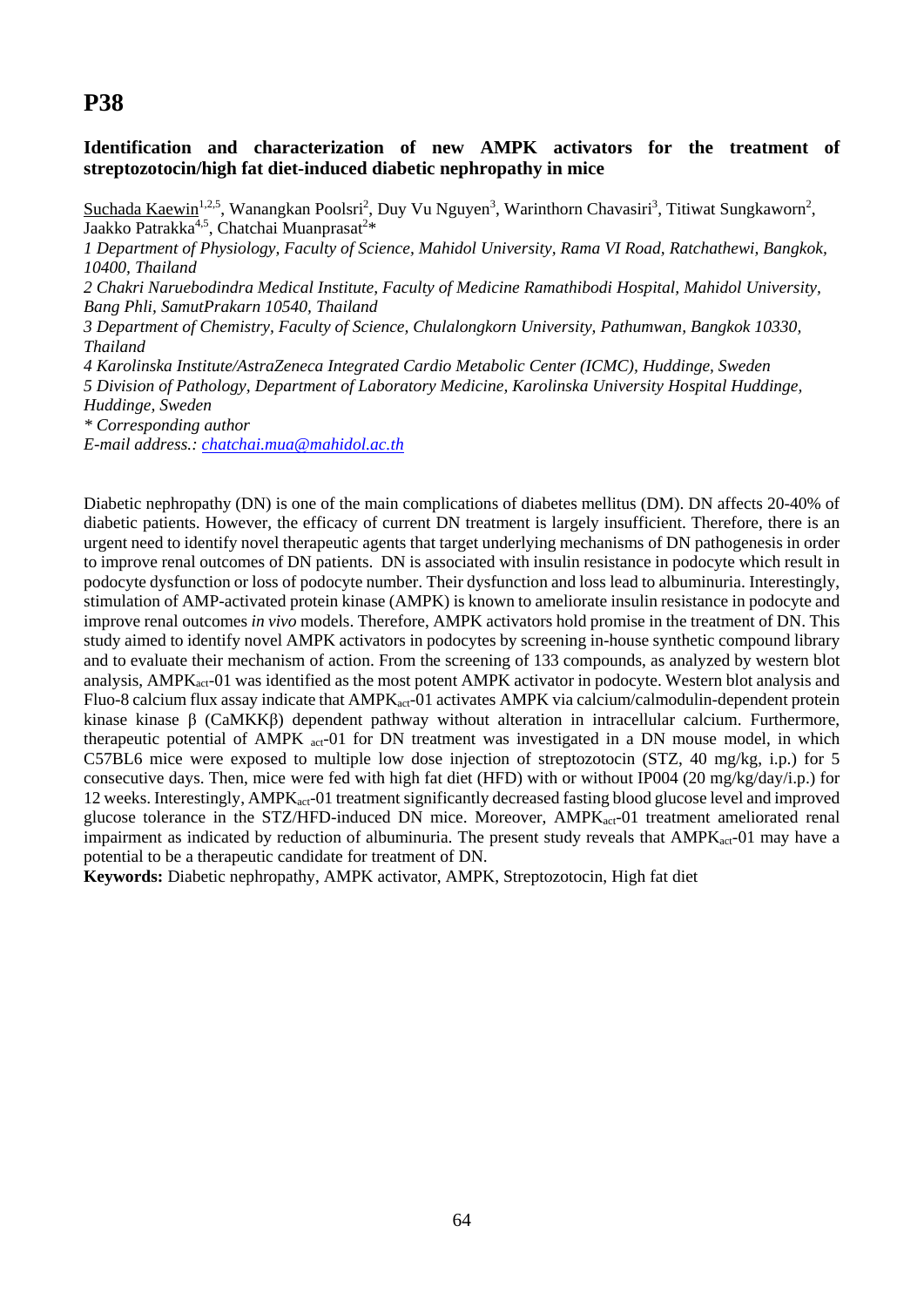# P38

### Identification and characterization of new AMPK activators for the treatment of streptozotocin/high fat diet-induced diabetic nephropathy in mice

Suchada Kaewin[1,2,5], Wanangkan Poolsri[2], Duy Vu Nguyen[3], Warinthorn Chavasiri[3], Titiwat Sungkaworn[2], Jaakko Patrakka[4,5], Chatchai Muanprasat[2]*

*1 Department of Physiology, Faculty of Science, Mahidol University, Rama VI Road, Ratchathewi, Bangkok, 10400, Thailand*

*2 Chakri Naruebodindra Medical Institute, Faculty of Medicine Ramathibodi Hospital, Mahidol University, Bang Phli, SamutPrakarn 10540, Thailand*

*3 Department of Chemistry, Faculty of Science, Chulalongkorn University, Pathumwan, Bangkok 10330, Thailand*

*4 Karolinska Institute/AstraZeneca Integrated Cardio Metabolic Center (ICMC), Huddinge, Sweden*

*5 Division of Pathology, Department of Laboratory Medicine, Karolinska University Hospital Huddinge, Huddinge, Sweden*

*\* Corresponding author*

*E-mail address.: chatchai.mua@mahidol.ac.th*

Diabetic nephropathy (DN) is one of the main complications of diabetes mellitus (DM). DN affects 20-40% of diabetic patients. However, the efficacy of current DN treatment is largely insufficient. Therefore, there is an urgent need to identify novel therapeutic agents that target underlying mechanisms of DN pathogenesis in order to improve renal outcomes of DN patients. DN is associated with insulin resistance in podocyte which result in podocyte dysfunction or loss of podocyte number. Their dysfunction and loss lead to albuminuria. Interestingly, stimulation of AMP-activated protein kinase (AMPK) is known to ameliorate insulin resistance in podocyte and improve renal outcomes *in vivo* models. Therefore, AMPK activators hold promise in the treatment of DN. This study aimed to identify novel AMPK activators in podocytes by screening in-house synthetic compound library and to evaluate their mechanism of action. From the screening of 133 compounds, as analyzed by western blot analysis, $AMPK_{act}$-01 was identified as the most potent AMPK activator in podocyte. Western blot analysis and Fluo-8 calcium flux assay indicate that $AMPK_{act}$-01 activates AMPK via calcium/calmodulin-dependent protein kinase kinase β (CaMKKβ) dependent pathway without alteration in intracellular calcium. Furthermore, therapeutic potential of $AMPK_{act}$-01 for DN treatment was investigated in a DN mouse model, in which C57BL6 mice were exposed to multiple low dose injection of streptozotocin (STZ, 40 mg/kg, i.p.) for 5 consecutive days. Then, mice were fed with high fat diet (HFD) with or without IP004 (20 mg/kg/day/i.p.) for 12 weeks. Interestingly, $AMPK_{act}$-01 treatment significantly decreased fasting blood glucose level and improved glucose tolerance in the STZ/HFD-induced DN mice. Moreover, $AMPK_{act}$-01 treatment ameliorated renal impairment as indicated by reduction of albuminuria. The present study reveals that $AMPK_{act}$-01 may have a potential to be a therapeutic candidate for treatment of DN.

**Keywords:** Diabetic nephropathy, AMPK activator, AMPK, Streptozotocin, High fat diet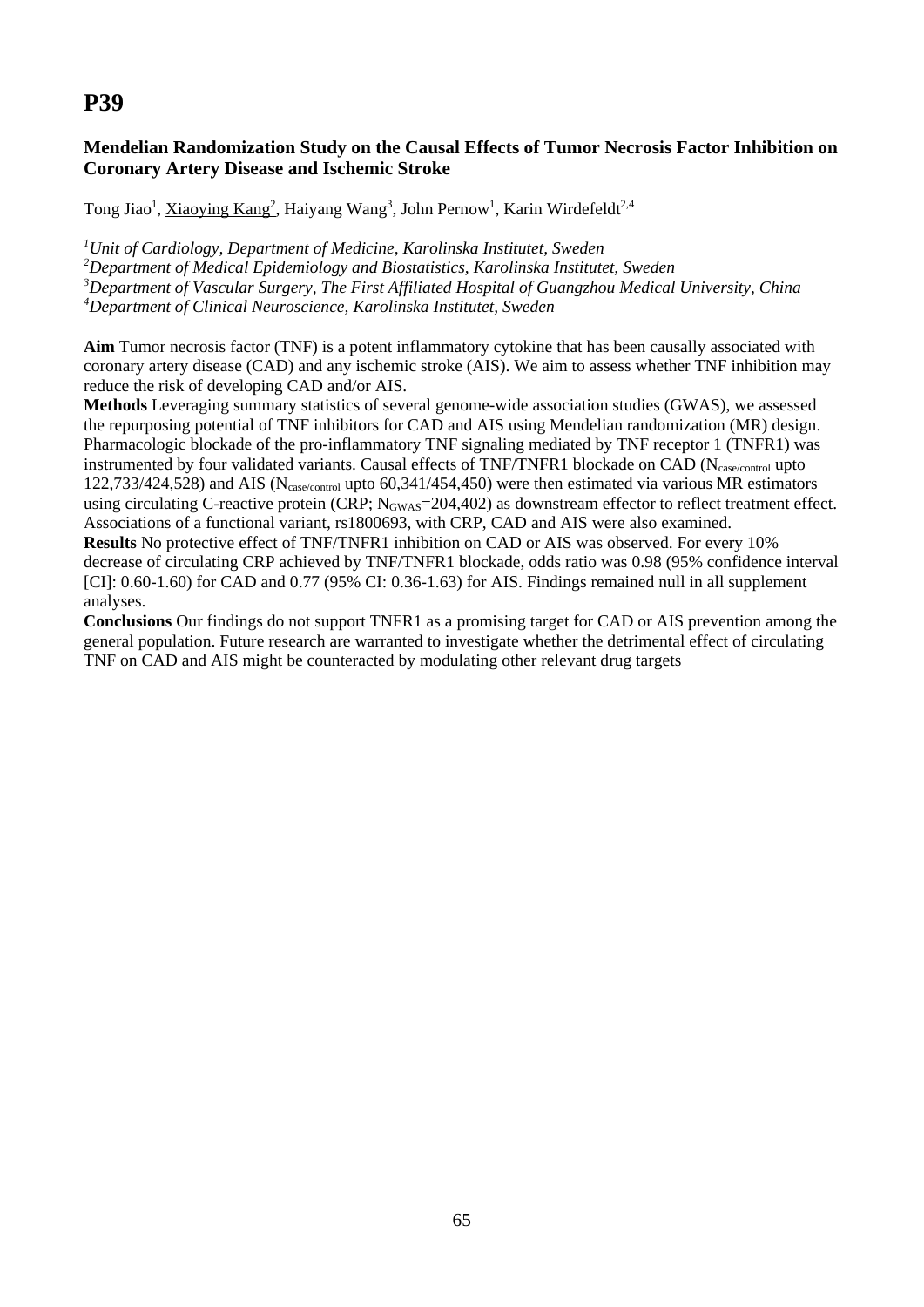# P39

### Mendelian Randomization Study on the Causal Effects of Tumor Necrosis Factor Inhibition on Coronary Artery Disease and Ischemic Stroke

Tong Jiao[1], Xiaoying Kang[2], Haiyang Wang[3], John Pernow[1], Karin Wirdefeldt[2,4]

[1]*Unit of Cardiology, Department of Medicine, Karolinska Institutet, Sweden*
[2]*Department of Medical Epidemiology and Biostatistics, Karolinska Institutet, Sweden*
[3]*Department of Vascular Surgery, The First Affiliated Hospital of Guangzhou Medical University, China*
[4]*Department of Clinical Neuroscience, Karolinska Institutet, Sweden*

**Aim** Tumor necrosis factor (TNF) is a potent inflammatory cytokine that has been causally associated with coronary artery disease (CAD) and any ischemic stroke (AIS). We aim to assess whether TNF inhibition may reduce the risk of developing CAD and/or AIS.

**Methods** Leveraging summary statistics of several genome-wide association studies (GWAS), we assessed the repurposing potential of TNF inhibitors for CAD and AIS using Mendelian randomization (MR) design. Pharmacologic blockade of the pro-inflammatory TNF signaling mediated by TNF receptor 1 (TNFR1) was instrumented by four validated variants. Causal effects of TNF/TNFR1 blockade on CAD ($N_{case/control}$ upto 122,733/424,528) and AIS ($N_{case/control}$ upto 60,341/454,450) were then estimated via various MR estimators using circulating C-reactive protein (CRP; $N_{GWAS}$=204,402) as downstream effector to reflect treatment effect. Associations of a functional variant, rs1800693, with CRP, CAD and AIS were also examined.

**Results** No protective effect of TNF/TNFR1 inhibition on CAD or AIS was observed. For every 10% decrease of circulating CRP achieved by TNF/TNFR1 blockade, odds ratio was 0.98 (95% confidence interval [CI]: 0.60-1.60) for CAD and 0.77 (95% CI: 0.36-1.63) for AIS. Findings remained null in all supplement analyses.

**Conclusions** Our findings do not support TNFR1 as a promising target for CAD or AIS prevention among the general population. Future research are warranted to investigate whether the detrimental effect of circulating TNF on CAD and AIS might be counteracted by modulating other relevant drug targets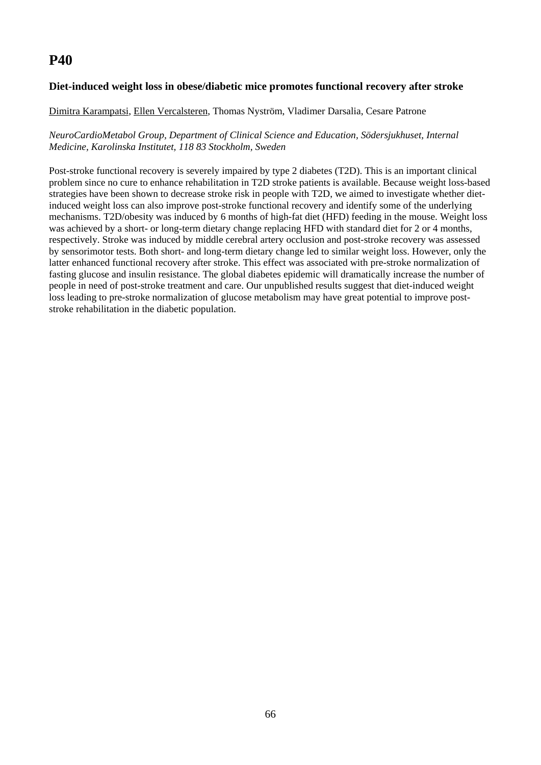# P40

### Diet-induced weight loss in obese/diabetic mice promotes functional recovery after stroke

Dimitra Karampatsi, Ellen Vercalsteren, Thomas Nyström, Vladimer Darsalia, Cesare Patrone

*NeuroCardioMetabol Group, Department of Clinical Science and Education, Södersjukhuset, Internal Medicine, Karolinska Institutet, 118 83 Stockholm, Sweden*

Post-stroke functional recovery is severely impaired by type 2 diabetes (T2D). This is an important clinical problem since no cure to enhance rehabilitation in T2D stroke patients is available. Because weight loss-based strategies have been shown to decrease stroke risk in people with T2D, we aimed to investigate whether diet-induced weight loss can also improve post-stroke functional recovery and identify some of the underlying mechanisms. T2D/obesity was induced by 6 months of high-fat diet (HFD) feeding in the mouse. Weight loss was achieved by a short- or long-term dietary change replacing HFD with standard diet for 2 or 4 months, respectively. Stroke was induced by middle cerebral artery occlusion and post-stroke recovery was assessed by sensorimotor tests. Both short- and long-term dietary change led to similar weight loss. However, only the latter enhanced functional recovery after stroke. This effect was associated with pre-stroke normalization of fasting glucose and insulin resistance. The global diabetes epidemic will dramatically increase the number of people in need of post-stroke treatment and care. Our unpublished results suggest that diet-induced weight loss leading to pre-stroke normalization of glucose metabolism may have great potential to improve post-stroke rehabilitation in the diabetic population.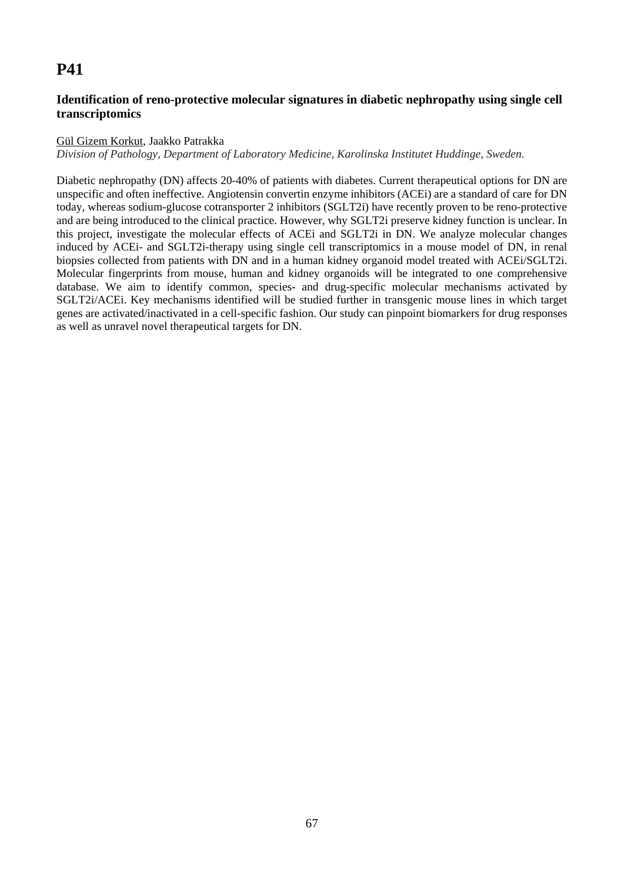# P41

### Identification of reno-protective molecular signatures in diabetic nephropathy using single cell transcriptomics

Gül Gizem Korkut, Jaakko Patrakka

*Division of Pathology, Department of Laboratory Medicine, Karolinska Institutet Huddinge, Sweden.*

Diabetic nephropathy (DN) affects 20-40% of patients with diabetes. Current therapeutical options for DN are unspecific and often ineffective. Angiotensin convertin enzyme inhibitors (ACEi) are a standard of care for DN today, whereas sodium-glucose cotransporter 2 inhibitors (SGLT2i) have recently proven to be reno-protective and are being introduced to the clinical practice. However, why SGLT2i preserve kidney function is unclear. In this project, investigate the molecular effects of ACEi and SGLT2i in DN. We analyze molecular changes induced by ACEi- and SGLT2i-therapy using single cell transcriptomics in a mouse model of DN, in renal biopsies collected from patients with DN and in a human kidney organoid model treated with ACEi/SGLT2i. Molecular fingerprints from mouse, human and kidney organoids will be integrated to one comprehensive database. We aim to identify common, species- and drug-specific molecular mechanisms activated by SGLT2i/ACEi. Key mechanisms identified will be studied further in transgenic mouse lines in which target genes are activated/inactivated in a cell-specific fashion. Our study can pinpoint biomarkers for drug responses as well as unravel novel therapeutical targets for DN.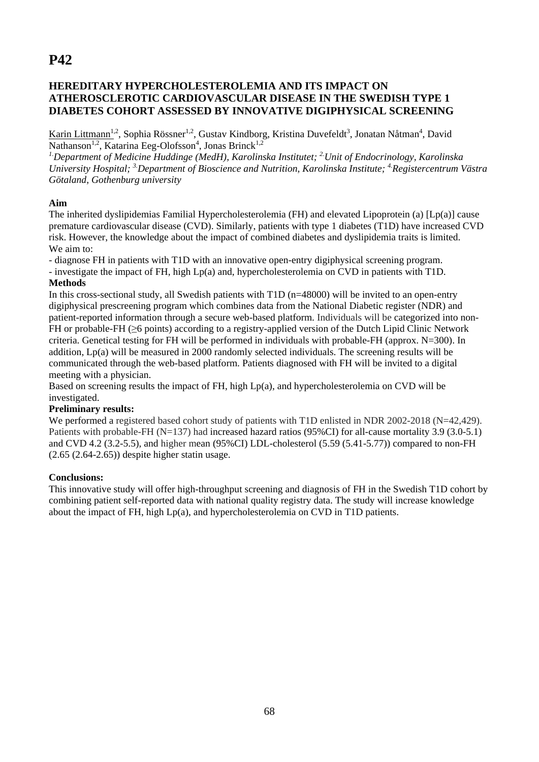# P42

## HEREDITARY HYPERCHOLESTEROLEMIA AND ITS IMPACT ON ATHEROSCLEROTIC CARDIOVASCULAR DISEASE IN THE SWEDISH TYPE 1 DIABETES COHORT ASSESSED BY INNOVATIVE DIGIPHYSICAL SCREENING

Karin Littmann[1,2], Sophia Rössner[1,2], Gustav Kindborg, Kristina Duvefeldt[3], Jonatan Nåtman[4], David Nathanson[1,2], Katarina Eeg-Olofsson[4], Jonas Brinck[1,2]

*[1.] Department of Medicine Huddinge (MedH), Karolinska Institutet; [2.] Unit of Endocrinology, Karolinska University Hospital; [3.] Department of Bioscience and Nutrition, Karolinska Institute; [4.] Registercentrum Västra Götaland, Gothenburg university*

**Aim**

The inherited dyslipidemias Familial Hypercholesterolemia (FH) and elevated Lipoprotein (a) [Lp(a)] cause premature cardiovascular disease (CVD). Similarly, patients with type 1 diabetes (T1D) have increased CVD risk. However, the knowledge about the impact of combined diabetes and dyslipidemia traits is limited. We aim to:

- diagnose FH in patients with T1D with an innovative open-entry digiphysical screening program.
- investigate the impact of FH, high Lp(a) and, hypercholesterolemia on CVD in patients with T1D.

**Methods**

In this cross-sectional study, all Swedish patients with T1D (n=48000) will be invited to an open-entry digiphysical prescreening program which combines data from the National Diabetic register (NDR) and patient-reported information through a secure web-based platform. Individuals will be categorized into non-FH or probable-FH (≥6 points) according to a registry-applied version of the Dutch Lipid Clinic Network criteria. Genetical testing for FH will be performed in individuals with probable-FH (approx. N=300). In addition, Lp(a) will be measured in 2000 randomly selected individuals. The screening results will be communicated through the web-based platform. Patients diagnosed with FH will be invited to a digital meeting with a physician.

Based on screening results the impact of FH, high Lp(a), and hypercholesterolemia on CVD will be investigated.

**Preliminary results:**

We performed a registered based cohort study of patients with T1D enlisted in NDR 2002-2018 (N=42,429). Patients with probable-FH (N=137) had increased hazard ratios (95%CI) for all-cause mortality 3.9 (3.0-5.1) and CVD 4.2 (3.2-5.5), and higher mean (95%CI) LDL-cholesterol (5.59 (5.41-5.77)) compared to non-FH (2.65 (2.64-2.65)) despite higher statin usage.

**Conclusions:**

This innovative study will offer high-throughput screening and diagnosis of FH in the Swedish T1D cohort by combining patient self-reported data with national quality registry data. The study will increase knowledge about the impact of FH, high Lp(a), and hypercholesterolemia on CVD in T1D patients.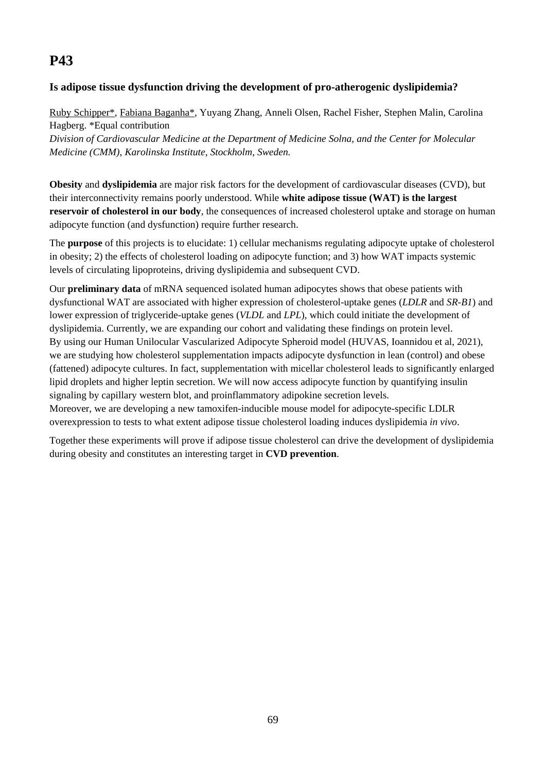# P43

### Is adipose tissue dysfunction driving the development of pro-atherogenic dyslipidemia?

Ruby Schipper*, Fabiana Baganha*, Yuyang Zhang, Anneli Olsen, Rachel Fisher, Stephen Malin, Carolina Hagberg. *Equal contribution

*Division of Cardiovascular Medicine at the Department of Medicine Solna, and the Center for Molecular Medicine (CMM), Karolinska Institute, Stockholm, Sweden.*

**Obesity** and **dyslipidemia** are major risk factors for the development of cardiovascular diseases (CVD), but their interconnectivity remains poorly understood. While **white adipose tissue (WAT) is the largest reservoir of cholesterol in our body**, the consequences of increased cholesterol uptake and storage on human adipocyte function (and dysfunction) require further research.

The **purpose** of this projects is to elucidate: 1) cellular mechanisms regulating adipocyte uptake of cholesterol in obesity; 2) the effects of cholesterol loading on adipocyte function; and 3) how WAT impacts systemic levels of circulating lipoproteins, driving dyslipidemia and subsequent CVD.

Our **preliminary data** of mRNA sequenced isolated human adipocytes shows that obese patients with dysfunctional WAT are associated with higher expression of cholesterol-uptake genes (*LDLR* and *SR-B1*) and lower expression of triglyceride-uptake genes (*VLDL* and *LPL*), which could initiate the development of dyslipidemia. Currently, we are expanding our cohort and validating these findings on protein level.
By using our Human Unilocular Vascularized Adipocyte Spheroid model (HUVAS, Ioannidou et al, 2021), we are studying how cholesterol supplementation impacts adipocyte dysfunction in lean (control) and obese (fattened) adipocyte cultures. In fact, supplementation with micellar cholesterol leads to significantly enlarged lipid droplets and higher leptin secretion. We will now access adipocyte function by quantifying insulin signaling by capillary western blot, and proinflammatory adipokine secretion levels.
Moreover, we are developing a new tamoxifen-inducible mouse model for adipocyte-specific LDLR overexpression to tests to what extent adipose tissue cholesterol loading induces dyslipidemia *in vivo*.

Together these experiments will prove if adipose tissue cholesterol can drive the development of dyslipidemia during obesity and constitutes an interesting target in **CVD prevention**.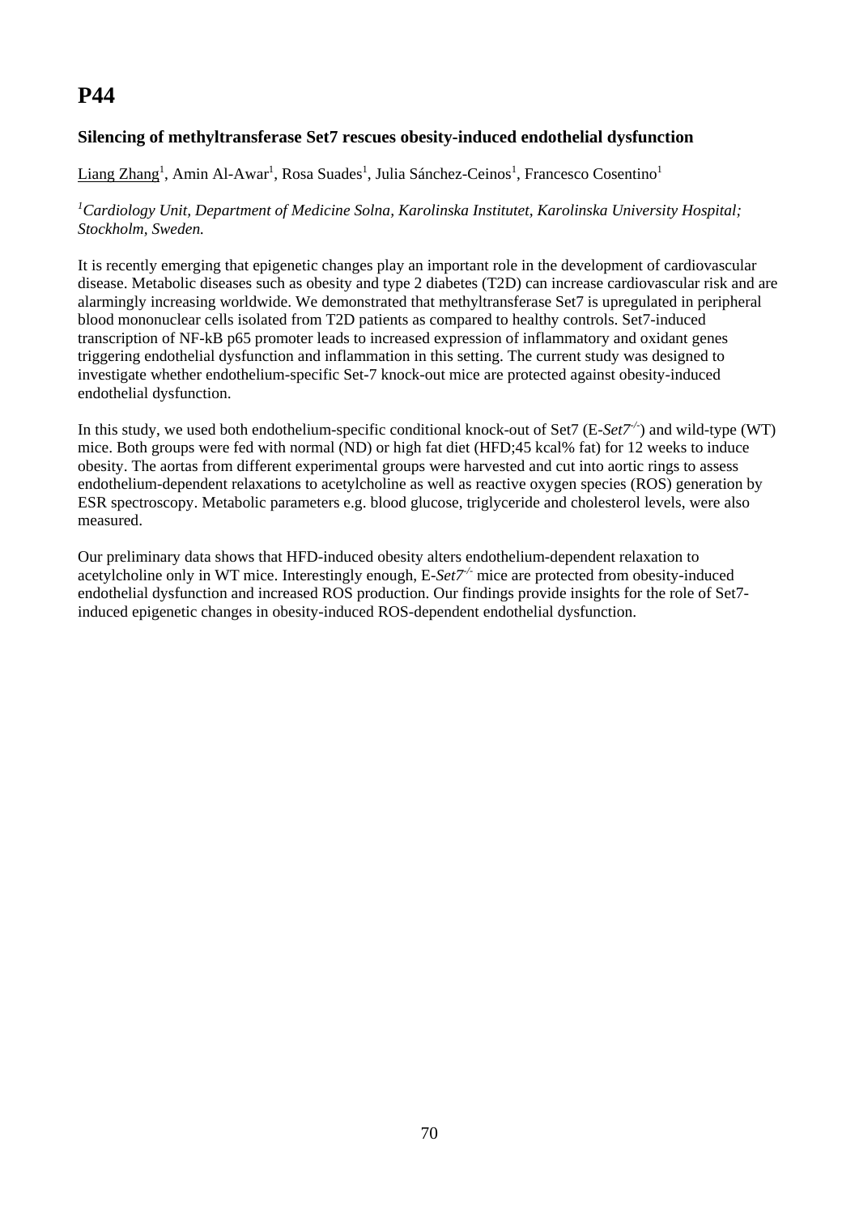# P44

### Silencing of methyltransferase Set7 rescues obesity-induced endothelial dysfunction

Liang Zhang[1], Amin Al-Awar[1], Rosa Suades[1], Julia Sánchez-Ceinos[1], Francesco Cosentino[1]

*[1]Cardiology Unit, Department of Medicine Solna, Karolinska Institutet, Karolinska University Hospital; Stockholm, Sweden.*

It is recently emerging that epigenetic changes play an important role in the development of cardiovascular disease. Metabolic diseases such as obesity and type 2 diabetes (T2D) can increase cardiovascular risk and are alarmingly increasing worldwide. We demonstrated that methyltransferase Set7 is upregulated in peripheral blood mononuclear cells isolated from T2D patients as compared to healthy controls. Set7-induced transcription of NF-kB p65 promoter leads to increased expression of inflammatory and oxidant genes triggering endothelial dysfunction and inflammation in this setting. The current study was designed to investigate whether endothelium-specific Set-7 knock-out mice are protected against obesity-induced endothelial dysfunction.

In this study, we used both endothelium-specific conditional knock-out of Set7 (E-*Set7*$^{-/-}$) and wild-type (WT) mice. Both groups were fed with normal (ND) or high fat diet (HFD;45 kcal% fat) for 12 weeks to induce obesity. The aortas from different experimental groups were harvested and cut into aortic rings to assess endothelium-dependent relaxations to acetylcholine as well as reactive oxygen species (ROS) generation by ESR spectroscopy. Metabolic parameters e.g. blood glucose, triglyceride and cholesterol levels, were also measured.

Our preliminary data shows that HFD-induced obesity alters endothelium-dependent relaxation to acetylcholine only in WT mice. Interestingly enough, E-*Set7*$^{-/-}$ mice are protected from obesity-induced endothelial dysfunction and increased ROS production. Our findings provide insights for the role of Set7-induced epigenetic changes in obesity-induced ROS-dependent endothelial dysfunction.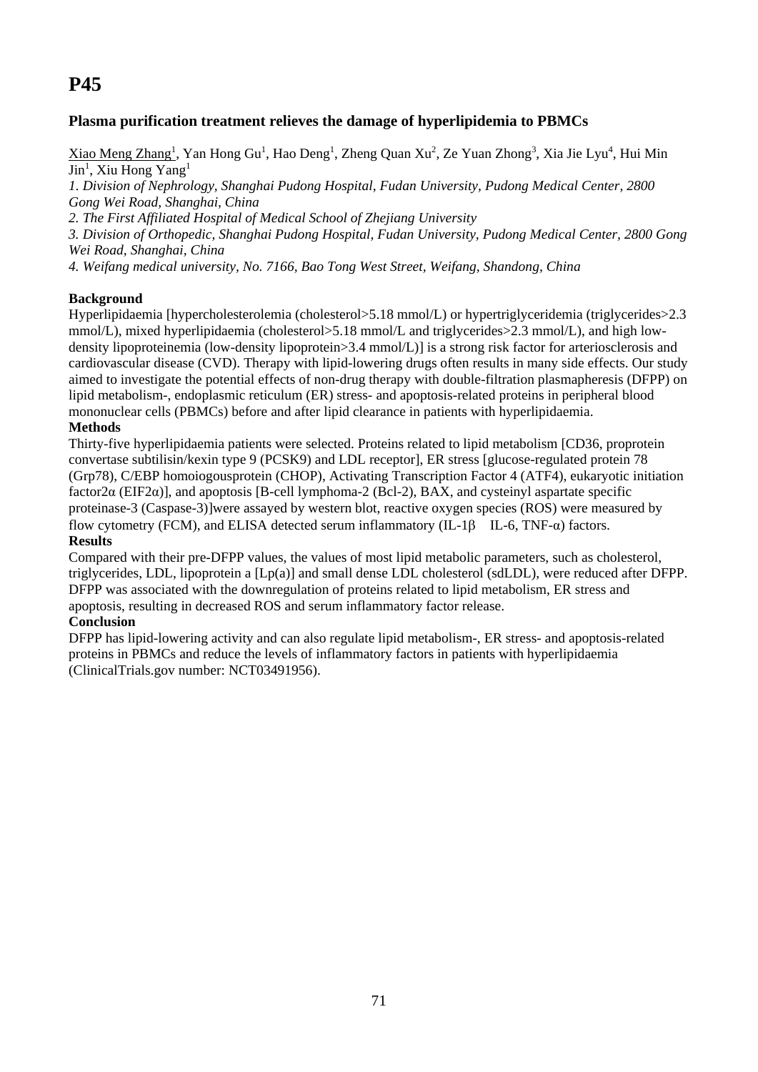# P45

### Plasma purification treatment relieves the damage of hyperlipidemia to PBMCs

Xiao Meng Zhang[1], Yan Hong Gu[1], Hao Deng[1], Zheng Quan Xu[2], Ze Yuan Zhong[3], Xia Jie Lyu[4], Hui Min Jin[1], Xiu Hong Yang[1]

*1. Division of Nephrology, Shanghai Pudong Hospital, Fudan University, Pudong Medical Center, 2800 Gong Wei Road, Shanghai, China*

*2. The First Affiliated Hospital of Medical School of Zhejiang University*

*3. Division of Orthopedic, Shanghai Pudong Hospital, Fudan University, Pudong Medical Center, 2800 Gong Wei Road, Shanghai, China*

*4. Weifang medical university, No. 7166, Bao Tong West Street, Weifang, Shandong, China*

**Background**

Hyperlipidaemia [hypercholesterolemia (cholesterol>5.18 mmol/L) or hypertriglyceridemia (triglycerides>2.3 mmol/L), mixed hyperlipidaemia (cholesterol>5.18 mmol/L and triglycerides>2.3 mmol/L), and high low-density lipoproteinemia (low-density lipoprotein>3.4 mmol/L)] is a strong risk factor for arteriosclerosis and cardiovascular disease (CVD). Therapy with lipid-lowering drugs often results in many side effects. Our study aimed to investigate the potential effects of non-drug therapy with double-filtration plasmapheresis (DFPP) on lipid metabolism-, endoplasmic reticulum (ER) stress- and apoptosis-related proteins in peripheral blood mononuclear cells (PBMCs) before and after lipid clearance in patients with hyperlipidaemia.

**Methods**

Thirty-five hyperlipidaemia patients were selected. Proteins related to lipid metabolism [CD36, proprotein convertase subtilisin/kexin type 9 (PCSK9) and LDL receptor], ER stress [glucose-regulated protein 78 (Grp78), C/EBP homoiogousprotein (CHOP), Activating Transcription Factor 4 (ATF4), eukaryotic initiation factor2α (EIF2α)], and apoptosis [B-cell lymphoma-2 (Bcl-2), BAX, and cysteinyl aspartate specific proteinase-3 (Caspase-3)]were assayed by western blot, reactive oxygen species (ROS) were measured by flow cytometry (FCM), and ELISA detected serum inflammatory (IL-1β　IL-6, TNF-α) factors.

**Results**

Compared with their pre-DFPP values, the values of most lipid metabolic parameters, such as cholesterol, triglycerides, LDL, lipoprotein a [Lp(a)] and small dense LDL cholesterol (sdLDL), were reduced after DFPP. DFPP was associated with the downregulation of proteins related to lipid metabolism, ER stress and apoptosis, resulting in decreased ROS and serum inflammatory factor release.

**Conclusion**

DFPP has lipid-lowering activity and can also regulate lipid metabolism-, ER stress- and apoptosis-related proteins in PBMCs and reduce the levels of inflammatory factors in patients with hyperlipidaemia (ClinicalTrials.gov number: NCT03491956).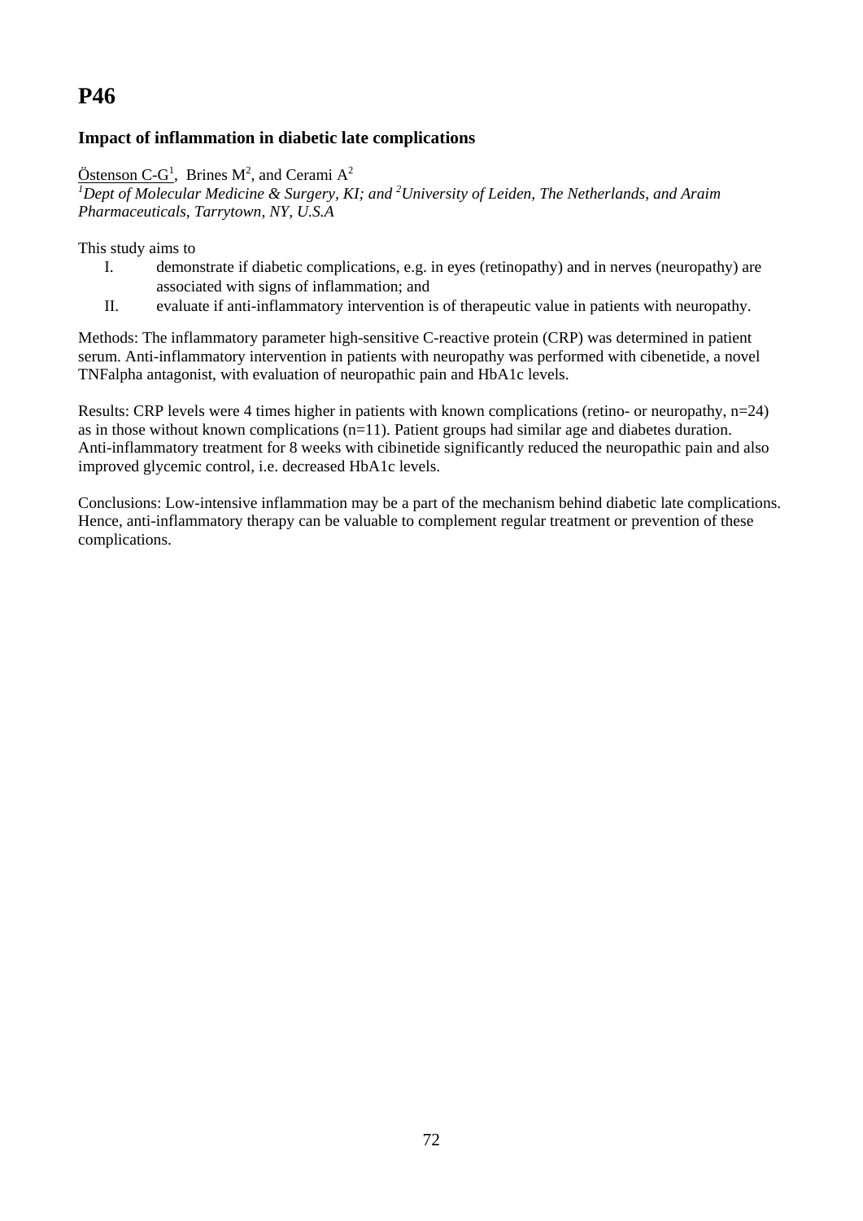# P46

### Impact of inflammation in diabetic late complications

Östenson C-G[1], Brines M[2], and Cerami A[2]

*[1]Dept of Molecular Medicine & Surgery, KI; and [2]University of Leiden, The Netherlands, and Araim Pharmaceuticals, Tarrytown, NY, U.S.A*

This study aims to

I. demonstrate if diabetic complications, e.g. in eyes (retinopathy) and in nerves (neuropathy) are associated with signs of inflammation; and
II. evaluate if anti-inflammatory intervention is of therapeutic value in patients with neuropathy.

Methods: The inflammatory parameter high-sensitive C-reactive protein (CRP) was determined in patient serum. Anti-inflammatory intervention in patients with neuropathy was performed with cibenetide, a novel TNFalpha antagonist, with evaluation of neuropathic pain and HbA1c levels.

Results: CRP levels were 4 times higher in patients with known complications (retino- or neuropathy, n=24) as in those without known complications (n=11). Patient groups had similar age and diabetes duration. Anti-inflammatory treatment for 8 weeks with cibinetide significantly reduced the neuropathic pain and also improved glycemic control, i.e. decreased HbA1c levels.

Conclusions: Low-intensive inflammation may be a part of the mechanism behind diabetic late complications. Hence, anti-inflammatory therapy can be valuable to complement regular treatment or prevention of these complications.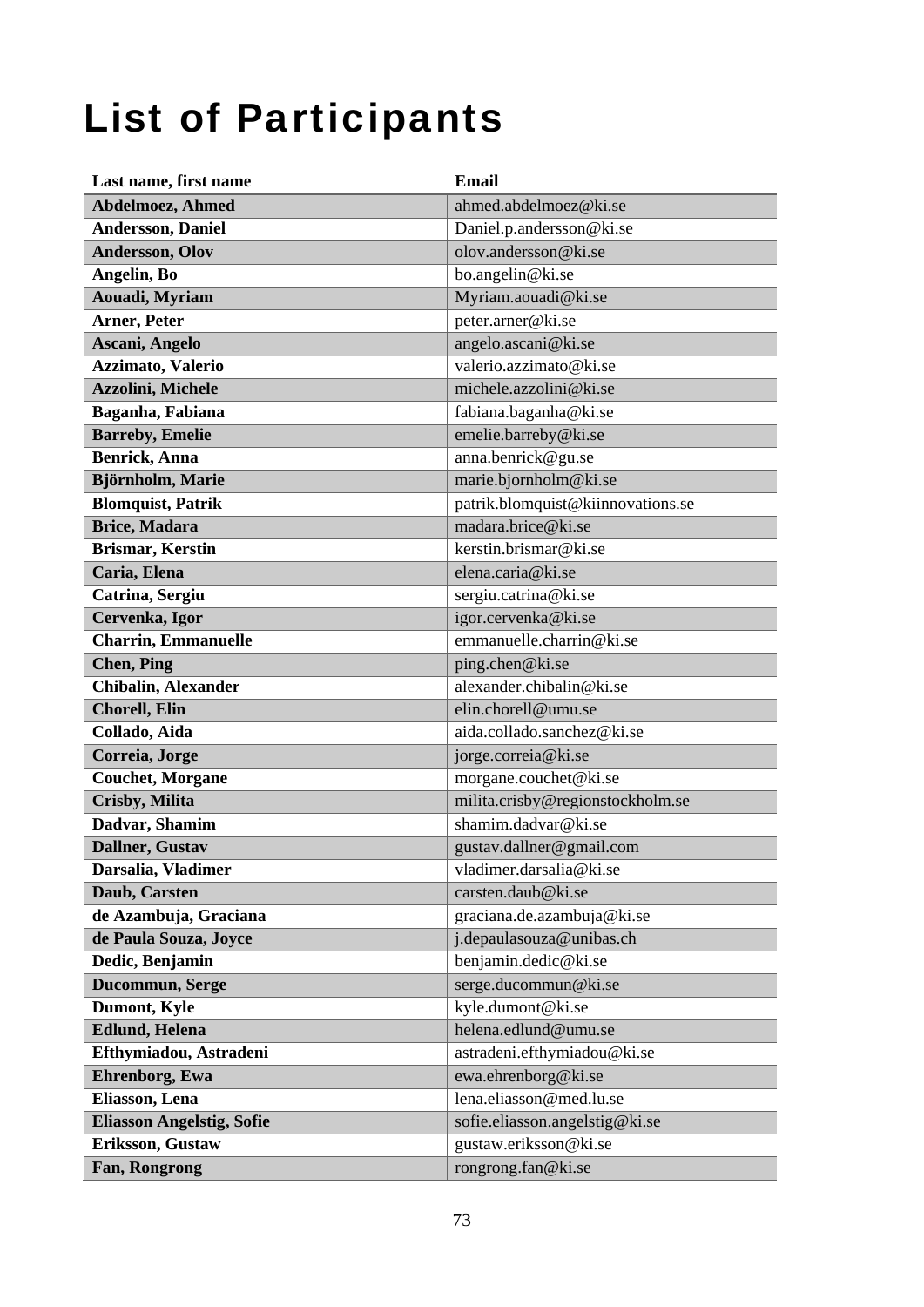# List of Participants

| Last name, first name | Email |
|---|---|
| **Abdelmoez, Ahmed** | ahmed.abdelmoez@ki.se |
| **Andersson, Daniel** | Daniel.p.andersson@ki.se |
| **Andersson, Olov** | olov.andersson@ki.se |
| **Angelin, Bo** | bo.angelin@ki.se |
| **Aouadi, Myriam** | Myriam.aouadi@ki.se |
| **Arner, Peter** | peter.arner@ki.se |
| **Ascani, Angelo** | angelo.ascani@ki.se |
| **Azzimato, Valerio** | valerio.azzimato@ki.se |
| **Azzolini, Michele** | michele.azzolini@ki.se |
| **Baganha, Fabiana** | fabiana.baganha@ki.se |
| **Barreby, Emelie** | emelie.barreby@ki.se |
| **Benrick, Anna** | anna.benrick@gu.se |
| **Björnholm, Marie** | marie.bjornholm@ki.se |
| **Blomquist, Patrik** | patrik.blomquist@kiinnovations.se |
| **Brice, Madara** | madara.brice@ki.se |
| **Brismar, Kerstin** | kerstin.brismar@ki.se |
| **Caria, Elena** | elena.caria@ki.se |
| **Catrina, Sergiu** | sergiu.catrina@ki.se |
| **Cervenka, Igor** | igor.cervenka@ki.se |
| **Charrin, Emmanuelle** | emmanuelle.charrin@ki.se |
| **Chen, Ping** | ping.chen@ki.se |
| **Chibalin, Alexander** | alexander.chibalin@ki.se |
| **Chorell, Elin** | elin.chorell@umu.se |
| **Collado, Aida** | aida.collado.sanchez@ki.se |
| **Correia, Jorge** | jorge.correia@ki.se |
| **Couchet, Morgane** | morgane.couchet@ki.se |
| **Crisby, Milita** | milita.crisby@regionstockholm.se |
| **Dadvar, Shamim** | shamim.dadvar@ki.se |
| **Dallner, Gustav** | gustav.dallner@gmail.com |
| **Darsalia, Vladimer** | vladimer.darsalia@ki.se |
| **Daub, Carsten** | carsten.daub@ki.se |
| **de Azambuja, Graciana** | graciana.de.azambuja@ki.se |
| **de Paula Souza, Joyce** | j.depaulasouza@unibas.ch |
| **Dedic, Benjamin** | benjamin.dedic@ki.se |
| **Ducommun, Serge** | serge.ducommun@ki.se |
| **Dumont, Kyle** | kyle.dumont@ki.se |
| **Edlund, Helena** | helena.edlund@umu.se |
| **Efthymiadou, Astradeni** | astradeni.efthymiadou@ki.se |
| **Ehrenborg, Ewa** | ewa.ehrenborg@ki.se |
| **Eliasson, Lena** | lena.eliasson@med.lu.se |
| **Eliasson Angelstig, Sofie** | sofie.eliasson.angelstig@ki.se |
| **Eriksson, Gustaw** | gustaw.eriksson@ki.se |
| **Fan, Rongrong** | rongrong.fan@ki.se |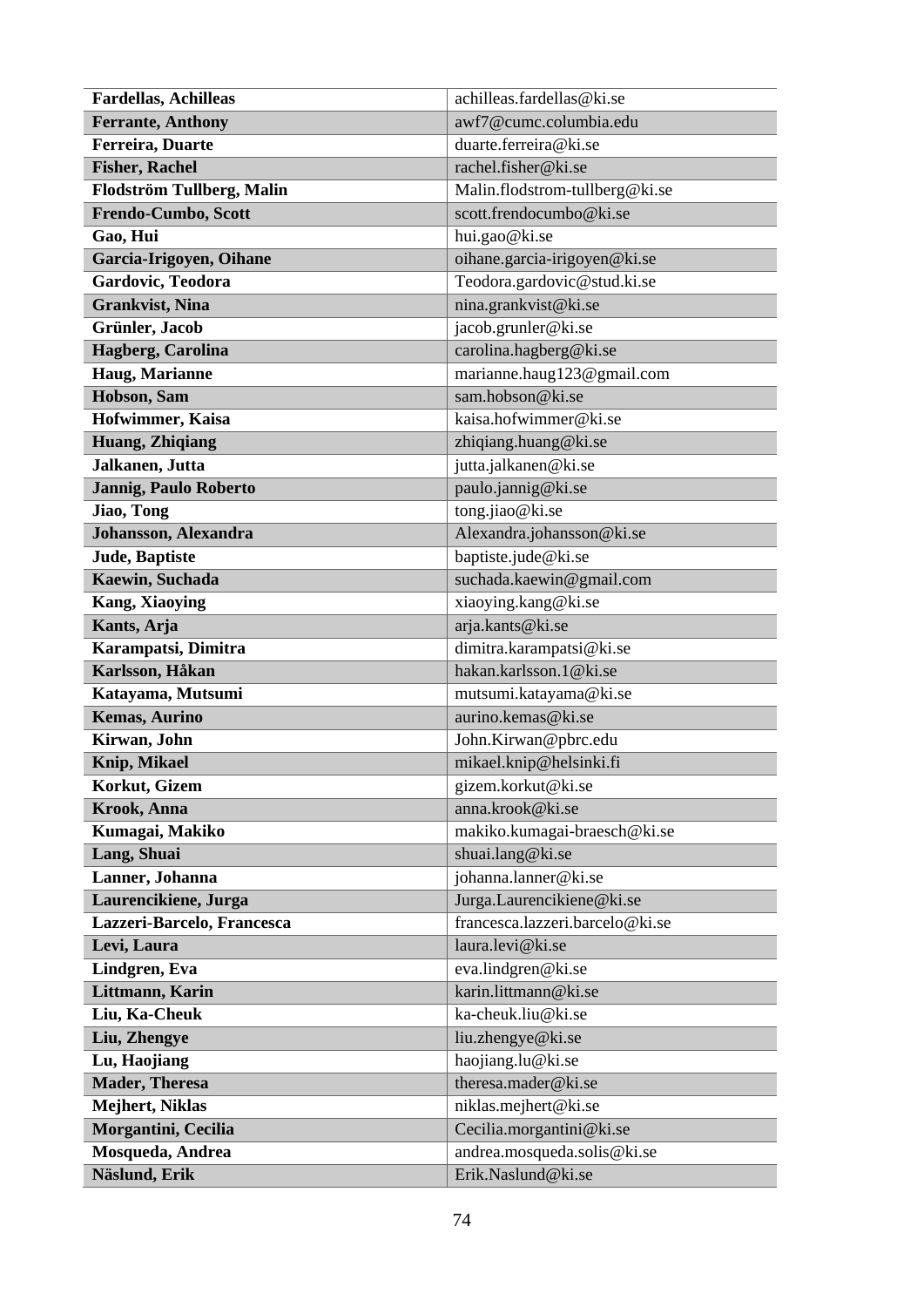| **Fardellas, Achilleas** | achilleas.fardellas@ki.se |
|---|---|
| **Ferrante, Anthony** | awf7@cumc.columbia.edu |
| **Ferreira, Duarte** | duarte.ferreira@ki.se |
| **Fisher, Rachel** | rachel.fisher@ki.se |
| **Flodström Tullberg, Malin** | Malin.flodstrom-tullberg@ki.se |
| **Frendo-Cumbo, Scott** | scott.frendocumbo@ki.se |
| **Gao, Hui** | hui.gao@ki.se |
| **Garcia-Irigoyen, Oihane** | oihane.garcia-irigoyen@ki.se |
| **Gardovic, Teodora** | Teodora.gardovic@stud.ki.se |
| **Grankvist, Nina** | nina.grankvist@ki.se |
| **Grünler, Jacob** | jacob.grunler@ki.se |
| **Hagberg, Carolina** | carolina.hagberg@ki.se |
| **Haug, Marianne** | marianne.haug123@gmail.com |
| **Hobson, Sam** | sam.hobson@ki.se |
| **Hofwimmer, Kaisa** | kaisa.hofwimmer@ki.se |
| **Huang, Zhiqiang** | zhiqiang.huang@ki.se |
| **Jalkanen, Jutta** | jutta.jalkanen@ki.se |
| **Jannig, Paulo Roberto** | paulo.jannig@ki.se |
| **Jiao, Tong** | tong.jiao@ki.se |
| **Johansson, Alexandra** | Alexandra.johansson@ki.se |
| **Jude, Baptiste** | baptiste.jude@ki.se |
| **Kaewin, Suchada** | suchada.kaewin@gmail.com |
| **Kang, Xiaoying** | xiaoying.kang@ki.se |
| **Kants, Arja** | arja.kants@ki.se |
| **Karampatsi, Dimitra** | dimitra.karampatsi@ki.se |
| **Karlsson, Håkan** | hakan.karlsson.1@ki.se |
| **Katayama, Mutsumi** | mutsumi.katayama@ki.se |
| **Kemas, Aurino** | aurino.kemas@ki.se |
| **Kirwan, John** | John.Kirwan@pbrc.edu |
| **Knip, Mikael** | mikael.knip@helsinki.fi |
| **Korkut, Gizem** | gizem.korkut@ki.se |
| **Krook, Anna** | anna.krook@ki.se |
| **Kumagai, Makiko** | makiko.kumagai-braesch@ki.se |
| **Lang, Shuai** | shuai.lang@ki.se |
| **Lanner, Johanna** | johanna.lanner@ki.se |
| **Laurencikiene, Jurga** | Jurga.Laurencikiene@ki.se |
| **Lazzeri-Barcelo, Francesca** | francesca.lazzeri.barcelo@ki.se |
| **Levi, Laura** | laura.levi@ki.se |
| **Lindgren, Eva** | eva.lindgren@ki.se |
| **Littmann, Karin** | karin.littmann@ki.se |
| **Liu, Ka-Cheuk** | ka-cheuk.liu@ki.se |
| **Liu, Zhengye** | liu.zhengye@ki.se |
| **Lu, Haojiang** | haojiang.lu@ki.se |
| **Mader, Theresa** | theresa.mader@ki.se |
| **Mejhert, Niklas** | niklas.mejhert@ki.se |
| **Morgantini, Cecilia** | Cecilia.morgantini@ki.se |
| **Mosqueda, Andrea** | andrea.mosqueda.solis@ki.se |
| **Näslund, Erik** | Erik.Naslund@ki.se |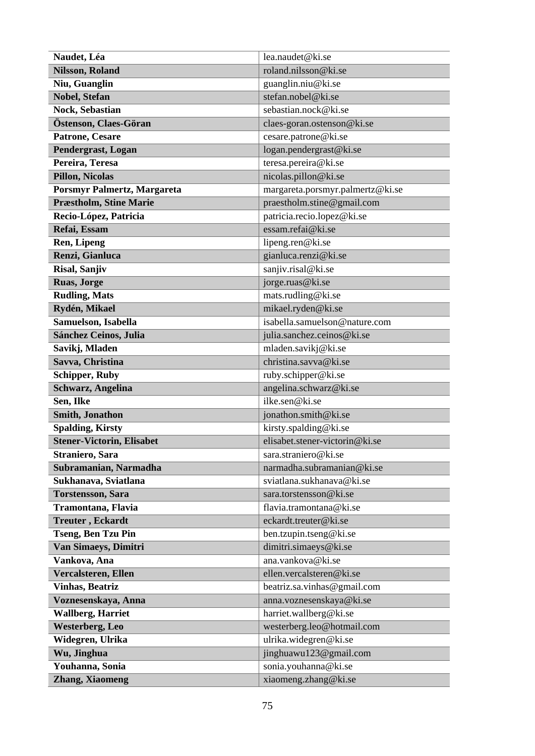| Name | Email |
|---|---|
| **Naudet, Léa** | lea.naudet@ki.se |
| **Nilsson, Roland** | roland.nilsson@ki.se |
| **Niu, Guanglin** | guanglin.niu@ki.se |
| **Nobel, Stefan** | stefan.nobel@ki.se |
| **Nock, Sebastian** | sebastian.nock@ki.se |
| **Östenson, Claes-Göran** | claes-goran.ostenson@ki.se |
| **Patrone, Cesare** | cesare.patrone@ki.se |
| **Pendergrast, Logan** | logan.pendergrast@ki.se |
| **Pereira, Teresa** | teresa.pereira@ki.se |
| **Pillon, Nicolas** | nicolas.pillon@ki.se |
| **Porsmyr Palmertz, Margareta** | margareta.porsmyr.palmertz@ki.se |
| **Præstholm, Stine Marie** | praestholm.stine@gmail.com |
| **Recio-López, Patricia** | patricia.recio.lopez@ki.se |
| **Refai, Essam** | essam.refai@ki.se |
| **Ren, Lipeng** | lipeng.ren@ki.se |
| **Renzi, Gianluca** | gianluca.renzi@ki.se |
| **Risal, Sanjiv** | sanjiv.risal@ki.se |
| **Ruas, Jorge** | jorge.ruas@ki.se |
| **Rudling, Mats** | mats.rudling@ki.se |
| **Rydén, Mikael** | mikael.ryden@ki.se |
| **Samuelson, Isabella** | isabella.samuelson@nature.com |
| **Sánchez Ceinos, Julia** | julia.sanchez.ceinos@ki.se |
| **Savikj, Mladen** | mladen.savikj@ki.se |
| **Savva, Christina** | christina.savva@ki.se |
| **Schipper, Ruby** | ruby.schipper@ki.se |
| **Schwarz, Angelina** | angelina.schwarz@ki.se |
| **Sen, Ilke** | ilke.sen@ki.se |
| **Smith, Jonathon** | jonathon.smith@ki.se |
| **Spalding, Kirsty** | kirsty.spalding@ki.se |
| **Stener-Victorin, Elisabet** | elisabet.stener-victorin@ki.se |
| **Straniero, Sara** | sara.straniero@ki.se |
| **Subramanian, Narmadha** | narmadha.subramanian@ki.se |
| **Sukhanava, Sviatlana** | sviatlana.sukhanava@ki.se |
| **Torstensson, Sara** | sara.torstensson@ki.se |
| **Tramontana, Flavia** | flavia.tramontana@ki.se |
| **Treuter , Eckardt** | eckardt.treuter@ki.se |
| **Tseng, Ben Tzu Pin** | ben.tzupin.tseng@ki.se |
| **Van Simaeys, Dimitri** | dimitri.simaeys@ki.se |
| **Vankova, Ana** | ana.vankova@ki.se |
| **Vercalsteren, Ellen** | ellen.vercalsteren@ki.se |
| **Vinhas, Beatriz** | beatriz.sa.vinhas@gmail.com |
| **Voznesenskaya, Anna** | anna.voznesenskaya@ki.se |
| **Wallberg, Harriet** | harriet.wallberg@ki.se |
| **Westerberg, Leo** | westerberg.leo@hotmail.com |
| **Widegren, Ulrika** | ulrika.widegren@ki.se |
| **Wu, Jinghua** | jinghuawu123@gmail.com |
| **Youhanna, Sonia** | sonia.youhanna@ki.se |
| **Zhang, Xiaomeng** | xiaomeng.zhang@ki.se |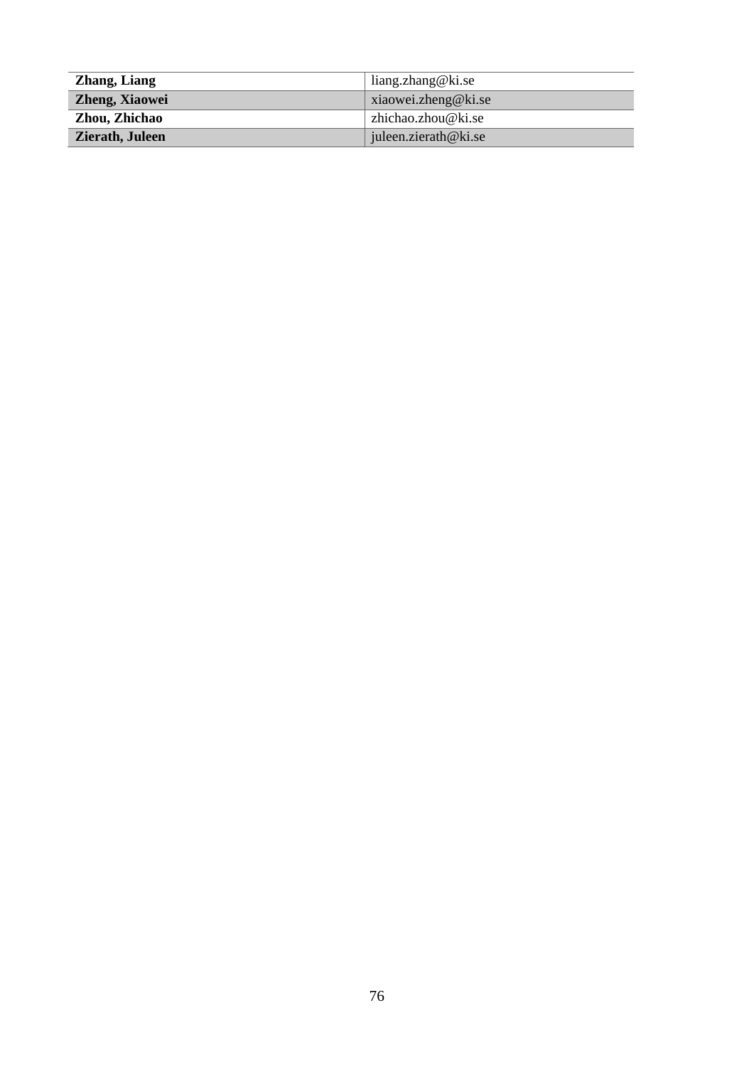| | |
|---|---|
| **Zhang, Liang** | liang.zhang@ki.se |
| **Zheng, Xiaowei** | xiaowei.zheng@ki.se |
| **Zhou, Zhichao** | zhichao.zhou@ki.se |
| **Zierath, Juleen** | juleen.zierath@ki.se |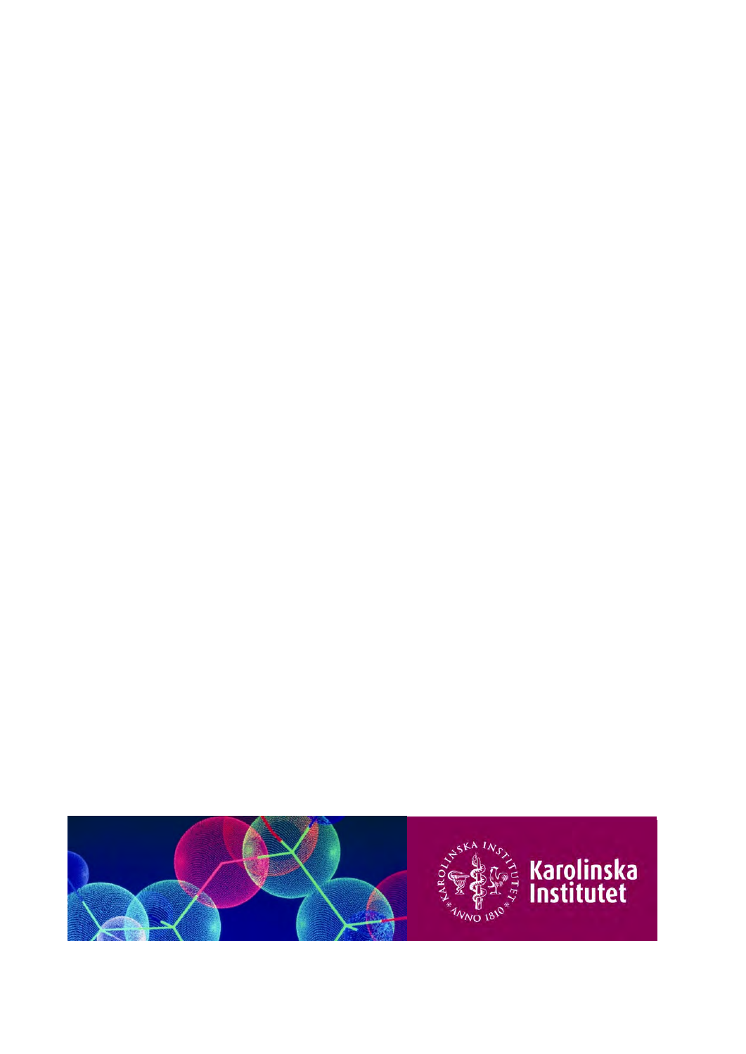Karolinska Institutet